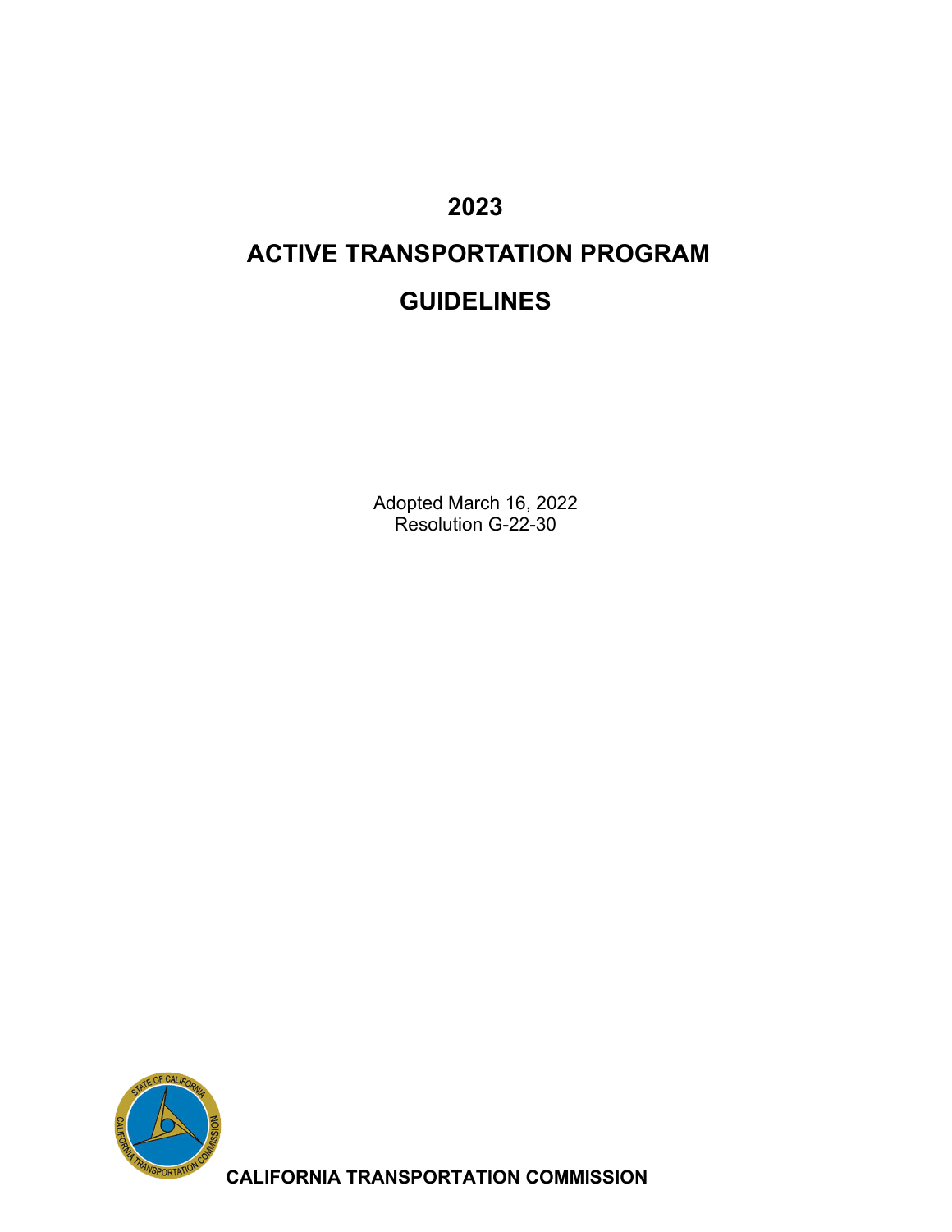# 2023

# ACTIVE TRANSPORTATION PROGRAM

# GUIDELINES

Adopted March 16, 2022
Resolution G-22-30

**CALIFORNIA TRANSPORTATION COMMISSION**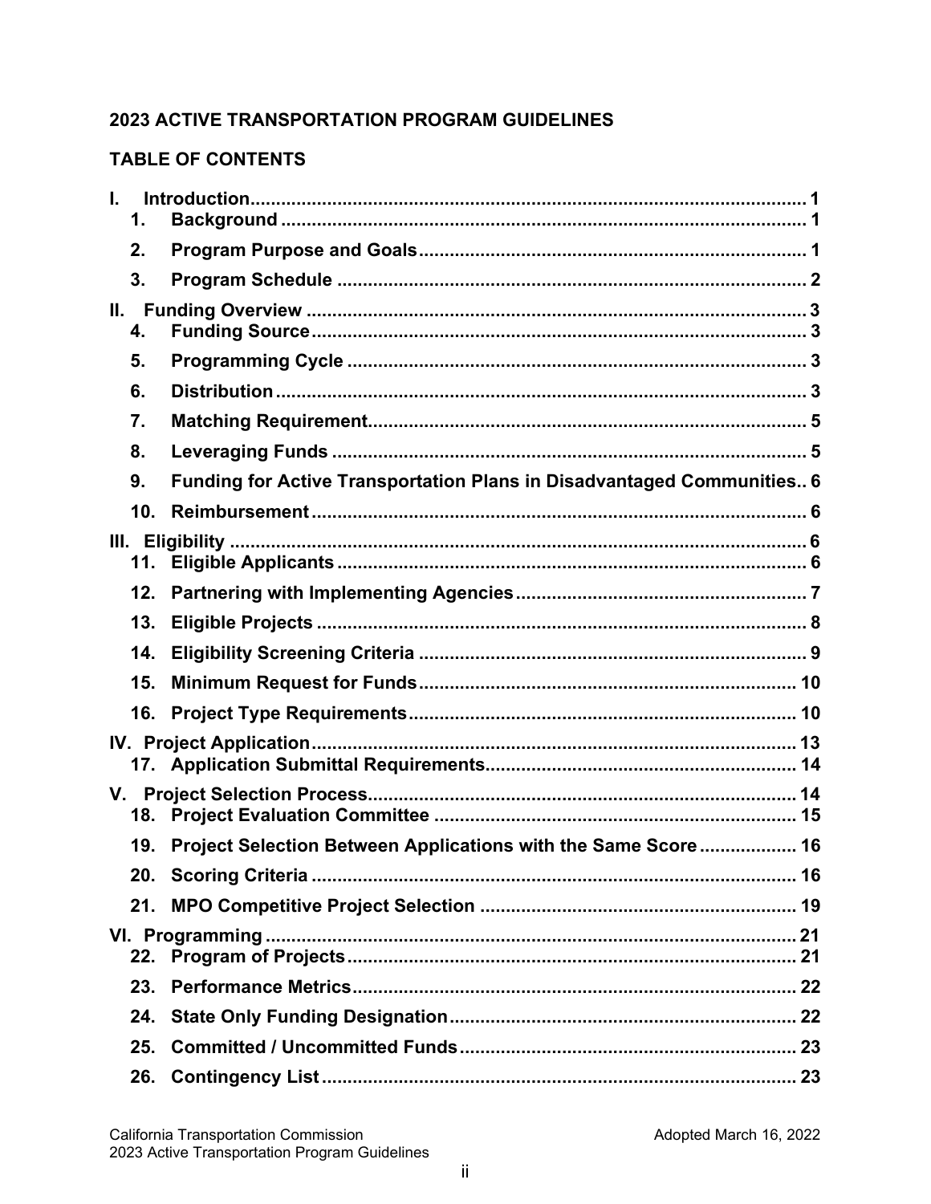**2023 ACTIVE TRANSPORTATION PROGRAM GUIDELINES**

**TABLE OF CONTENTS**

**I. Introduction** .......... 1
- **1. Background** .......... 1
- **2. Program Purpose and Goals** .......... 1
- **3. Program Schedule** .......... 2

**II. Funding Overview** .......... 3
- **4. Funding Source** .......... 3
- **5. Programming Cycle** .......... 3
- **6. Distribution** .......... 3
- **7. Matching Requirement** .......... 5
- **8. Leveraging Funds** .......... 5
- **9. Funding for Active Transportation Plans in Disadvantaged Communities** .......... 6
- **10. Reimbursement** .......... 6

**III. Eligibility** .......... 6
- **11. Eligible Applicants** .......... 6
- **12. Partnering with Implementing Agencies** .......... 7
- **13. Eligible Projects** .......... 8
- **14. Eligibility Screening Criteria** .......... 9
- **15. Minimum Request for Funds** .......... 10
- **16. Project Type Requirements** .......... 10

**IV. Project Application** .......... 13
- **17. Application Submittal Requirements** .......... 14

**V. Project Selection Process** .......... 14
- **18. Project Evaluation Committee** .......... 15
- **19. Project Selection Between Applications with the Same Score** .......... 16
- **20. Scoring Criteria** .......... 16
- **21. MPO Competitive Project Selection** .......... 19

**VI. Programming** .......... 21
- **22. Program of Projects** .......... 21
- **23. Performance Metrics** .......... 22
- **24. State Only Funding Designation** .......... 22
- **25. Committed / Uncommitted Funds** .......... 23
- **26. Contingency List** .......... 23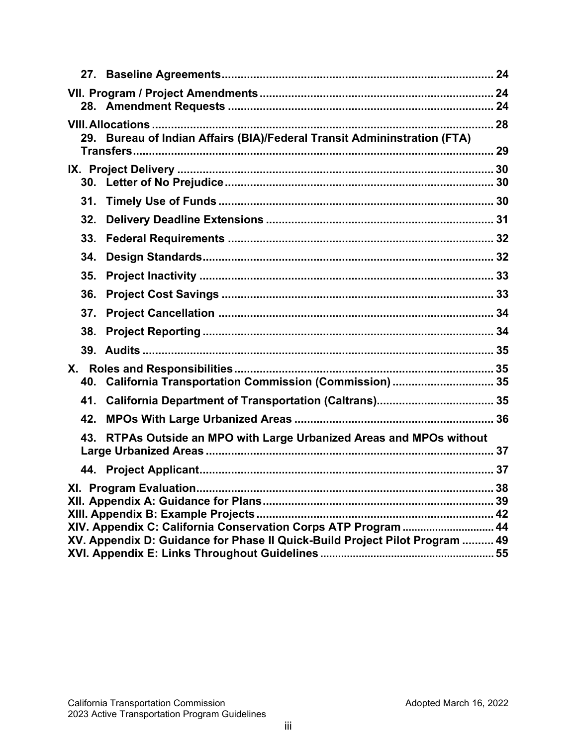27. **Baseline Agreements** ..................................................................................... 24

**VII. Program / Project Amendments** ......................................................................... 24

28. **Amendment Requests** ................................................................................... 24

**VIII. Allocations** ........................................................................................................... 28

29. **Bureau of Indian Affairs (BIA)/Federal Transit Admininstration (FTA) Transfers** ................................................................................................................. 29

**IX. Project Delivery** ..................................................................................................... 30

30. **Letter of No Prejudice** .................................................................................... 30

31. **Timely Use of Funds** ....................................................................................... 30

32. **Delivery Deadline Extensions** ....................................................................... 31

33. **Federal Requirements** ................................................................................... 32

34. **Design Standards** ........................................................................................... 32

35. **Project Inactivity** ............................................................................................ 33

36. **Project Cost Savings** ..................................................................................... 33

37. **Project Cancellation** ...................................................................................... 34

38. **Project Reporting** ........................................................................................... 34

39. **Audits** ............................................................................................................... 35

**X. Roles and Responsibilities** ................................................................................... 35

40. **California Transportation Commission (Commission)** ................................ 35

41. **California Department of Transportation (Caltrans)** ..................................... 35

42. **MPOs With Large Urbanized Areas** ............................................................... 36

43. **RTPAs Outside an MPO with Large Urbanized Areas and MPOs without Large Urbanized Areas** ............................................................................................ 37

44. **Project Applicant** ............................................................................................. 37

**XI. Program Evaluation** ............................................................................................. 38

**XII. Appendix A: Guidance for Plans** ......................................................................... 39

**XIII. Appendix B: Example Projects** ........................................................................... 42

**XIV. Appendix C: California Conservation Corps ATP Program** .............................. 44

**XV. Appendix D: Guidance for Phase II Quick-Build Project Pilot Program** .......... 49

**XVI. Appendix E: Links Throughout Guidelines** ......................................................... 55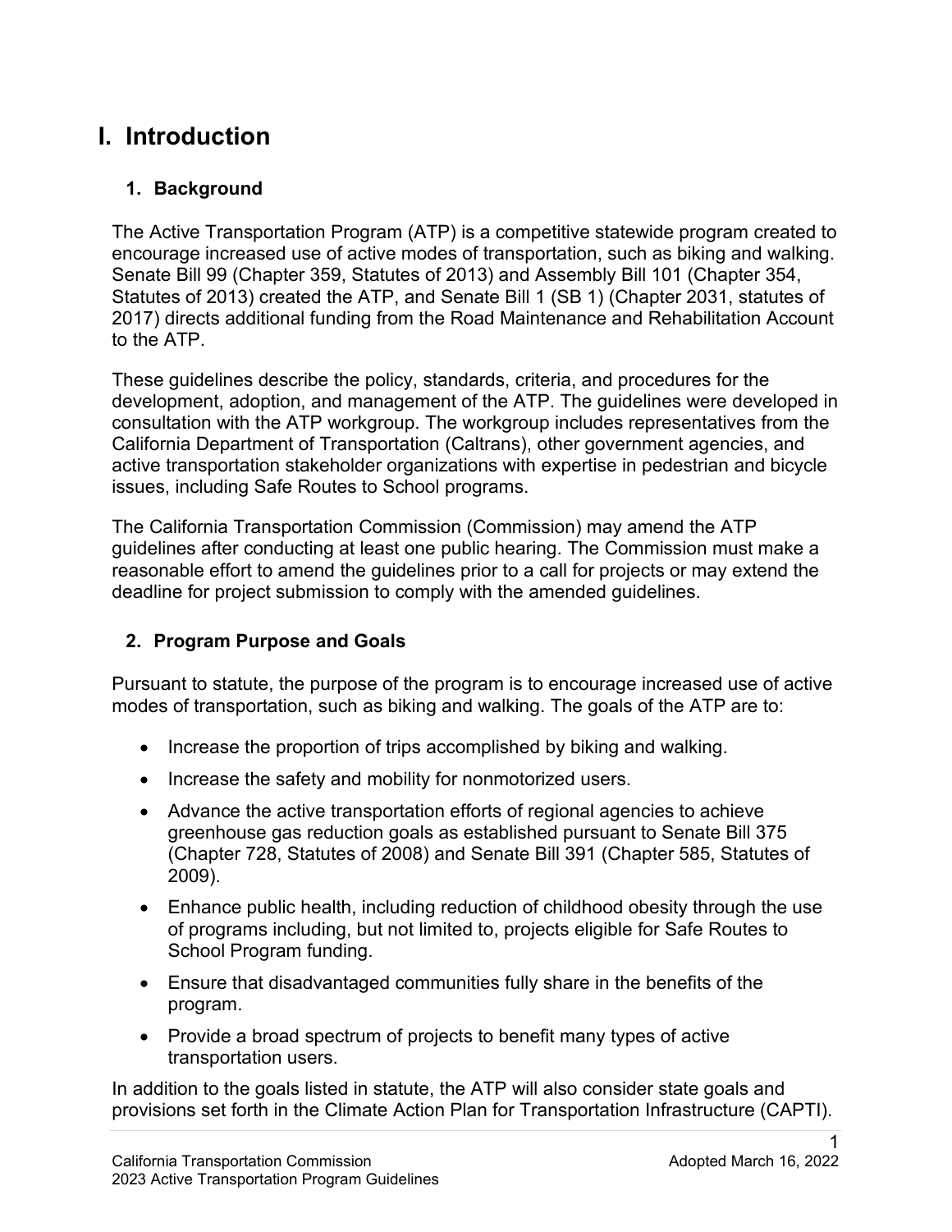# I. Introduction

## 1. Background

The Active Transportation Program (ATP) is a competitive statewide program created to encourage increased use of active modes of transportation, such as biking and walking. Senate Bill 99 (Chapter 359, Statutes of 2013) and Assembly Bill 101 (Chapter 354, Statutes of 2013) created the ATP, and Senate Bill 1 (SB 1) (Chapter 2031, statutes of 2017) directs additional funding from the Road Maintenance and Rehabilitation Account to the ATP.

These guidelines describe the policy, standards, criteria, and procedures for the development, adoption, and management of the ATP. The guidelines were developed in consultation with the ATP workgroup. The workgroup includes representatives from the California Department of Transportation (Caltrans), other government agencies, and active transportation stakeholder organizations with expertise in pedestrian and bicycle issues, including Safe Routes to School programs.

The California Transportation Commission (Commission) may amend the ATP guidelines after conducting at least one public hearing. The Commission must make a reasonable effort to amend the guidelines prior to a call for projects or may extend the deadline for project submission to comply with the amended guidelines.

## 2. Program Purpose and Goals

Pursuant to statute, the purpose of the program is to encourage increased use of active modes of transportation, such as biking and walking. The goals of the ATP are to:

- Increase the proportion of trips accomplished by biking and walking.
- Increase the safety and mobility for nonmotorized users.
- Advance the active transportation efforts of regional agencies to achieve greenhouse gas reduction goals as established pursuant to Senate Bill 375 (Chapter 728, Statutes of 2008) and Senate Bill 391 (Chapter 585, Statutes of 2009).
- Enhance public health, including reduction of childhood obesity through the use of programs including, but not limited to, projects eligible for Safe Routes to School Program funding.
- Ensure that disadvantaged communities fully share in the benefits of the program.
- Provide a broad spectrum of projects to benefit many types of active transportation users.

In addition to the goals listed in statute, the ATP will also consider state goals and provisions set forth in the Climate Action Plan for Transportation Infrastructure (CAPTI).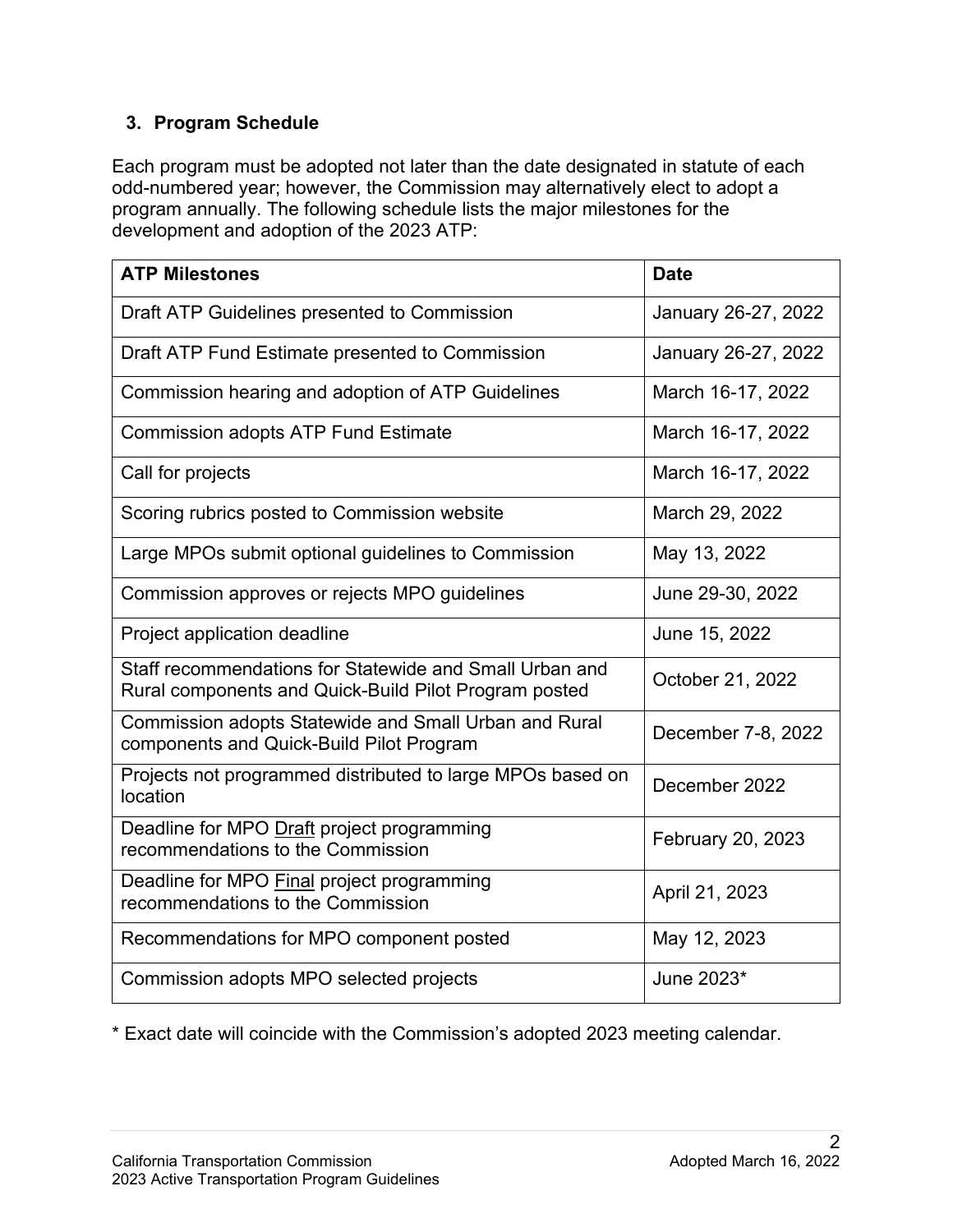### 3. Program Schedule

Each program must be adopted not later than the date designated in statute of each odd-numbered year; however, the Commission may alternatively elect to adopt a program annually. The following schedule lists the major milestones for the development and adoption of the 2023 ATP:

| ATP Milestones | Date |
|---|---|
| Draft ATP Guidelines presented to Commission | January 26-27, 2022 |
| Draft ATP Fund Estimate presented to Commission | January 26-27, 2022 |
| Commission hearing and adoption of ATP Guidelines | March 16-17, 2022 |
| Commission adopts ATP Fund Estimate | March 16-17, 2022 |
| Call for projects | March 16-17, 2022 |
| Scoring rubrics posted to Commission website | March 29, 2022 |
| Large MPOs submit optional guidelines to Commission | May 13, 2022 |
| Commission approves or rejects MPO guidelines | June 29-30, 2022 |
| Project application deadline | June 15, 2022 |
| Staff recommendations for Statewide and Small Urban and Rural components and Quick-Build Pilot Program posted | October 21, 2022 |
| Commission adopts Statewide and Small Urban and Rural components and Quick-Build Pilot Program | December 7-8, 2022 |
| Projects not programmed distributed to large MPOs based on location | December 2022 |
| Deadline for MPO Draft project programming recommendations to the Commission | February 20, 2023 |
| Deadline for MPO Final project programming recommendations to the Commission | April 21, 2023 |
| Recommendations for MPO component posted | May 12, 2023 |
| Commission adopts MPO selected projects | June 2023* |

\* Exact date will coincide with the Commission's adopted 2023 meeting calendar.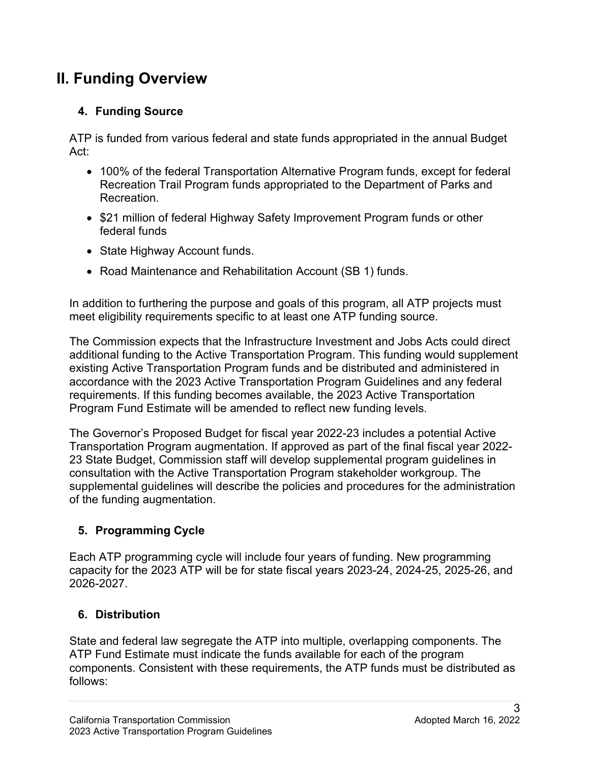# II. Funding Overview

## 4. Funding Source

ATP is funded from various federal and state funds appropriated in the annual Budget Act:

- 100% of the federal Transportation Alternative Program funds, except for federal Recreation Trail Program funds appropriated to the Department of Parks and Recreation.
- $21 million of federal Highway Safety Improvement Program funds or other federal funds
- State Highway Account funds.
- Road Maintenance and Rehabilitation Account (SB 1) funds.

In addition to furthering the purpose and goals of this program, all ATP projects must meet eligibility requirements specific to at least one ATP funding source.

The Commission expects that the Infrastructure Investment and Jobs Acts could direct additional funding to the Active Transportation Program. This funding would supplement existing Active Transportation Program funds and be distributed and administered in accordance with the 2023 Active Transportation Program Guidelines and any federal requirements. If this funding becomes available, the 2023 Active Transportation Program Fund Estimate will be amended to reflect new funding levels.

The Governor's Proposed Budget for fiscal year 2022-23 includes a potential Active Transportation Program augmentation. If approved as part of the final fiscal year 2022-23 State Budget, Commission staff will develop supplemental program guidelines in consultation with the Active Transportation Program stakeholder workgroup. The supplemental guidelines will describe the policies and procedures for the administration of the funding augmentation.

## 5. Programming Cycle

Each ATP programming cycle will include four years of funding. New programming capacity for the 2023 ATP will be for state fiscal years 2023-24, 2024-25, 2025-26, and 2026-2027.

## 6. Distribution

State and federal law segregate the ATP into multiple, overlapping components. The ATP Fund Estimate must indicate the funds available for each of the program components. Consistent with these requirements, the ATP funds must be distributed as follows: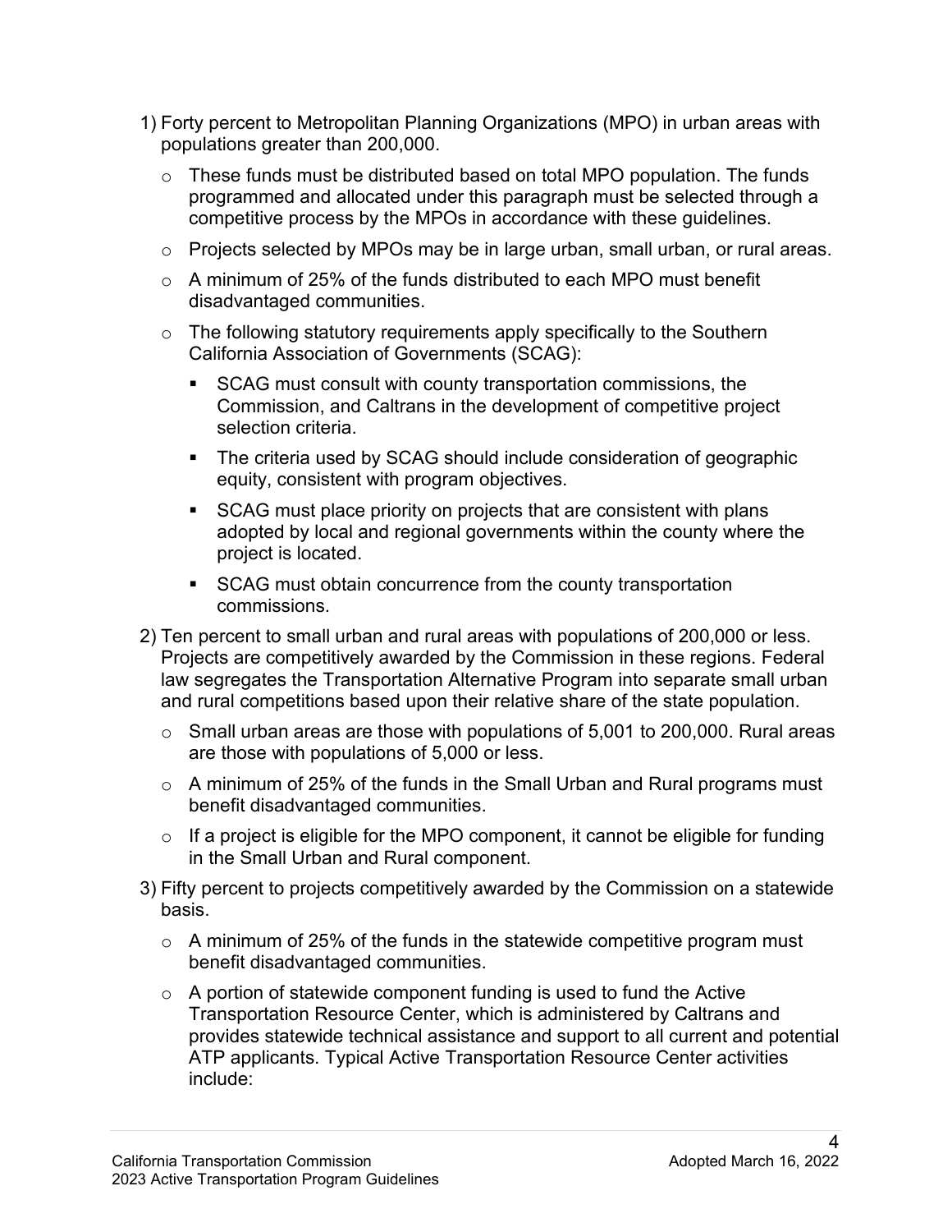1) Forty percent to Metropolitan Planning Organizations (MPO) in urban areas with populations greater than 200,000.
   - These funds must be distributed based on total MPO population. The funds programmed and allocated under this paragraph must be selected through a competitive process by the MPOs in accordance with these guidelines.
   - Projects selected by MPOs may be in large urban, small urban, or rural areas.
   - A minimum of 25% of the funds distributed to each MPO must benefit disadvantaged communities.
   - The following statutory requirements apply specifically to the Southern California Association of Governments (SCAG):
     - SCAG must consult with county transportation commissions, the Commission, and Caltrans in the development of competitive project selection criteria.
     - The criteria used by SCAG should include consideration of geographic equity, consistent with program objectives.
     - SCAG must place priority on projects that are consistent with plans adopted by local and regional governments within the county where the project is located.
     - SCAG must obtain concurrence from the county transportation commissions.
2) Ten percent to small urban and rural areas with populations of 200,000 or less. Projects are competitively awarded by the Commission in these regions. Federal law segregates the Transportation Alternative Program into separate small urban and rural competitions based upon their relative share of the state population.
   - Small urban areas are those with populations of 5,001 to 200,000. Rural areas are those with populations of 5,000 or less.
   - A minimum of 25% of the funds in the Small Urban and Rural programs must benefit disadvantaged communities.
   - If a project is eligible for the MPO component, it cannot be eligible for funding in the Small Urban and Rural component.
3) Fifty percent to projects competitively awarded by the Commission on a statewide basis.
   - A minimum of 25% of the funds in the statewide competitive program must benefit disadvantaged communities.
   - A portion of statewide component funding is used to fund the Active Transportation Resource Center, which is administered by Caltrans and provides statewide technical assistance and support to all current and potential ATP applicants. Typical Active Transportation Resource Center activities include: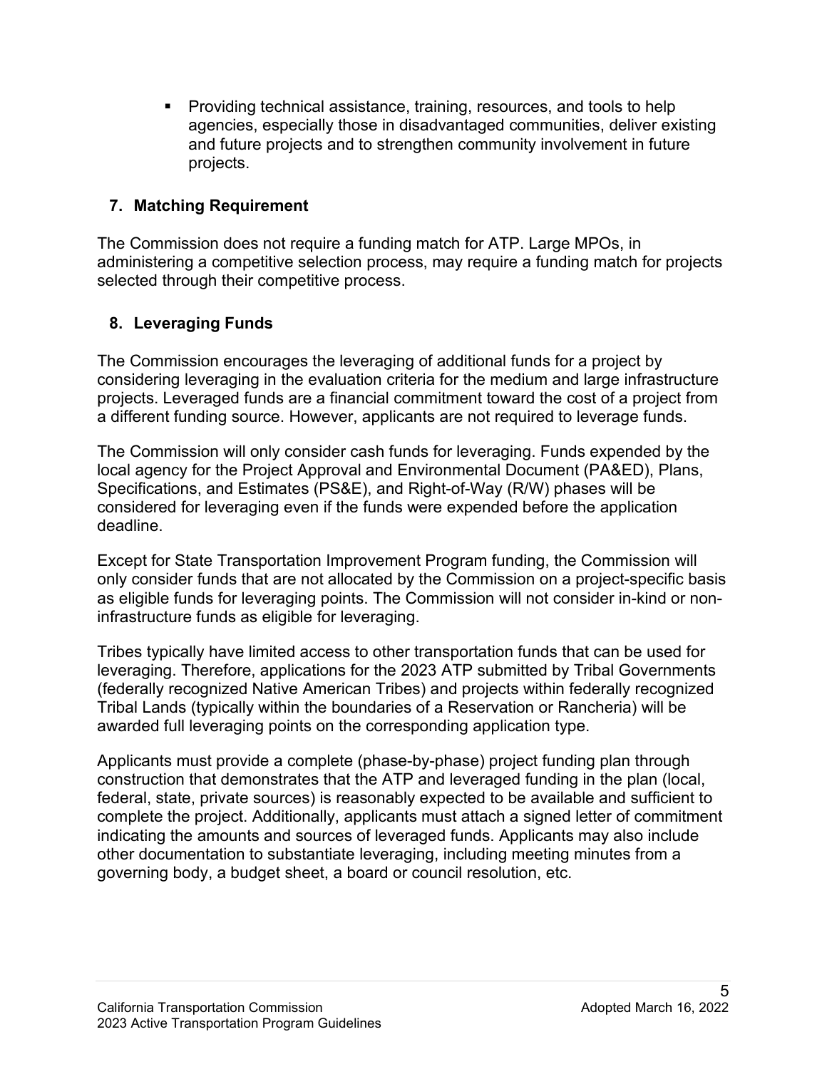- Providing technical assistance, training, resources, and tools to help agencies, especially those in disadvantaged communities, deliver existing and future projects and to strengthen community involvement in future projects.

## 7. Matching Requirement

The Commission does not require a funding match for ATP. Large MPOs, in administering a competitive selection process, may require a funding match for projects selected through their competitive process.

## 8. Leveraging Funds

The Commission encourages the leveraging of additional funds for a project by considering leveraging in the evaluation criteria for the medium and large infrastructure projects. Leveraged funds are a financial commitment toward the cost of a project from a different funding source. However, applicants are not required to leverage funds.

The Commission will only consider cash funds for leveraging. Funds expended by the local agency for the Project Approval and Environmental Document (PA&ED), Plans, Specifications, and Estimates (PS&E), and Right-of-Way (R/W) phases will be considered for leveraging even if the funds were expended before the application deadline.

Except for State Transportation Improvement Program funding, the Commission will only consider funds that are not allocated by the Commission on a project-specific basis as eligible funds for leveraging points. The Commission will not consider in-kind or non-infrastructure funds as eligible for leveraging.

Tribes typically have limited access to other transportation funds that can be used for leveraging. Therefore, applications for the 2023 ATP submitted by Tribal Governments (federally recognized Native American Tribes) and projects within federally recognized Tribal Lands (typically within the boundaries of a Reservation or Rancheria) will be awarded full leveraging points on the corresponding application type.

Applicants must provide a complete (phase-by-phase) project funding plan through construction that demonstrates that the ATP and leveraged funding in the plan (local, federal, state, private sources) is reasonably expected to be available and sufficient to complete the project. Additionally, applicants must attach a signed letter of commitment indicating the amounts and sources of leveraged funds. Applicants may also include other documentation to substantiate leveraging, including meeting minutes from a governing body, a budget sheet, a board or council resolution, etc.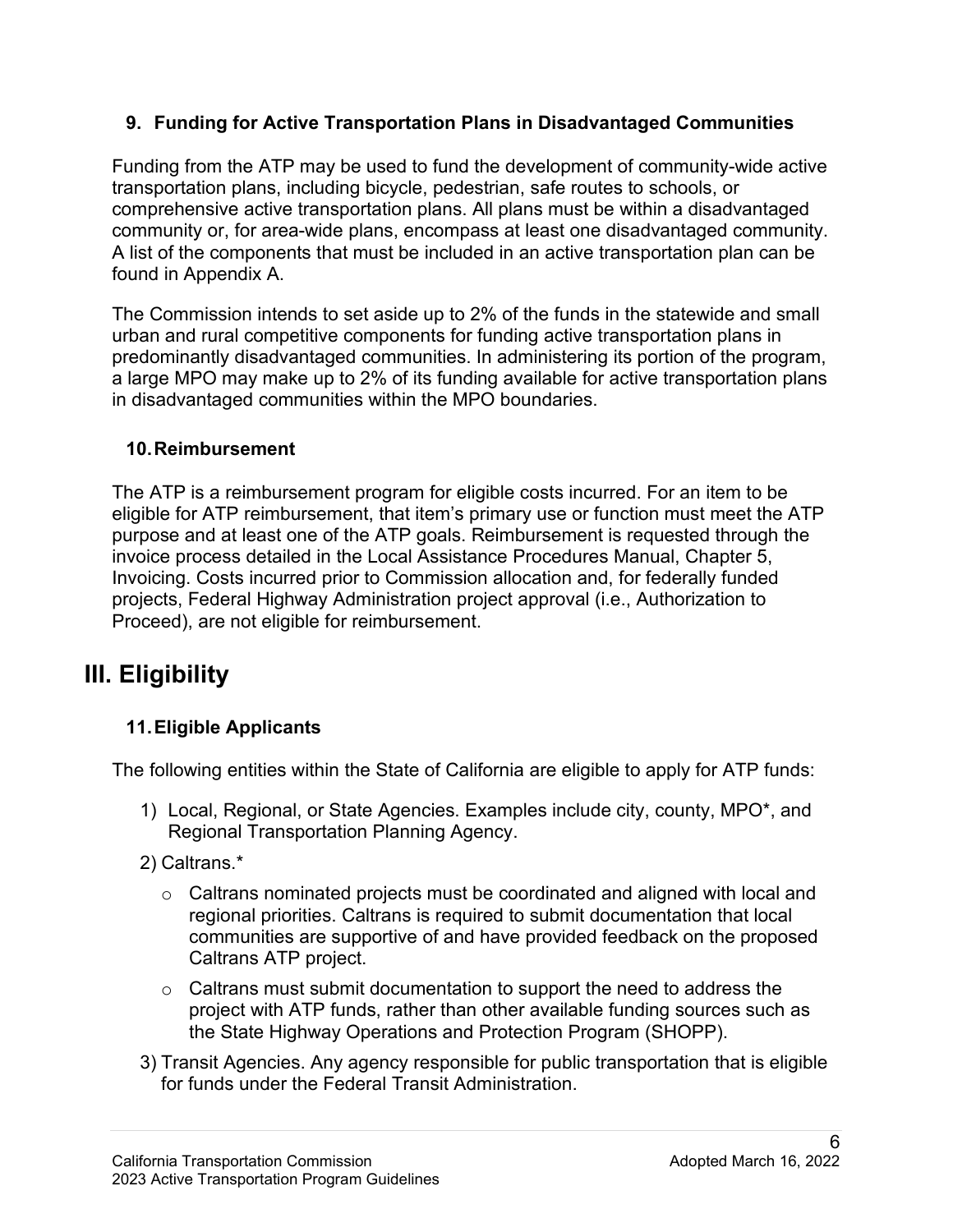### 9. Funding for Active Transportation Plans in Disadvantaged Communities

Funding from the ATP may be used to fund the development of community-wide active transportation plans, including bicycle, pedestrian, safe routes to schools, or comprehensive active transportation plans. All plans must be within a disadvantaged community or, for area-wide plans, encompass at least one disadvantaged community. A list of the components that must be included in an active transportation plan can be found in Appendix A.

The Commission intends to set aside up to 2% of the funds in the statewide and small urban and rural competitive components for funding active transportation plans in predominantly disadvantaged communities. In administering its portion of the program, a large MPO may make up to 2% of its funding available for active transportation plans in disadvantaged communities within the MPO boundaries.

### 10. Reimbursement

The ATP is a reimbursement program for eligible costs incurred. For an item to be eligible for ATP reimbursement, that item's primary use or function must meet the ATP purpose and at least one of the ATP goals. Reimbursement is requested through the invoice process detailed in the Local Assistance Procedures Manual, Chapter 5, Invoicing. Costs incurred prior to Commission allocation and, for federally funded projects, Federal Highway Administration project approval (i.e., Authorization to Proceed), are not eligible for reimbursement.

## III. Eligibility

### 11. Eligible Applicants

The following entities within the State of California are eligible to apply for ATP funds:

1) Local, Regional, or State Agencies. Examples include city, county, MPO*, and Regional Transportation Planning Agency.
2) Caltrans.*
   - Caltrans nominated projects must be coordinated and aligned with local and regional priorities. Caltrans is required to submit documentation that local communities are supportive of and have provided feedback on the proposed Caltrans ATP project.
   - Caltrans must submit documentation to support the need to address the project with ATP funds, rather than other available funding sources such as the State Highway Operations and Protection Program (SHOPP).
3) Transit Agencies. Any agency responsible for public transportation that is eligible for funds under the Federal Transit Administration.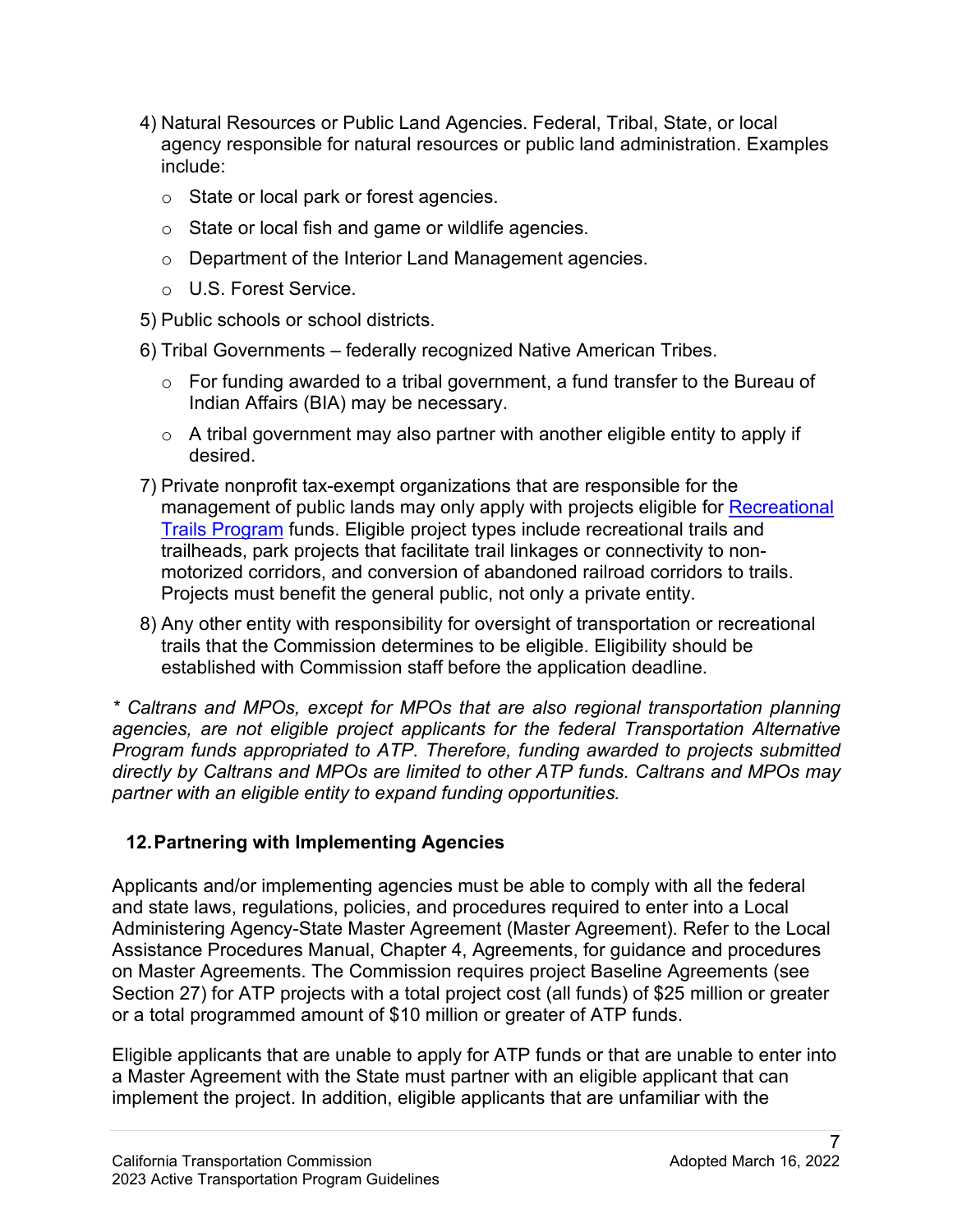4) Natural Resources or Public Land Agencies. Federal, Tribal, State, or local agency responsible for natural resources or public land administration. Examples include:
   - State or local park or forest agencies.
   - State or local fish and game or wildlife agencies.
   - Department of the Interior Land Management agencies.
   - U.S. Forest Service.
5) Public schools or school districts.
6) Tribal Governments – federally recognized Native American Tribes.
   - For funding awarded to a tribal government, a fund transfer to the Bureau of Indian Affairs (BIA) may be necessary.
   - A tribal government may also partner with another eligible entity to apply if desired.
7) Private nonprofit tax-exempt organizations that are responsible for the management of public lands may only apply with projects eligible for [Recreational Trails Program]() funds. Eligible project types include recreational trails and trailheads, park projects that facilitate trail linkages or connectivity to non-motorized corridors, and conversion of abandoned railroad corridors to trails. Projects must benefit the general public, not only a private entity.
8) Any other entity with responsibility for oversight of transportation or recreational trails that the Commission determines to be eligible. Eligibility should be established with Commission staff before the application deadline.

*\* Caltrans and MPOs, except for MPOs that are also regional transportation planning agencies, are not eligible project applicants for the federal Transportation Alternative Program funds appropriated to ATP. Therefore, funding awarded to projects submitted directly by Caltrans and MPOs are limited to other ATP funds. Caltrans and MPOs may partner with an eligible entity to expand funding opportunities.*

## 12. Partnering with Implementing Agencies

Applicants and/or implementing agencies must be able to comply with all the federal and state laws, regulations, policies, and procedures required to enter into a Local Administering Agency-State Master Agreement (Master Agreement). Refer to the Local Assistance Procedures Manual, Chapter 4, Agreements, for guidance and procedures on Master Agreements. The Commission requires project Baseline Agreements (see Section 27) for ATP projects with a total project cost (all funds) of $25 million or greater or a total programmed amount of $10 million or greater of ATP funds.

Eligible applicants that are unable to apply for ATP funds or that are unable to enter into a Master Agreement with the State must partner with an eligible applicant that can implement the project. In addition, eligible applicants that are unfamiliar with the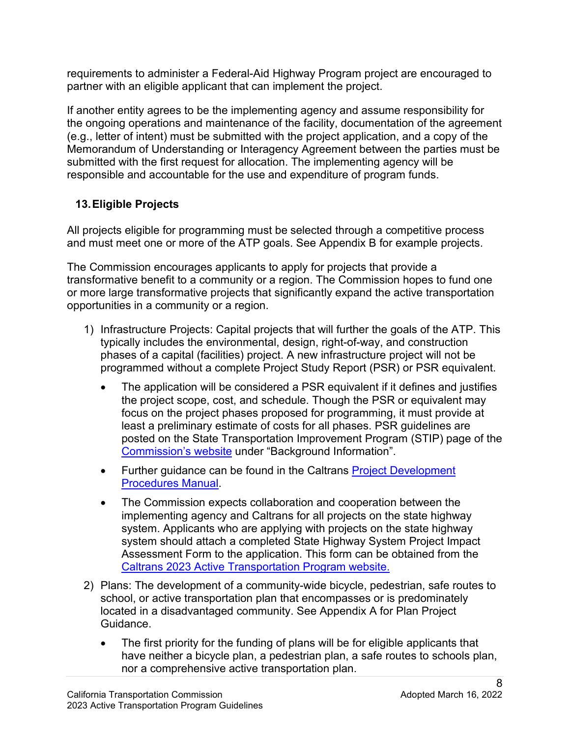requirements to administer a Federal-Aid Highway Program project are encouraged to partner with an eligible applicant that can implement the project.

If another entity agrees to be the implementing agency and assume responsibility for the ongoing operations and maintenance of the facility, documentation of the agreement (e.g., letter of intent) must be submitted with the project application, and a copy of the Memorandum of Understanding or Interagency Agreement between the parties must be submitted with the first request for allocation. The implementing agency will be responsible and accountable for the use and expenditure of program funds.

## 13. Eligible Projects

All projects eligible for programming must be selected through a competitive process and must meet one or more of the ATP goals. See Appendix B for example projects.

The Commission encourages applicants to apply for projects that provide a transformative benefit to a community or a region. The Commission hopes to fund one or more large transformative projects that significantly expand the active transportation opportunities in a community or a region.

1) Infrastructure Projects: Capital projects that will further the goals of the ATP. This typically includes the environmental, design, right-of-way, and construction phases of a capital (facilities) project. A new infrastructure project will not be programmed without a complete Project Study Report (PSR) or PSR equivalent.
   - The application will be considered a PSR equivalent if it defines and justifies the project scope, cost, and schedule. Though the PSR or equivalent may focus on the project phases proposed for programming, it must provide at least a preliminary estimate of costs for all phases. PSR guidelines are posted on the State Transportation Improvement Program (STIP) page of the Commission's website under "Background Information".
   - Further guidance can be found in the Caltrans Project Development Procedures Manual.
   - The Commission expects collaboration and cooperation between the implementing agency and Caltrans for all projects on the state highway system. Applicants who are applying with projects on the state highway system should attach a completed State Highway System Project Impact Assessment Form to the application. This form can be obtained from the Caltrans 2023 Active Transportation Program website.
2) Plans: The development of a community-wide bicycle, pedestrian, safe routes to school, or active transportation plan that encompasses or is predominately located in a disadvantaged community. See Appendix A for Plan Project Guidance.
   - The first priority for the funding of plans will be for eligible applicants that have neither a bicycle plan, a pedestrian plan, a safe routes to schools plan, nor a comprehensive active transportation plan.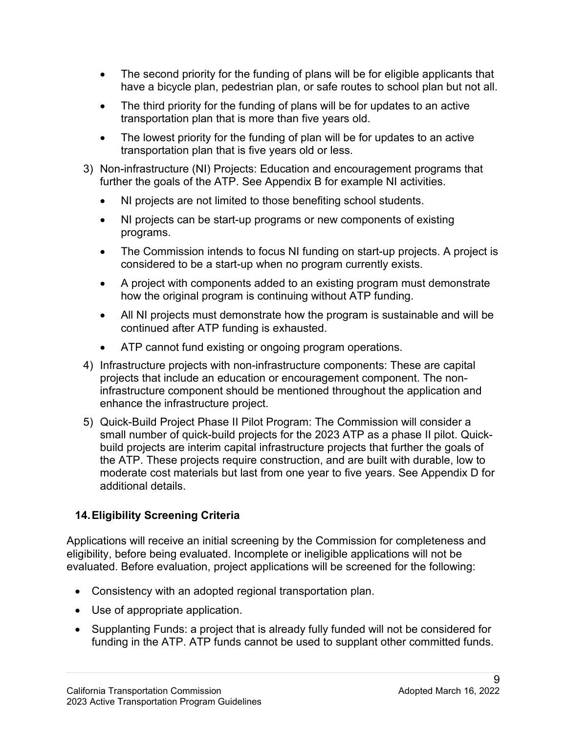- The second priority for the funding of plans will be for eligible applicants that have a bicycle plan, pedestrian plan, or safe routes to school plan but not all.
- The third priority for the funding of plans will be for updates to an active transportation plan that is more than five years old.
- The lowest priority for the funding of plan will be for updates to an active transportation plan that is five years old or less.

3) Non-infrastructure (NI) Projects: Education and encouragement programs that further the goals of the ATP. See Appendix B for example NI activities.
   - NI projects are not limited to those benefiting school students.
   - NI projects can be start-up programs or new components of existing programs.
   - The Commission intends to focus NI funding on start-up projects. A project is considered to be a start-up when no program currently exists.
   - A project with components added to an existing program must demonstrate how the original program is continuing without ATP funding.
   - All NI projects must demonstrate how the program is sustainable and will be continued after ATP funding is exhausted.
   - ATP cannot fund existing or ongoing program operations.
4) Infrastructure projects with non-infrastructure components: These are capital projects that include an education or encouragement component. The non-infrastructure component should be mentioned throughout the application and enhance the infrastructure project.
5) Quick-Build Project Phase II Pilot Program: The Commission will consider a small number of quick-build projects for the 2023 ATP as a phase II pilot. Quick-build projects are interim capital infrastructure projects that further the goals of the ATP. These projects require construction, and are built with durable, low to moderate cost materials but last from one year to five years. See Appendix D for additional details.

## 14. Eligibility Screening Criteria

Applications will receive an initial screening by the Commission for completeness and eligibility, before being evaluated. Incomplete or ineligible applications will not be evaluated. Before evaluation, project applications will be screened for the following:

- Consistency with an adopted regional transportation plan.
- Use of appropriate application.
- Supplanting Funds: a project that is already fully funded will not be considered for funding in the ATP. ATP funds cannot be used to supplant other committed funds.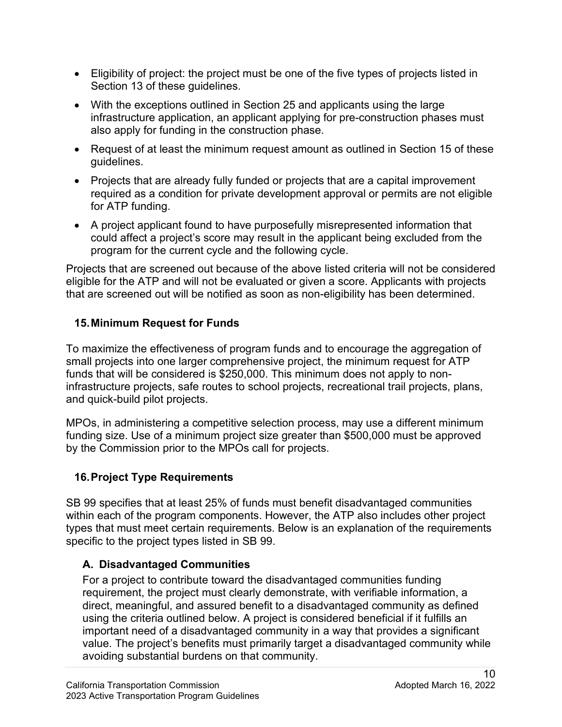- Eligibility of project: the project must be one of the five types of projects listed in Section 13 of these guidelines.
- With the exceptions outlined in Section 25 and applicants using the large infrastructure application, an applicant applying for pre-construction phases must also apply for funding in the construction phase.
- Request of at least the minimum request amount as outlined in Section 15 of these guidelines.
- Projects that are already fully funded or projects that are a capital improvement required as a condition for private development approval or permits are not eligible for ATP funding.
- A project applicant found to have purposefully misrepresented information that could affect a project's score may result in the applicant being excluded from the program for the current cycle and the following cycle.

Projects that are screened out because of the above listed criteria will not be considered eligible for the ATP and will not be evaluated or given a score. Applicants with projects that are screened out will be notified as soon as non-eligibility has been determined.

## 15. Minimum Request for Funds

To maximize the effectiveness of program funds and to encourage the aggregation of small projects into one larger comprehensive project, the minimum request for ATP funds that will be considered is $250,000. This minimum does not apply to non-infrastructure projects, safe routes to school projects, recreational trail projects, plans, and quick-build pilot projects.

MPOs, in administering a competitive selection process, may use a different minimum funding size. Use of a minimum project size greater than $500,000 must be approved by the Commission prior to the MPOs call for projects.

## 16. Project Type Requirements

SB 99 specifies that at least 25% of funds must benefit disadvantaged communities within each of the program components. However, the ATP also includes other project types that must meet certain requirements. Below is an explanation of the requirements specific to the project types listed in SB 99.

### A. Disadvantaged Communities

For a project to contribute toward the disadvantaged communities funding requirement, the project must clearly demonstrate, with verifiable information, a direct, meaningful, and assured benefit to a disadvantaged community as defined using the criteria outlined below. A project is considered beneficial if it fulfills an important need of a disadvantaged community in a way that provides a significant value. The project's benefits must primarily target a disadvantaged community while avoiding substantial burdens on that community.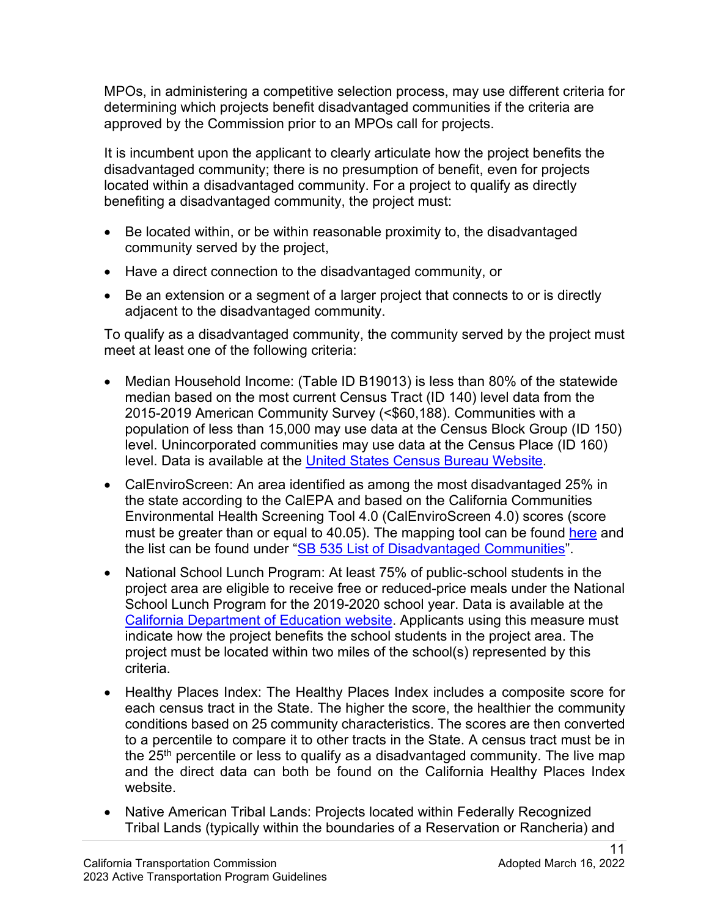MPOs, in administering a competitive selection process, may use different criteria for determining which projects benefit disadvantaged communities if the criteria are approved by the Commission prior to an MPOs call for projects.

It is incumbent upon the applicant to clearly articulate how the project benefits the disadvantaged community; there is no presumption of benefit, even for projects located within a disadvantaged community. For a project to qualify as directly benefiting a disadvantaged community, the project must:

- Be located within, or be within reasonable proximity to, the disadvantaged community served by the project,
- Have a direct connection to the disadvantaged community, or
- Be an extension or a segment of a larger project that connects to or is directly adjacent to the disadvantaged community.

To qualify as a disadvantaged community, the community served by the project must meet at least one of the following criteria:

- Median Household Income: (Table ID B19013) is less than 80% of the statewide median based on the most current Census Tract (ID 140) level data from the 2015-2019 American Community Survey (<$60,188). Communities with a population of less than 15,000 may use data at the Census Block Group (ID 150) level. Unincorporated communities may use data at the Census Place (ID 160) level. Data is available at the United States Census Bureau Website.
- CalEnviroScreen: An area identified as among the most disadvantaged 25% in the state according to the CalEPA and based on the California Communities Environmental Health Screening Tool 4.0 (CalEnviroScreen 4.0) scores (score must be greater than or equal to 40.05). The mapping tool can be found here and the list can be found under "SB 535 List of Disadvantaged Communities".
- National School Lunch Program: At least 75% of public-school students in the project area are eligible to receive free or reduced-price meals under the National School Lunch Program for the 2019-2020 school year. Data is available at the California Department of Education website. Applicants using this measure must indicate how the project benefits the school students in the project area. The project must be located within two miles of the school(s) represented by this criteria.
- Healthy Places Index: The Healthy Places Index includes a composite score for each census tract in the State. The higher the score, the healthier the community conditions based on 25 community characteristics. The scores are then converted to a percentile to compare it to other tracts in the State. A census tract must be in the 25th percentile or less to qualify as a disadvantaged community. The live map and the direct data can both be found on the California Healthy Places Index website.
- Native American Tribal Lands: Projects located within Federally Recognized Tribal Lands (typically within the boundaries of a Reservation or Rancheria) and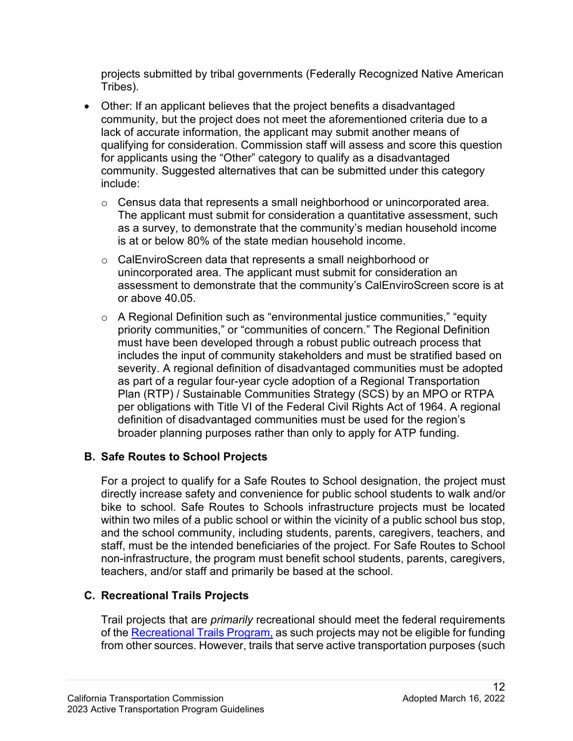projects submitted by tribal governments (Federally Recognized Native American Tribes).

- Other: If an applicant believes that the project benefits a disadvantaged community, but the project does not meet the aforementioned criteria due to a lack of accurate information, the applicant may submit another means of qualifying for consideration. Commission staff will assess and score this question for applicants using the "Other" category to qualify as a disadvantaged community. Suggested alternatives that can be submitted under this category include:
  - Census data that represents a small neighborhood or unincorporated area. The applicant must submit for consideration a quantitative assessment, such as a survey, to demonstrate that the community's median household income is at or below 80% of the state median household income.
  - CalEnviroScreen data that represents a small neighborhood or unincorporated area. The applicant must submit for consideration an assessment to demonstrate that the community's CalEnviroScreen score is at or above 40.05.
  - A Regional Definition such as "environmental justice communities," "equity priority communities," or "communities of concern." The Regional Definition must have been developed through a robust public outreach process that includes the input of community stakeholders and must be stratified based on severity. A regional definition of disadvantaged communities must be adopted as part of a regular four-year cycle adoption of a Regional Transportation Plan (RTP) / Sustainable Communities Strategy (SCS) by an MPO or RTPA per obligations with Title VI of the Federal Civil Rights Act of 1964. A regional definition of disadvantaged communities must be used for the region's broader planning purposes rather than only to apply for ATP funding.

### B. Safe Routes to School Projects

For a project to qualify for a Safe Routes to School designation, the project must directly increase safety and convenience for public school students to walk and/or bike to school. Safe Routes to Schools infrastructure projects must be located within two miles of a public school or within the vicinity of a public school bus stop, and the school community, including students, parents, caregivers, teachers, and staff, must be the intended beneficiaries of the project. For Safe Routes to School non-infrastructure, the program must benefit school students, parents, caregivers, teachers, and/or staff and primarily be based at the school.

### C. Recreational Trails Projects

Trail projects that are *primarily* recreational should meet the federal requirements of the Recreational Trails Program, as such projects may not be eligible for funding from other sources. However, trails that serve active transportation purposes (such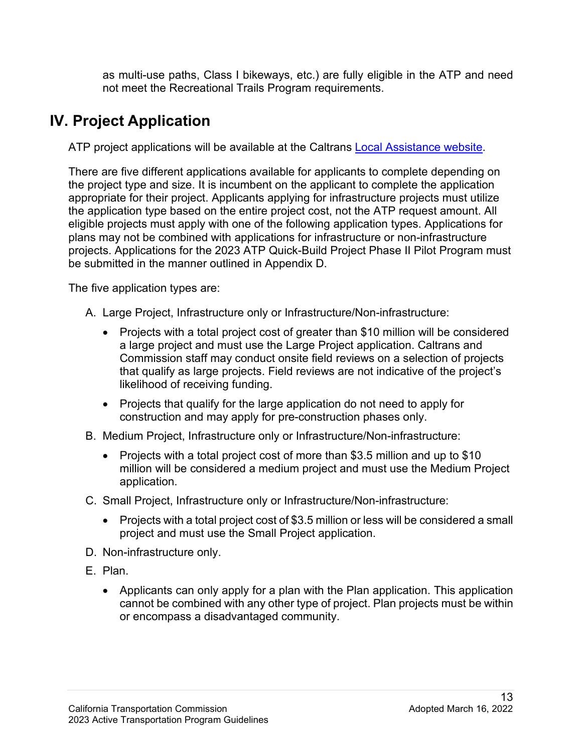as multi-use paths, Class I bikeways, etc.) are fully eligible in the ATP and need not meet the Recreational Trails Program requirements.

# IV. Project Application

ATP project applications will be available at the Caltrans [Local Assistance website](Local Assistance website).

There are five different applications available for applicants to complete depending on the project type and size. It is incumbent on the applicant to complete the application appropriate for their project. Applicants applying for infrastructure projects must utilize the application type based on the entire project cost, not the ATP request amount. All eligible projects must apply with one of the following application types. Applications for plans may not be combined with applications for infrastructure or non-infrastructure projects. Applications for the 2023 ATP Quick-Build Project Phase II Pilot Program must be submitted in the manner outlined in Appendix D.

The five application types are:

A. Large Project, Infrastructure only or Infrastructure/Non-infrastructure:

- Projects with a total project cost of greater than $10 million will be considered a large project and must use the Large Project application. Caltrans and Commission staff may conduct onsite field reviews on a selection of projects that qualify as large projects. Field reviews are not indicative of the project's likelihood of receiving funding.
- Projects that qualify for the large application do not need to apply for construction and may apply for pre-construction phases only.

B. Medium Project, Infrastructure only or Infrastructure/Non-infrastructure:

- Projects with a total project cost of more than $3.5 million and up to $10 million will be considered a medium project and must use the Medium Project application.

C. Small Project, Infrastructure only or Infrastructure/Non-infrastructure:

- Projects with a total project cost of $3.5 million or less will be considered a small project and must use the Small Project application.

D. Non-infrastructure only.

E. Plan.

- Applicants can only apply for a plan with the Plan application. This application cannot be combined with any other type of project. Plan projects must be within or encompass a disadvantaged community.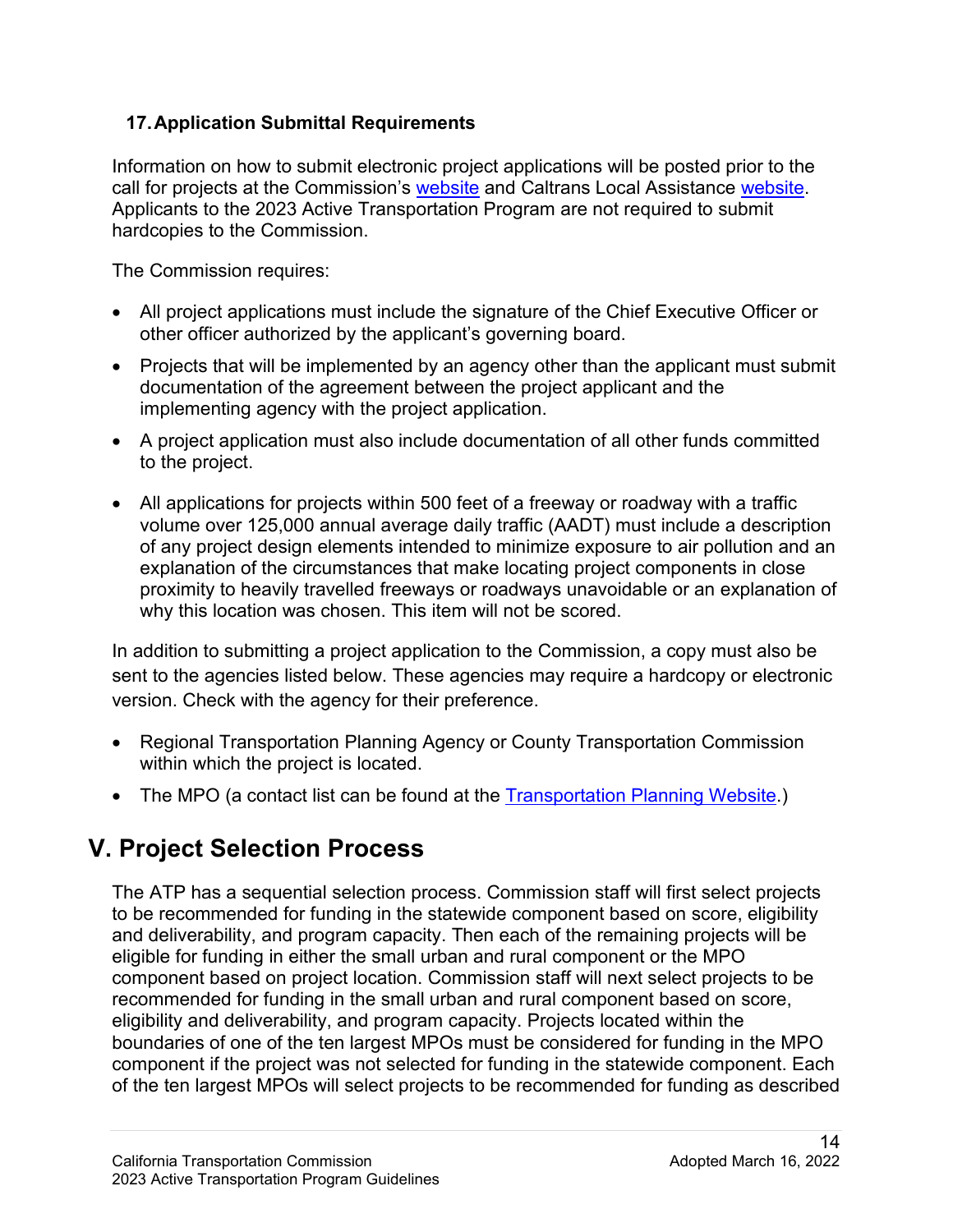### 17. Application Submittal Requirements

Information on how to submit electronic project applications will be posted prior to the call for projects at the Commission's website and Caltrans Local Assistance website. Applicants to the 2023 Active Transportation Program are not required to submit hardcopies to the Commission.

The Commission requires:

- All project applications must include the signature of the Chief Executive Officer or other officer authorized by the applicant's governing board.
- Projects that will be implemented by an agency other than the applicant must submit documentation of the agreement between the project applicant and the implementing agency with the project application.
- A project application must also include documentation of all other funds committed to the project.
- All applications for projects within 500 feet of a freeway or roadway with a traffic volume over 125,000 annual average daily traffic (AADT) must include a description of any project design elements intended to minimize exposure to air pollution and an explanation of the circumstances that make locating project components in close proximity to heavily travelled freeways or roadways unavoidable or an explanation of why this location was chosen. This item will not be scored.

In addition to submitting a project application to the Commission, a copy must also be sent to the agencies listed below. These agencies may require a hardcopy or electronic version. Check with the agency for their preference.

- Regional Transportation Planning Agency or County Transportation Commission within which the project is located.
- The MPO (a contact list can be found at the Transportation Planning Website.)

## V. Project Selection Process

The ATP has a sequential selection process. Commission staff will first select projects to be recommended for funding in the statewide component based on score, eligibility and deliverability, and program capacity. Then each of the remaining projects will be eligible for funding in either the small urban and rural component or the MPO component based on project location. Commission staff will next select projects to be recommended for funding in the small urban and rural component based on score, eligibility and deliverability, and program capacity. Projects located within the boundaries of one of the ten largest MPOs must be considered for funding in the MPO component if the project was not selected for funding in the statewide component. Each of the ten largest MPOs will select projects to be recommended for funding as described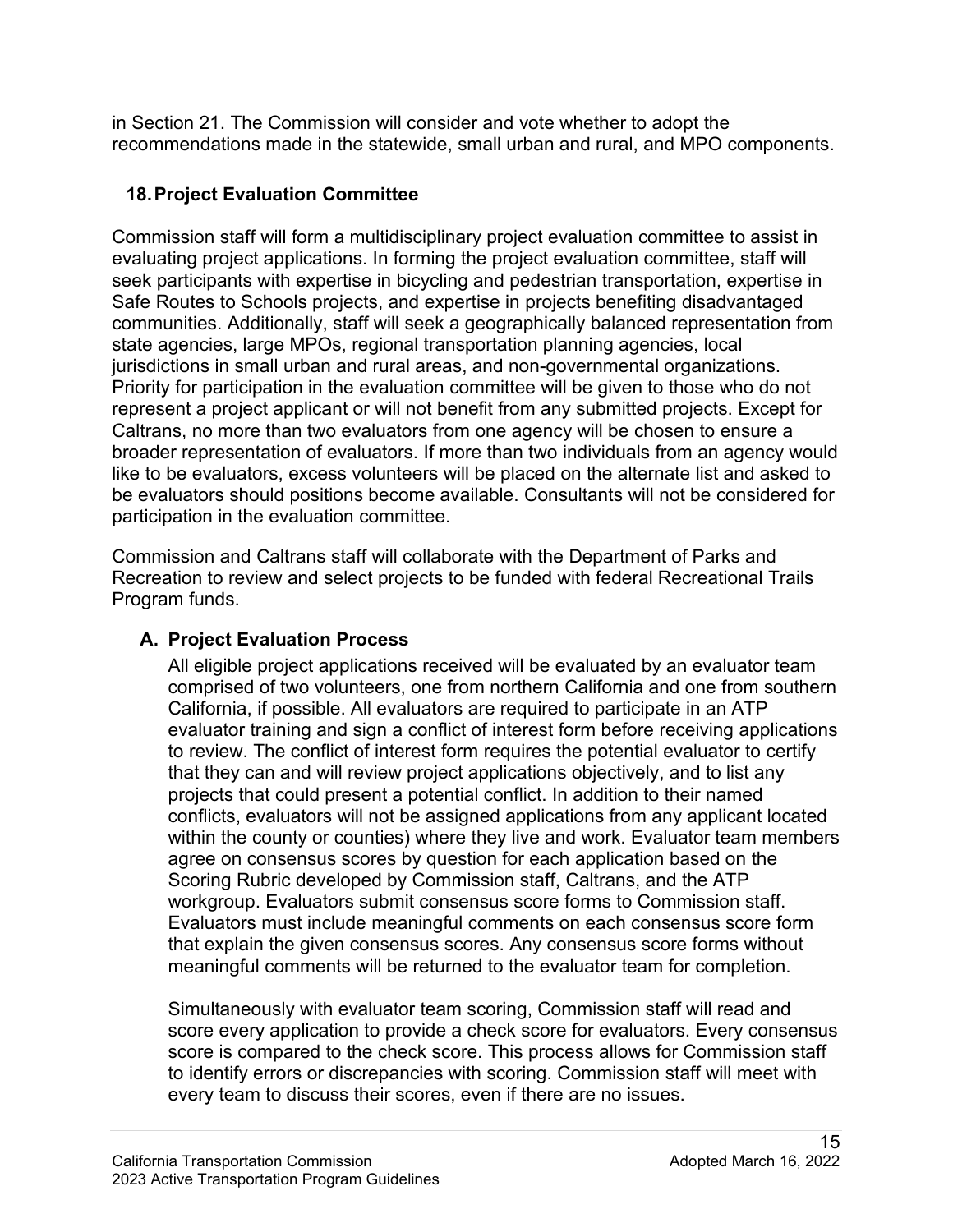in Section 21. The Commission will consider and vote whether to adopt the recommendations made in the statewide, small urban and rural, and MPO components.

## 18. Project Evaluation Committee

Commission staff will form a multidisciplinary project evaluation committee to assist in evaluating project applications. In forming the project evaluation committee, staff will seek participants with expertise in bicycling and pedestrian transportation, expertise in Safe Routes to Schools projects, and expertise in projects benefiting disadvantaged communities. Additionally, staff will seek a geographically balanced representation from state agencies, large MPOs, regional transportation planning agencies, local jurisdictions in small urban and rural areas, and non-governmental organizations. Priority for participation in the evaluation committee will be given to those who do not represent a project applicant or will not benefit from any submitted projects. Except for Caltrans, no more than two evaluators from one agency will be chosen to ensure a broader representation of evaluators. If more than two individuals from an agency would like to be evaluators, excess volunteers will be placed on the alternate list and asked to be evaluators should positions become available. Consultants will not be considered for participation in the evaluation committee.

Commission and Caltrans staff will collaborate with the Department of Parks and Recreation to review and select projects to be funded with federal Recreational Trails Program funds.

### A. Project Evaluation Process

All eligible project applications received will be evaluated by an evaluator team comprised of two volunteers, one from northern California and one from southern California, if possible. All evaluators are required to participate in an ATP evaluator training and sign a conflict of interest form before receiving applications to review. The conflict of interest form requires the potential evaluator to certify that they can and will review project applications objectively, and to list any projects that could present a potential conflict. In addition to their named conflicts, evaluators will not be assigned applications from any applicant located within the county or counties) where they live and work. Evaluator team members agree on consensus scores by question for each application based on the Scoring Rubric developed by Commission staff, Caltrans, and the ATP workgroup. Evaluators submit consensus score forms to Commission staff. Evaluators must include meaningful comments on each consensus score form that explain the given consensus scores. Any consensus score forms without meaningful comments will be returned to the evaluator team for completion.

Simultaneously with evaluator team scoring, Commission staff will read and score every application to provide a check score for evaluators. Every consensus score is compared to the check score. This process allows for Commission staff to identify errors or discrepancies with scoring. Commission staff will meet with every team to discuss their scores, even if there are no issues.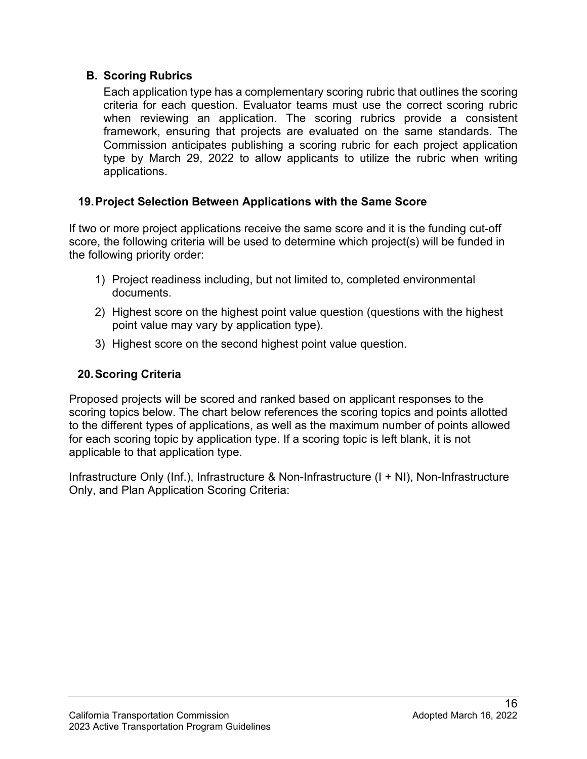### B. Scoring Rubrics

Each application type has a complementary scoring rubric that outlines the scoring criteria for each question. Evaluator teams must use the correct scoring rubric when reviewing an application. The scoring rubrics provide a consistent framework, ensuring that projects are evaluated on the same standards. The Commission anticipates publishing a scoring rubric for each project application type by March 29, 2022 to allow applicants to utilize the rubric when writing applications.

## 19. Project Selection Between Applications with the Same Score

If two or more project applications receive the same score and it is the funding cut-off score, the following criteria will be used to determine which project(s) will be funded in the following priority order:

1) Project readiness including, but not limited to, completed environmental documents.
2) Highest score on the highest point value question (questions with the highest point value may vary by application type).
3) Highest score on the second highest point value question.

## 20. Scoring Criteria

Proposed projects will be scored and ranked based on applicant responses to the scoring topics below. The chart below references the scoring topics and points allotted to the different types of applications, as well as the maximum number of points allowed for each scoring topic by application type. If a scoring topic is left blank, it is not applicable to that application type.

Infrastructure Only (Inf.), Infrastructure & Non-Infrastructure (I + NI), Non-Infrastructure Only, and Plan Application Scoring Criteria: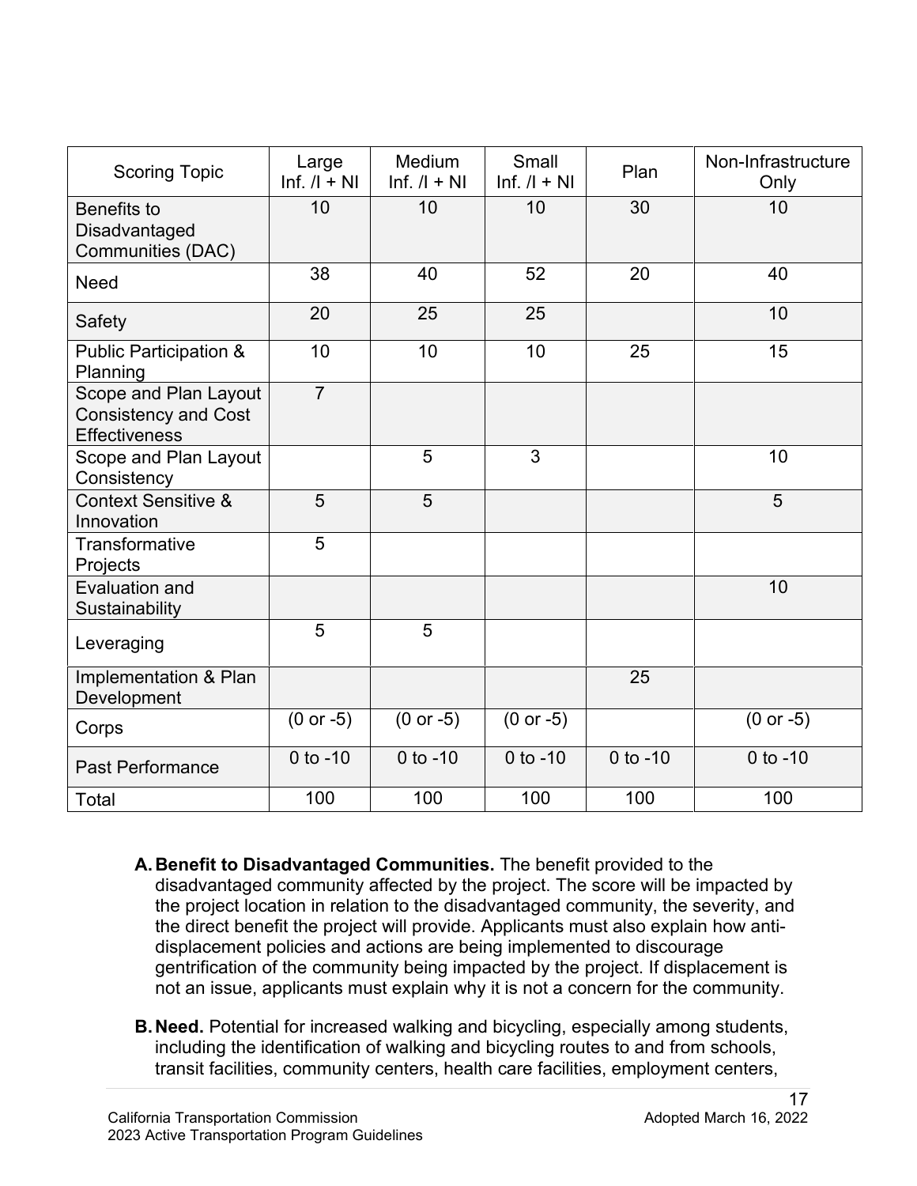| Scoring Topic | Large Inf. /I + NI | Medium Inf. /I + NI | Small Inf. /I + NI | Plan | Non-Infrastructure Only |
|---|---|---|---|---|---|
| Benefits to Disadvantaged Communities (DAC) | 10 | 10 | 10 | 30 | 10 |
| Need | 38 | 40 | 52 | 20 | 40 |
| Safety | 20 | 25 | 25 | | 10 |
| Public Participation & Planning | 10 | 10 | 10 | 25 | 15 |
| Scope and Plan Layout Consistency and Cost Effectiveness | 7 | | | | |
| Scope and Plan Layout Consistency | | 5 | 3 | | 10 |
| Context Sensitive & Innovation | 5 | 5 | | | 5 |
| Transformative Projects | 5 | | | | |
| Evaluation and Sustainability | | | | | 10 |
| Leveraging | 5 | 5 | | | |
| Implementation & Plan Development | | | | 25 | |
| Corps | (0 or -5) | (0 or -5) | (0 or -5) | | (0 or -5) |
| Past Performance | 0 to -10 | 0 to -10 | 0 to -10 | 0 to -10 | 0 to -10 |
| Total | 100 | 100 | 100 | 100 | 100 |

A. **Benefit to Disadvantaged Communities.** The benefit provided to the disadvantaged community affected by the project. The score will be impacted by the project location in relation to the disadvantaged community, the severity, and the direct benefit the project will provide. Applicants must also explain how anti-displacement policies and actions are being implemented to discourage gentrification of the community being impacted by the project. If displacement is not an issue, applicants must explain why it is not a concern for the community.

B. **Need.** Potential for increased walking and bicycling, especially among students, including the identification of walking and bicycling routes to and from schools, transit facilities, community centers, health care facilities, employment centers,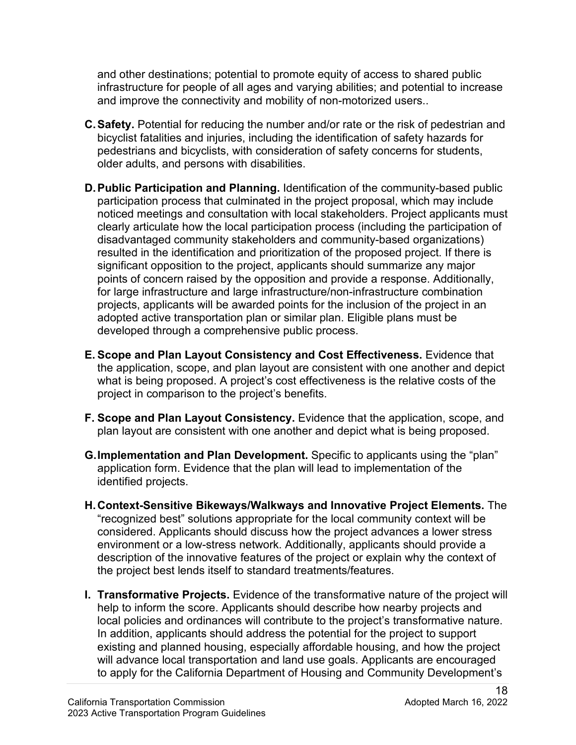and other destinations; potential to promote equity of access to shared public infrastructure for people of all ages and varying abilities; and potential to increase and improve the connectivity and mobility of non-motorized users..

C. **Safety.** Potential for reducing the number and/or rate or the risk of pedestrian and bicyclist fatalities and injuries, including the identification of safety hazards for pedestrians and bicyclists, with consideration of safety concerns for students, older adults, and persons with disabilities.

D. **Public Participation and Planning.** Identification of the community-based public participation process that culminated in the project proposal, which may include noticed meetings and consultation with local stakeholders. Project applicants must clearly articulate how the local participation process (including the participation of disadvantaged community stakeholders and community-based organizations) resulted in the identification and prioritization of the proposed project. If there is significant opposition to the project, applicants should summarize any major points of concern raised by the opposition and provide a response. Additionally, for large infrastructure and large infrastructure/non-infrastructure combination projects, applicants will be awarded points for the inclusion of the project in an adopted active transportation plan or similar plan. Eligible plans must be developed through a comprehensive public process.

E. **Scope and Plan Layout Consistency and Cost Effectiveness.** Evidence that the application, scope, and plan layout are consistent with one another and depict what is being proposed. A project's cost effectiveness is the relative costs of the project in comparison to the project's benefits.

F. **Scope and Plan Layout Consistency.** Evidence that the application, scope, and plan layout are consistent with one another and depict what is being proposed.

G. **Implementation and Plan Development.** Specific to applicants using the "plan" application form. Evidence that the plan will lead to implementation of the identified projects.

H. **Context-Sensitive Bikeways/Walkways and Innovative Project Elements.** The "recognized best" solutions appropriate for the local community context will be considered. Applicants should discuss how the project advances a lower stress environment or a low-stress network. Additionally, applicants should provide a description of the innovative features of the project or explain why the context of the project best lends itself to standard treatments/features.

I. **Transformative Projects.** Evidence of the transformative nature of the project will help to inform the score. Applicants should describe how nearby projects and local policies and ordinances will contribute to the project's transformative nature. In addition, applicants should address the potential for the project to support existing and planned housing, especially affordable housing, and how the project will advance local transportation and land use goals. Applicants are encouraged to apply for the California Department of Housing and Community Development's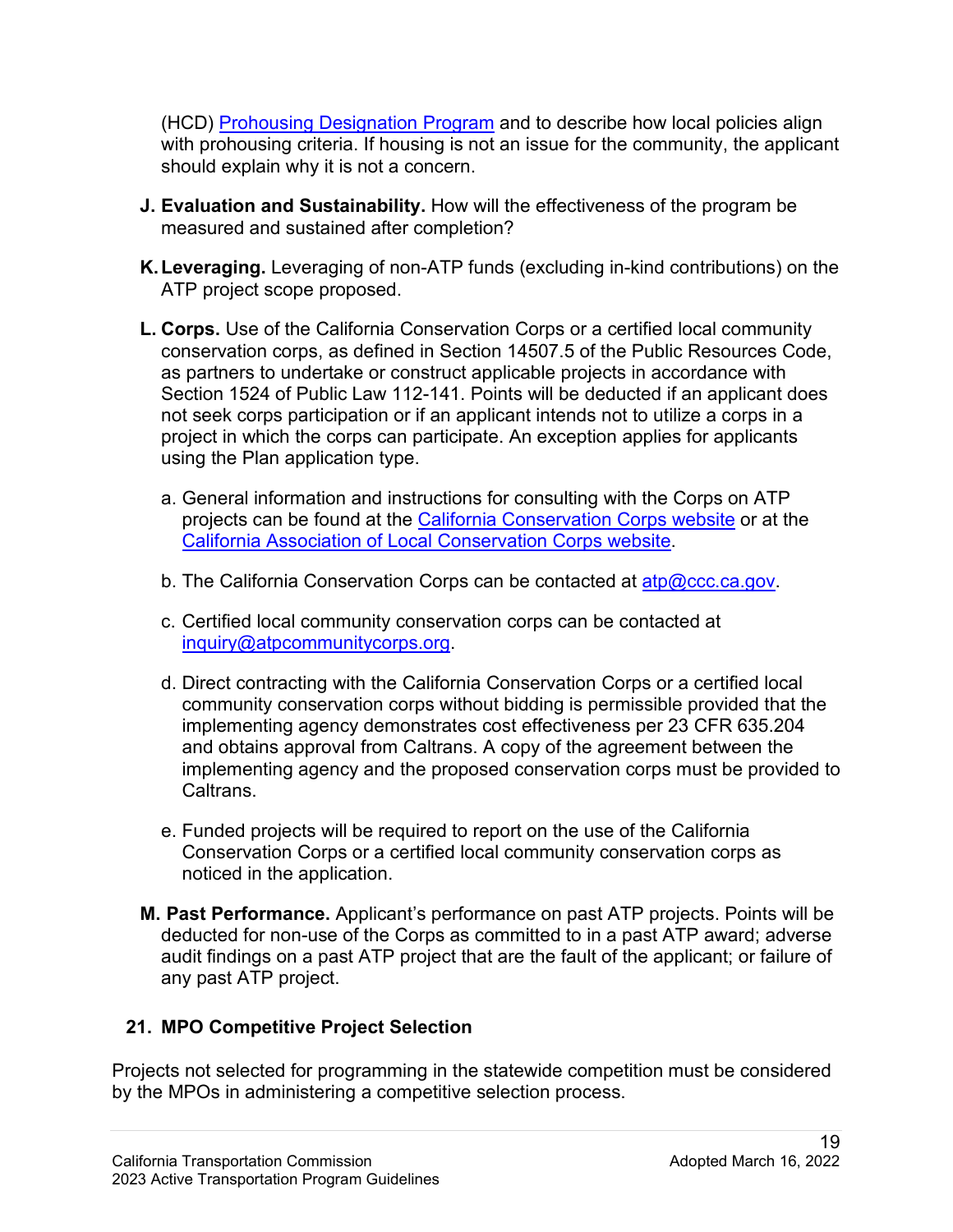(HCD) [Prohousing Designation Program](#) and to describe how local policies align with prohousing criteria. If housing is not an issue for the community, the applicant should explain why it is not a concern.

J. **Evaluation and Sustainability.** How will the effectiveness of the program be measured and sustained after completion?

K. **Leveraging.** Leveraging of non-ATP funds (excluding in-kind contributions) on the ATP project scope proposed.

L. **Corps.** Use of the California Conservation Corps or a certified local community conservation corps, as defined in Section 14507.5 of the Public Resources Code, as partners to undertake or construct applicable projects in accordance with Section 1524 of Public Law 112-141. Points will be deducted if an applicant does not seek corps participation or if an applicant intends not to utilize a corps in a project in which the corps can participate. An exception applies for applicants using the Plan application type.

   a. General information and instructions for consulting with the Corps on ATP projects can be found at the [California Conservation Corps website](#) or at the [California Association of Local Conservation Corps website](#).

   b. The California Conservation Corps can be contacted at atp@ccc.ca.gov.

   c. Certified local community conservation corps can be contacted at inquiry@atpcommunitycorps.org.

   d. Direct contracting with the California Conservation Corps or a certified local community conservation corps without bidding is permissible provided that the implementing agency demonstrates cost effectiveness per 23 CFR 635.204 and obtains approval from Caltrans. A copy of the agreement between the implementing agency and the proposed conservation corps must be provided to Caltrans.

   e. Funded projects will be required to report on the use of the California Conservation Corps or a certified local community conservation corps as noticed in the application.

M. **Past Performance.** Applicant's performance on past ATP projects. Points will be deducted for non-use of the Corps as committed to in a past ATP award; adverse audit findings on a past ATP project that are the fault of the applicant; or failure of any past ATP project.

## 21. MPO Competitive Project Selection

Projects not selected for programming in the statewide competition must be considered by the MPOs in administering a competitive selection process.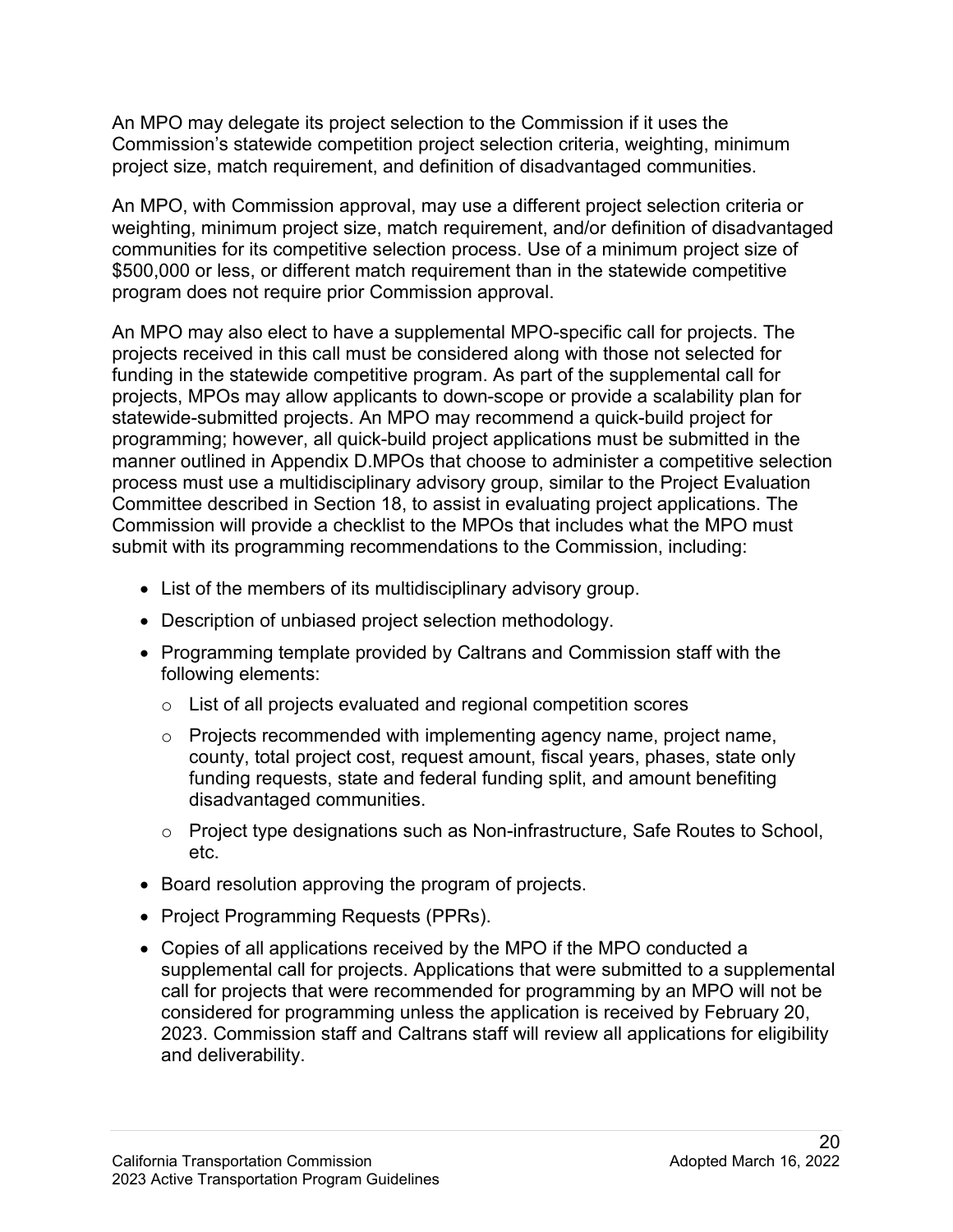An MPO may delegate its project selection to the Commission if it uses the Commission's statewide competition project selection criteria, weighting, minimum project size, match requirement, and definition of disadvantaged communities.

An MPO, with Commission approval, may use a different project selection criteria or weighting, minimum project size, match requirement, and/or definition of disadvantaged communities for its competitive selection process. Use of a minimum project size of $500,000 or less, or different match requirement than in the statewide competitive program does not require prior Commission approval.

An MPO may also elect to have a supplemental MPO-specific call for projects. The projects received in this call must be considered along with those not selected for funding in the statewide competitive program. As part of the supplemental call for projects, MPOs may allow applicants to down-scope or provide a scalability plan for statewide-submitted projects. An MPO may recommend a quick-build project for programming; however, all quick-build project applications must be submitted in the manner outlined in Appendix D.MPOs that choose to administer a competitive selection process must use a multidisciplinary advisory group, similar to the Project Evaluation Committee described in Section 18, to assist in evaluating project applications. The Commission will provide a checklist to the MPOs that includes what the MPO must submit with its programming recommendations to the Commission, including:

- List of the members of its multidisciplinary advisory group.
- Description of unbiased project selection methodology.
- Programming template provided by Caltrans and Commission staff with the following elements:
  - List of all projects evaluated and regional competition scores
  - Projects recommended with implementing agency name, project name, county, total project cost, request amount, fiscal years, phases, state only funding requests, state and federal funding split, and amount benefiting disadvantaged communities.
  - Project type designations such as Non-infrastructure, Safe Routes to School, etc.
- Board resolution approving the program of projects.
- Project Programming Requests (PPRs).
- Copies of all applications received by the MPO if the MPO conducted a supplemental call for projects. Applications that were submitted to a supplemental call for projects that were recommended for programming by an MPO will not be considered for programming unless the application is received by February 20, 2023. Commission staff and Caltrans staff will review all applications for eligibility and deliverability.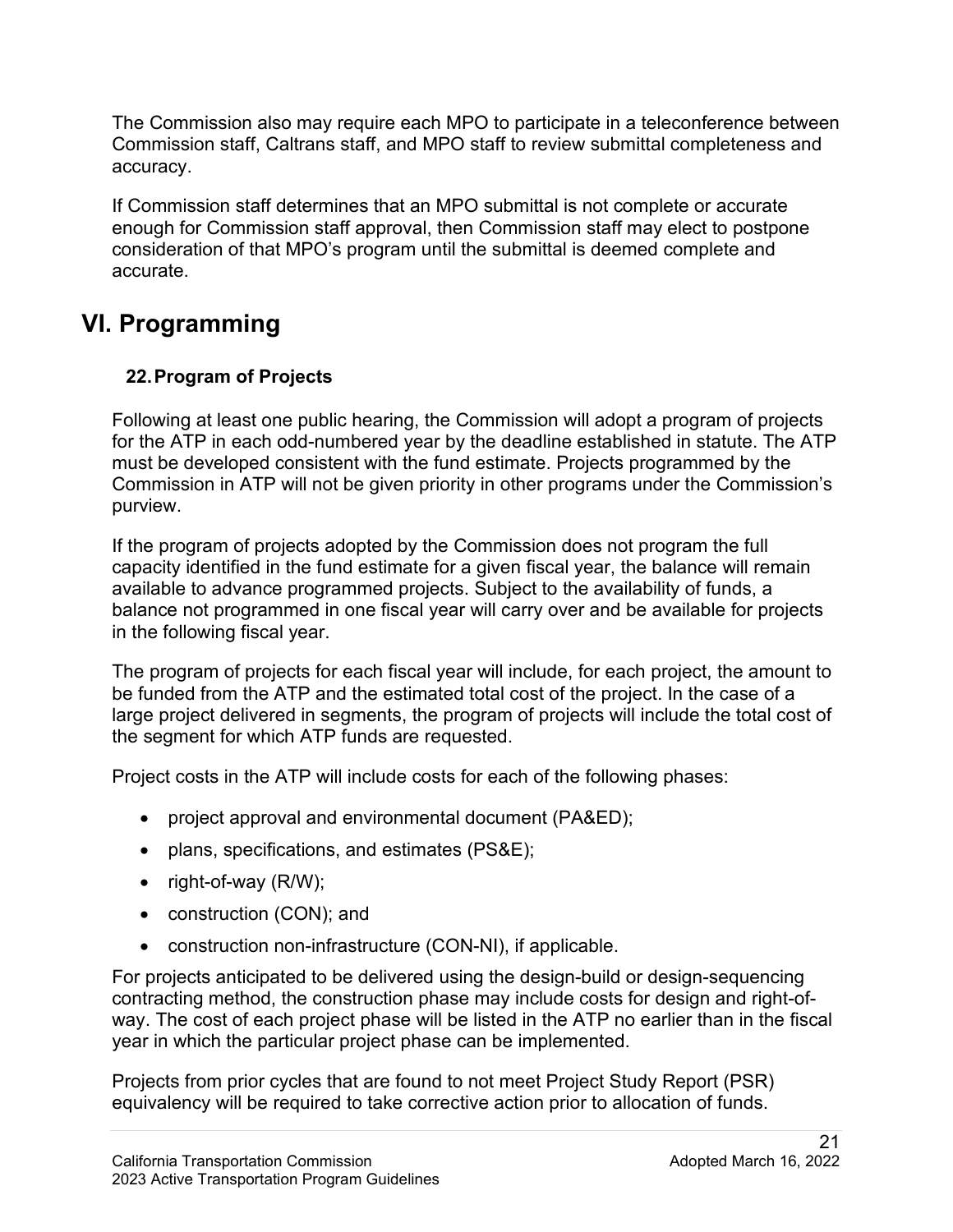The Commission also may require each MPO to participate in a teleconference between Commission staff, Caltrans staff, and MPO staff to review submittal completeness and accuracy.

If Commission staff determines that an MPO submittal is not complete or accurate enough for Commission staff approval, then Commission staff may elect to postpone consideration of that MPO's program until the submittal is deemed complete and accurate.

# VI. Programming

### 22. Program of Projects

Following at least one public hearing, the Commission will adopt a program of projects for the ATP in each odd-numbered year by the deadline established in statute. The ATP must be developed consistent with the fund estimate. Projects programmed by the Commission in ATP will not be given priority in other programs under the Commission's purview.

If the program of projects adopted by the Commission does not program the full capacity identified in the fund estimate for a given fiscal year, the balance will remain available to advance programmed projects. Subject to the availability of funds, a balance not programmed in one fiscal year will carry over and be available for projects in the following fiscal year.

The program of projects for each fiscal year will include, for each project, the amount to be funded from the ATP and the estimated total cost of the project. In the case of a large project delivered in segments, the program of projects will include the total cost of the segment for which ATP funds are requested.

Project costs in the ATP will include costs for each of the following phases:

- project approval and environmental document (PA&ED);
- plans, specifications, and estimates (PS&E);
- right-of-way (R/W);
- construction (CON); and
- construction non-infrastructure (CON-NI), if applicable.

For projects anticipated to be delivered using the design-build or design-sequencing contracting method, the construction phase may include costs for design and right-of-way. The cost of each project phase will be listed in the ATP no earlier than in the fiscal year in which the particular project phase can be implemented.

Projects from prior cycles that are found to not meet Project Study Report (PSR) equivalency will be required to take corrective action prior to allocation of funds.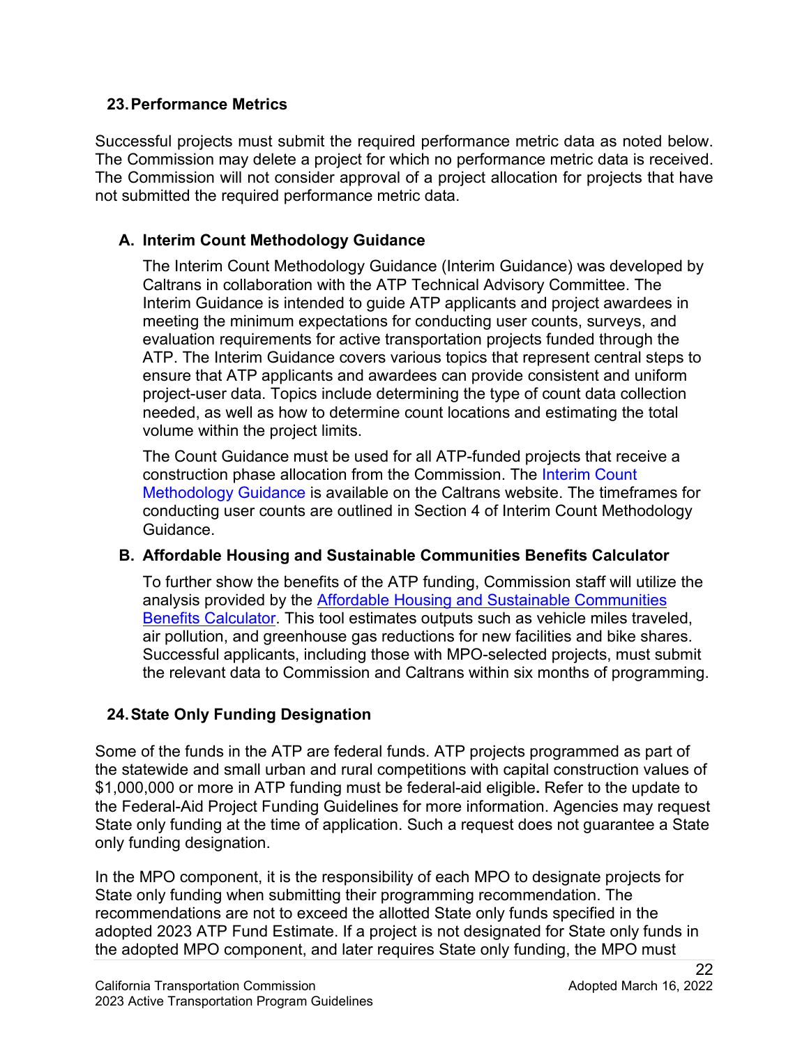## 23. Performance Metrics

Successful projects must submit the required performance metric data as noted below. The Commission may delete a project for which no performance metric data is received. The Commission will not consider approval of a project allocation for projects that have not submitted the required performance metric data.

### A. Interim Count Methodology Guidance

The Interim Count Methodology Guidance (Interim Guidance) was developed by Caltrans in collaboration with the ATP Technical Advisory Committee. The Interim Guidance is intended to guide ATP applicants and project awardees in meeting the minimum expectations for conducting user counts, surveys, and evaluation requirements for active transportation projects funded through the ATP. The Interim Guidance covers various topics that represent central steps to ensure that ATP applicants and awardees can provide consistent and uniform project-user data. Topics include determining the type of count data collection needed, as well as how to determine count locations and estimating the total volume within the project limits.

The Count Guidance must be used for all ATP-funded projects that receive a construction phase allocation from the Commission. The Interim Count Methodology Guidance is available on the Caltrans website. The timeframes for conducting user counts are outlined in Section 4 of Interim Count Methodology Guidance.

### B. Affordable Housing and Sustainable Communities Benefits Calculator

To further show the benefits of the ATP funding, Commission staff will utilize the analysis provided by the Affordable Housing and Sustainable Communities Benefits Calculator. This tool estimates outputs such as vehicle miles traveled, air pollution, and greenhouse gas reductions for new facilities and bike shares. Successful applicants, including those with MPO-selected projects, must submit the relevant data to Commission and Caltrans within six months of programming.

## 24. State Only Funding Designation

Some of the funds in the ATP are federal funds. ATP projects programmed as part of the statewide and small urban and rural competitions with capital construction values of $1,000,000 or more in ATP funding must be federal-aid eligible**.** Refer to the update to the Federal-Aid Project Funding Guidelines for more information. Agencies may request State only funding at the time of application. Such a request does not guarantee a State only funding designation.

In the MPO component, it is the responsibility of each MPO to designate projects for State only funding when submitting their programming recommendation. The recommendations are not to exceed the allotted State only funds specified in the adopted 2023 ATP Fund Estimate. If a project is not designated for State only funds in the adopted MPO component, and later requires State only funding, the MPO must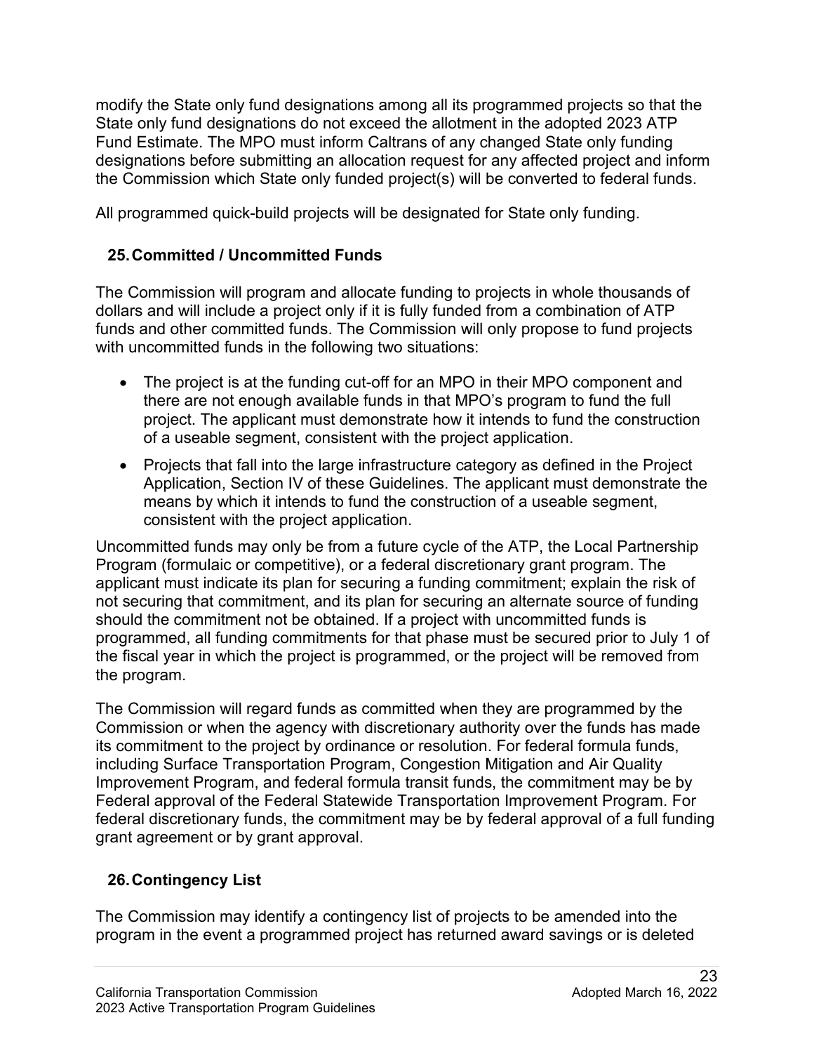modify the State only fund designations among all its programmed projects so that the State only fund designations do not exceed the allotment in the adopted 2023 ATP Fund Estimate. The MPO must inform Caltrans of any changed State only funding designations before submitting an allocation request for any affected project and inform the Commission which State only funded project(s) will be converted to federal funds.

All programmed quick-build projects will be designated for State only funding.

## 25. Committed / Uncommitted Funds

The Commission will program and allocate funding to projects in whole thousands of dollars and will include a project only if it is fully funded from a combination of ATP funds and other committed funds. The Commission will only propose to fund projects with uncommitted funds in the following two situations:

- The project is at the funding cut-off for an MPO in their MPO component and there are not enough available funds in that MPO's program to fund the full project. The applicant must demonstrate how it intends to fund the construction of a useable segment, consistent with the project application.
- Projects that fall into the large infrastructure category as defined in the Project Application, Section IV of these Guidelines. The applicant must demonstrate the means by which it intends to fund the construction of a useable segment, consistent with the project application.

Uncommitted funds may only be from a future cycle of the ATP, the Local Partnership Program (formulaic or competitive), or a federal discretionary grant program. The applicant must indicate its plan for securing a funding commitment; explain the risk of not securing that commitment, and its plan for securing an alternate source of funding should the commitment not be obtained. If a project with uncommitted funds is programmed, all funding commitments for that phase must be secured prior to July 1 of the fiscal year in which the project is programmed, or the project will be removed from the program.

The Commission will regard funds as committed when they are programmed by the Commission or when the agency with discretionary authority over the funds has made its commitment to the project by ordinance or resolution. For federal formula funds, including Surface Transportation Program, Congestion Mitigation and Air Quality Improvement Program, and federal formula transit funds, the commitment may be by Federal approval of the Federal Statewide Transportation Improvement Program. For federal discretionary funds, the commitment may be by federal approval of a full funding grant agreement or by grant approval.

## 26. Contingency List

The Commission may identify a contingency list of projects to be amended into the program in the event a programmed project has returned award savings or is deleted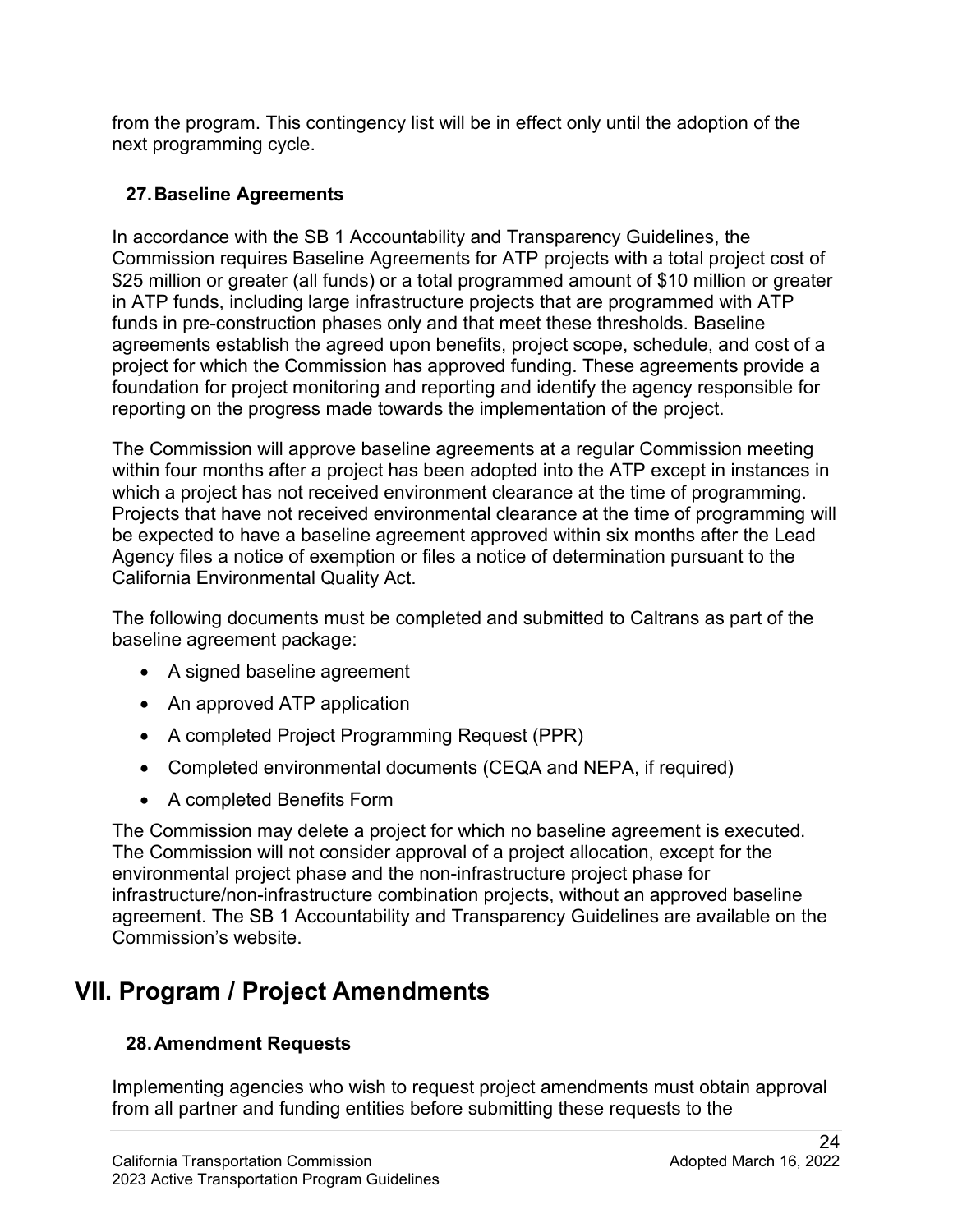from the program. This contingency list will be in effect only until the adoption of the next programming cycle.

### 27. Baseline Agreements

In accordance with the SB 1 Accountability and Transparency Guidelines, the Commission requires Baseline Agreements for ATP projects with a total project cost of $25 million or greater (all funds) or a total programmed amount of $10 million or greater in ATP funds, including large infrastructure projects that are programmed with ATP funds in pre-construction phases only and that meet these thresholds. Baseline agreements establish the agreed upon benefits, project scope, schedule, and cost of a project for which the Commission has approved funding. These agreements provide a foundation for project monitoring and reporting and identify the agency responsible for reporting on the progress made towards the implementation of the project.

The Commission will approve baseline agreements at a regular Commission meeting within four months after a project has been adopted into the ATP except in instances in which a project has not received environment clearance at the time of programming. Projects that have not received environmental clearance at the time of programming will be expected to have a baseline agreement approved within six months after the Lead Agency files a notice of exemption or files a notice of determination pursuant to the California Environmental Quality Act.

The following documents must be completed and submitted to Caltrans as part of the baseline agreement package:

- A signed baseline agreement
- An approved ATP application
- A completed Project Programming Request (PPR)
- Completed environmental documents (CEQA and NEPA, if required)
- A completed Benefits Form

The Commission may delete a project for which no baseline agreement is executed. The Commission will not consider approval of a project allocation, except for the environmental project phase and the non-infrastructure project phase for infrastructure/non-infrastructure combination projects, without an approved baseline agreement. The SB 1 Accountability and Transparency Guidelines are available on the Commission's website.

## VII. Program / Project Amendments

### 28. Amendment Requests

Implementing agencies who wish to request project amendments must obtain approval from all partner and funding entities before submitting these requests to the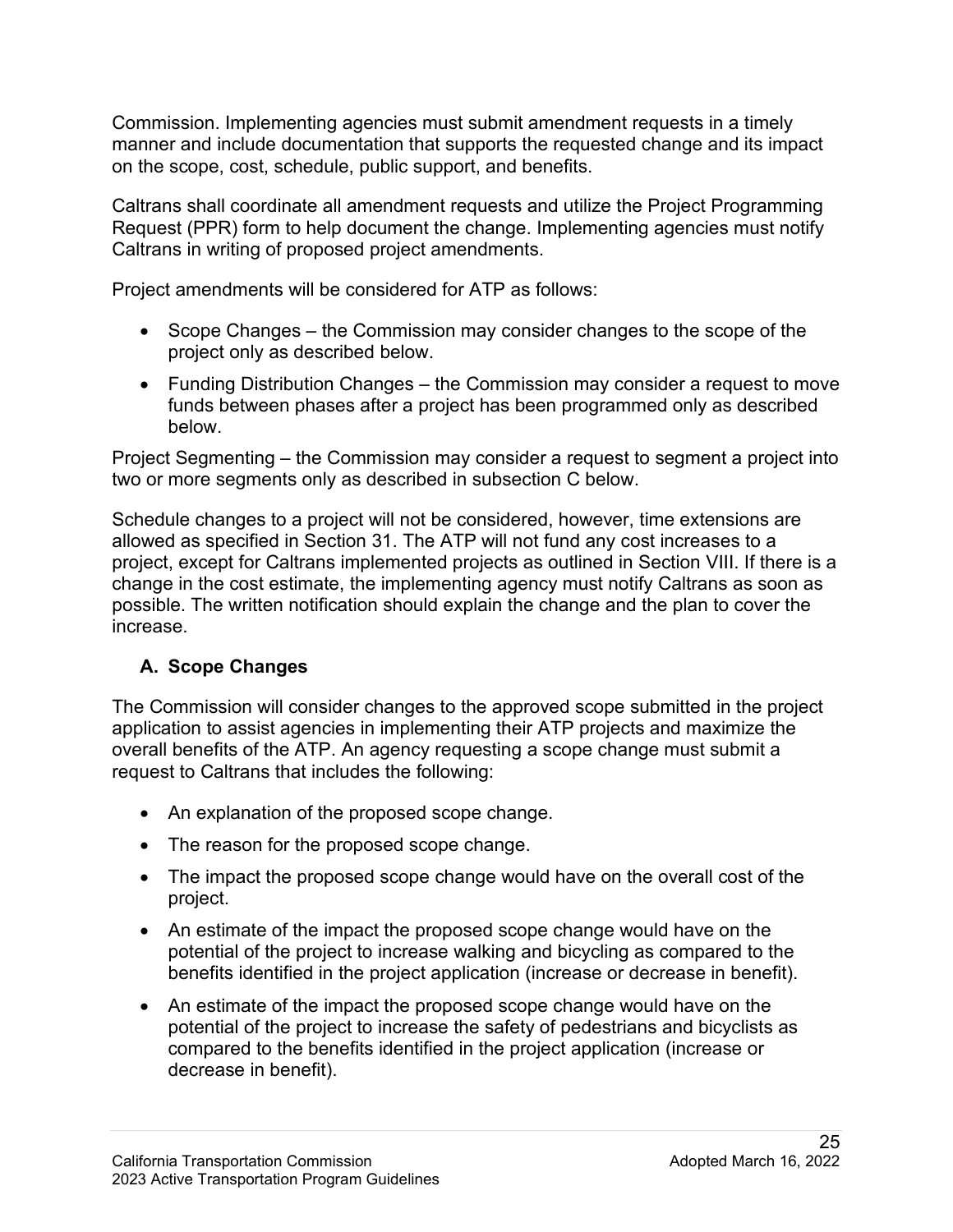Commission. Implementing agencies must submit amendment requests in a timely manner and include documentation that supports the requested change and its impact on the scope, cost, schedule, public support, and benefits.

Caltrans shall coordinate all amendment requests and utilize the Project Programming Request (PPR) form to help document the change. Implementing agencies must notify Caltrans in writing of proposed project amendments.

Project amendments will be considered for ATP as follows:

- Scope Changes – the Commission may consider changes to the scope of the project only as described below.
- Funding Distribution Changes – the Commission may consider a request to move funds between phases after a project has been programmed only as described below.

Project Segmenting – the Commission may consider a request to segment a project into two or more segments only as described in subsection C below.

Schedule changes to a project will not be considered, however, time extensions are allowed as specified in Section 31. The ATP will not fund any cost increases to a project, except for Caltrans implemented projects as outlined in Section VIII. If there is a change in the cost estimate, the implementing agency must notify Caltrans as soon as possible. The written notification should explain the change and the plan to cover the increase.

### A. Scope Changes

The Commission will consider changes to the approved scope submitted in the project application to assist agencies in implementing their ATP projects and maximize the overall benefits of the ATP. An agency requesting a scope change must submit a request to Caltrans that includes the following:

- An explanation of the proposed scope change.
- The reason for the proposed scope change.
- The impact the proposed scope change would have on the overall cost of the project.
- An estimate of the impact the proposed scope change would have on the potential of the project to increase walking and bicycling as compared to the benefits identified in the project application (increase or decrease in benefit).
- An estimate of the impact the proposed scope change would have on the potential of the project to increase the safety of pedestrians and bicyclists as compared to the benefits identified in the project application (increase or decrease in benefit).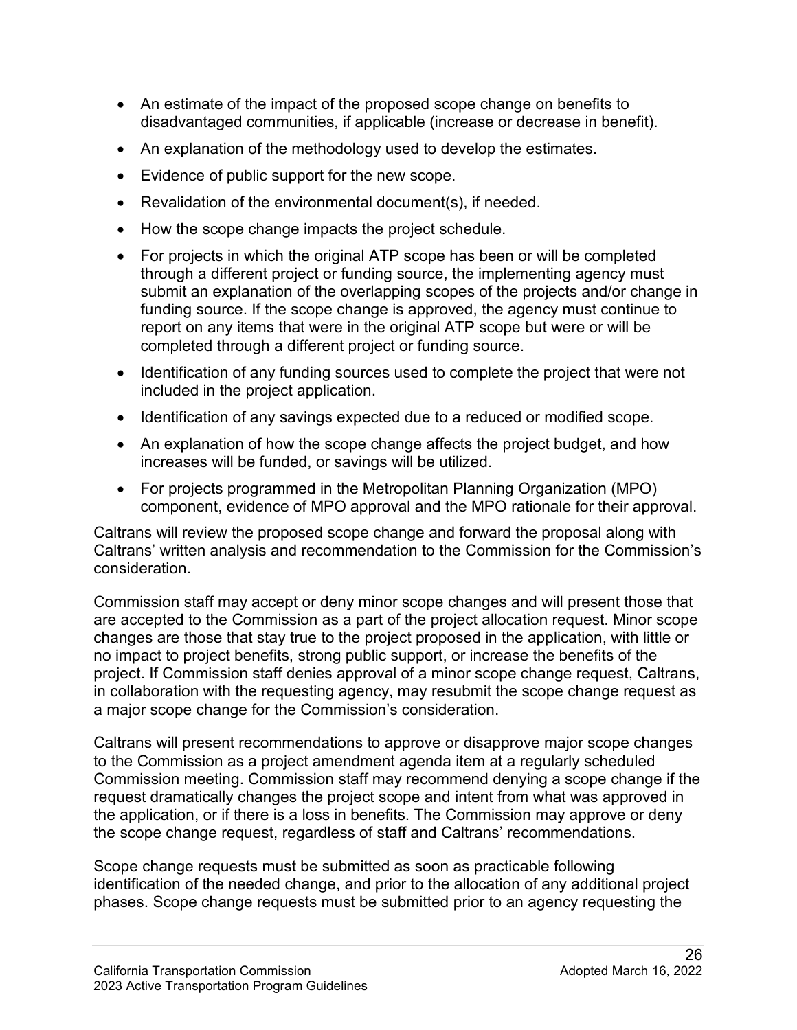- An estimate of the impact of the proposed scope change on benefits to disadvantaged communities, if applicable (increase or decrease in benefit).
- An explanation of the methodology used to develop the estimates.
- Evidence of public support for the new scope.
- Revalidation of the environmental document(s), if needed.
- How the scope change impacts the project schedule.
- For projects in which the original ATP scope has been or will be completed through a different project or funding source, the implementing agency must submit an explanation of the overlapping scopes of the projects and/or change in funding source. If the scope change is approved, the agency must continue to report on any items that were in the original ATP scope but were or will be completed through a different project or funding source.
- Identification of any funding sources used to complete the project that were not included in the project application.
- Identification of any savings expected due to a reduced or modified scope.
- An explanation of how the scope change affects the project budget, and how increases will be funded, or savings will be utilized.
- For projects programmed in the Metropolitan Planning Organization (MPO) component, evidence of MPO approval and the MPO rationale for their approval.

Caltrans will review the proposed scope change and forward the proposal along with Caltrans' written analysis and recommendation to the Commission for the Commission's consideration.

Commission staff may accept or deny minor scope changes and will present those that are accepted to the Commission as a part of the project allocation request. Minor scope changes are those that stay true to the project proposed in the application, with little or no impact to project benefits, strong public support, or increase the benefits of the project. If Commission staff denies approval of a minor scope change request, Caltrans, in collaboration with the requesting agency, may resubmit the scope change request as a major scope change for the Commission's consideration.

Caltrans will present recommendations to approve or disapprove major scope changes to the Commission as a project amendment agenda item at a regularly scheduled Commission meeting. Commission staff may recommend denying a scope change if the request dramatically changes the project scope and intent from what was approved in the application, or if there is a loss in benefits. The Commission may approve or deny the scope change request, regardless of staff and Caltrans' recommendations.

Scope change requests must be submitted as soon as practicable following identification of the needed change, and prior to the allocation of any additional project phases. Scope change requests must be submitted prior to an agency requesting the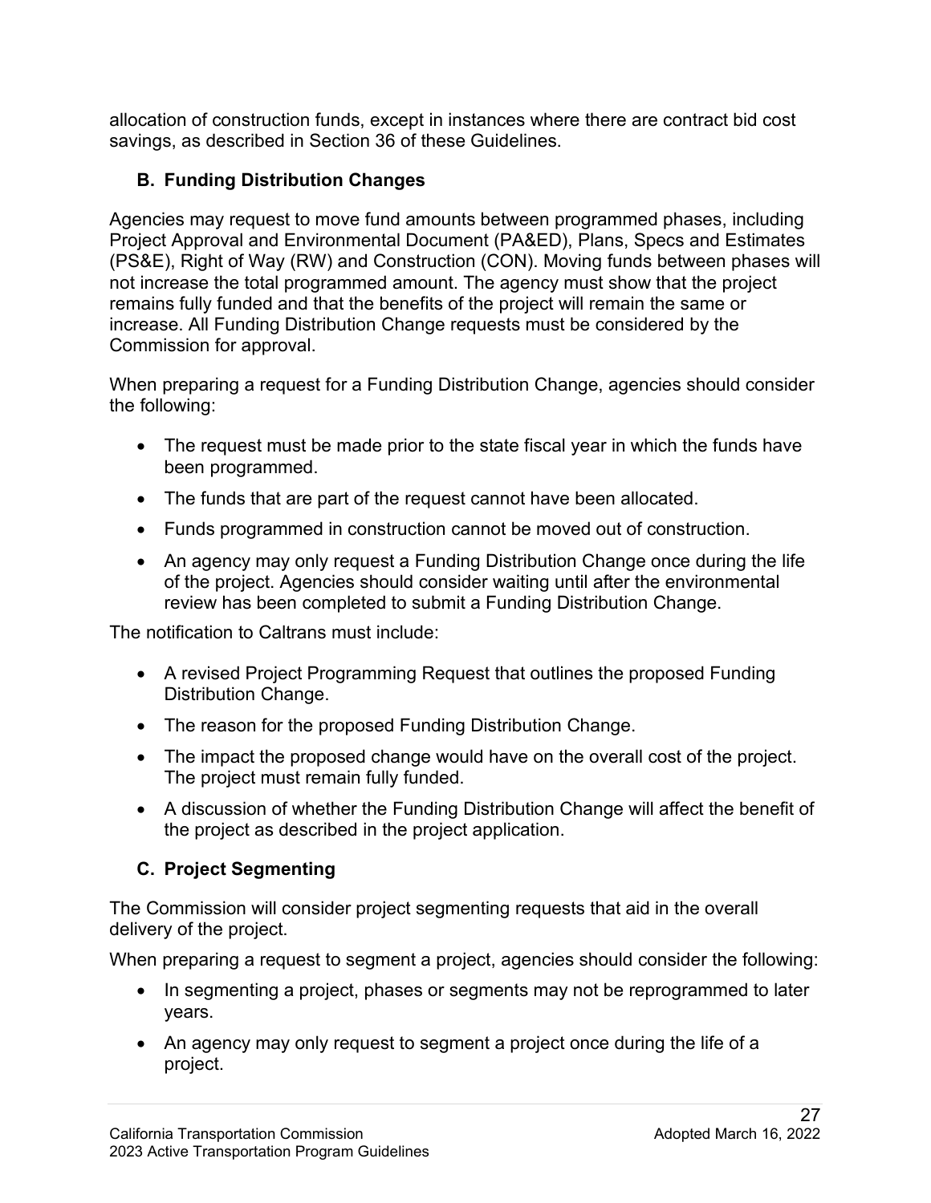allocation of construction funds, except in instances where there are contract bid cost savings, as described in Section 36 of these Guidelines.

### B. Funding Distribution Changes

Agencies may request to move fund amounts between programmed phases, including Project Approval and Environmental Document (PA&ED), Plans, Specs and Estimates (PS&E), Right of Way (RW) and Construction (CON). Moving funds between phases will not increase the total programmed amount. The agency must show that the project remains fully funded and that the benefits of the project will remain the same or increase. All Funding Distribution Change requests must be considered by the Commission for approval.

When preparing a request for a Funding Distribution Change, agencies should consider the following:

- The request must be made prior to the state fiscal year in which the funds have been programmed.
- The funds that are part of the request cannot have been allocated.
- Funds programmed in construction cannot be moved out of construction.
- An agency may only request a Funding Distribution Change once during the life of the project. Agencies should consider waiting until after the environmental review has been completed to submit a Funding Distribution Change.

The notification to Caltrans must include:

- A revised Project Programming Request that outlines the proposed Funding Distribution Change.
- The reason for the proposed Funding Distribution Change.
- The impact the proposed change would have on the overall cost of the project. The project must remain fully funded.
- A discussion of whether the Funding Distribution Change will affect the benefit of the project as described in the project application.

### C. Project Segmenting

The Commission will consider project segmenting requests that aid in the overall delivery of the project.

When preparing a request to segment a project, agencies should consider the following:

- In segmenting a project, phases or segments may not be reprogrammed to later years.
- An agency may only request to segment a project once during the life of a project.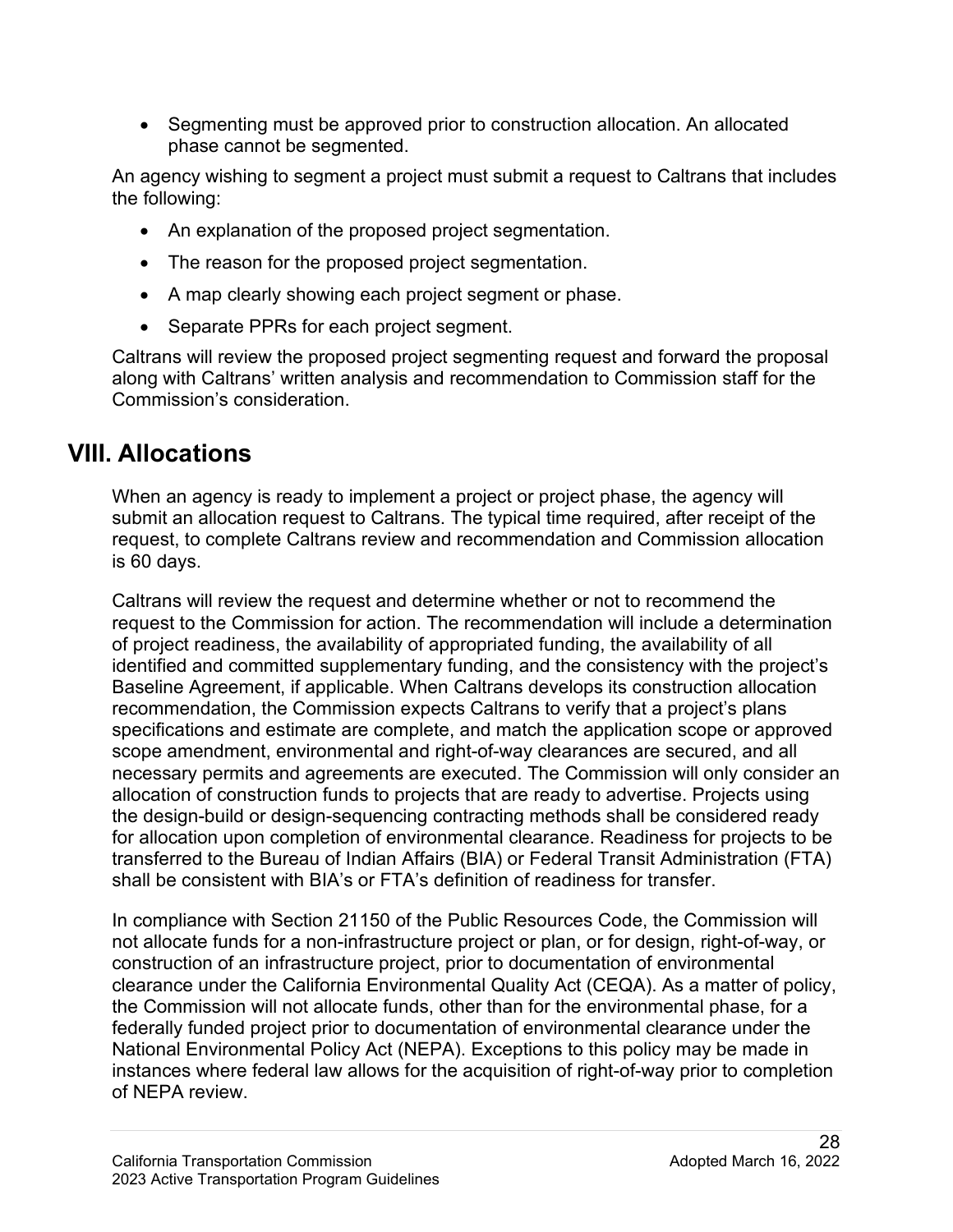- Segmenting must be approved prior to construction allocation. An allocated phase cannot be segmented.

An agency wishing to segment a project must submit a request to Caltrans that includes the following:

- An explanation of the proposed project segmentation.
- The reason for the proposed project segmentation.
- A map clearly showing each project segment or phase.
- Separate PPRs for each project segment.

Caltrans will review the proposed project segmenting request and forward the proposal along with Caltrans' written analysis and recommendation to Commission staff for the Commission's consideration.

## VIII. Allocations

When an agency is ready to implement a project or project phase, the agency will submit an allocation request to Caltrans. The typical time required, after receipt of the request, to complete Caltrans review and recommendation and Commission allocation is 60 days.

Caltrans will review the request and determine whether or not to recommend the request to the Commission for action. The recommendation will include a determination of project readiness, the availability of appropriated funding, the availability of all identified and committed supplementary funding, and the consistency with the project's Baseline Agreement, if applicable. When Caltrans develops its construction allocation recommendation, the Commission expects Caltrans to verify that a project's plans specifications and estimate are complete, and match the application scope or approved scope amendment, environmental and right-of-way clearances are secured, and all necessary permits and agreements are executed. The Commission will only consider an allocation of construction funds to projects that are ready to advertise. Projects using the design-build or design-sequencing contracting methods shall be considered ready for allocation upon completion of environmental clearance. Readiness for projects to be transferred to the Bureau of Indian Affairs (BIA) or Federal Transit Administration (FTA) shall be consistent with BIA's or FTA's definition of readiness for transfer.

In compliance with Section 21150 of the Public Resources Code, the Commission will not allocate funds for a non-infrastructure project or plan, or for design, right-of-way, or construction of an infrastructure project, prior to documentation of environmental clearance under the California Environmental Quality Act (CEQA). As a matter of policy, the Commission will not allocate funds, other than for the environmental phase, for a federally funded project prior to documentation of environmental clearance under the National Environmental Policy Act (NEPA). Exceptions to this policy may be made in instances where federal law allows for the acquisition of right-of-way prior to completion of NEPA review.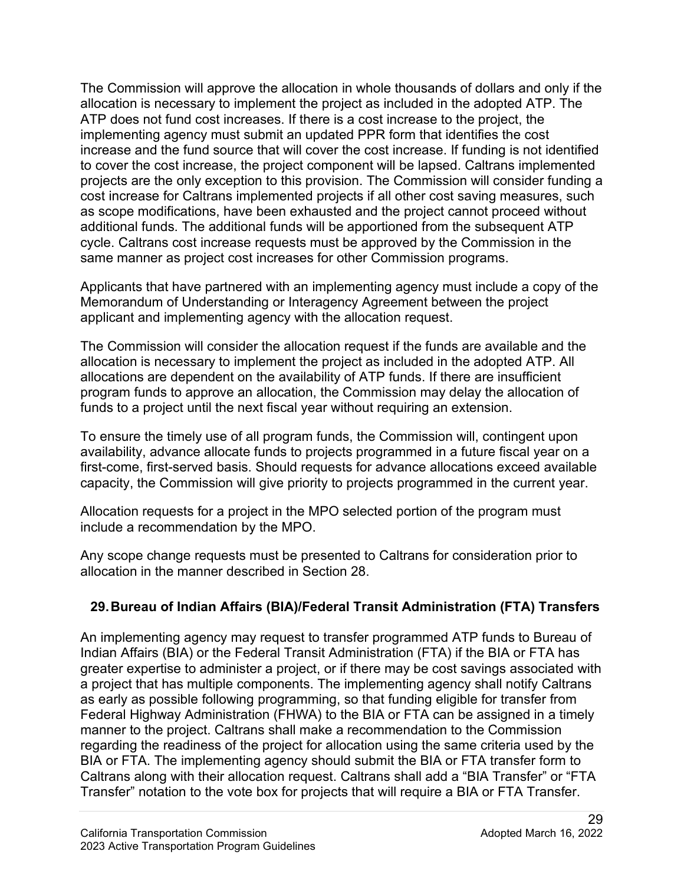The Commission will approve the allocation in whole thousands of dollars and only if the allocation is necessary to implement the project as included in the adopted ATP. The ATP does not fund cost increases. If there is a cost increase to the project, the implementing agency must submit an updated PPR form that identifies the cost increase and the fund source that will cover the cost increase. If funding is not identified to cover the cost increase, the project component will be lapsed. Caltrans implemented projects are the only exception to this provision. The Commission will consider funding a cost increase for Caltrans implemented projects if all other cost saving measures, such as scope modifications, have been exhausted and the project cannot proceed without additional funds. The additional funds will be apportioned from the subsequent ATP cycle. Caltrans cost increase requests must be approved by the Commission in the same manner as project cost increases for other Commission programs.

Applicants that have partnered with an implementing agency must include a copy of the Memorandum of Understanding or Interagency Agreement between the project applicant and implementing agency with the allocation request.

The Commission will consider the allocation request if the funds are available and the allocation is necessary to implement the project as included in the adopted ATP. All allocations are dependent on the availability of ATP funds. If there are insufficient program funds to approve an allocation, the Commission may delay the allocation of funds to a project until the next fiscal year without requiring an extension.

To ensure the timely use of all program funds, the Commission will, contingent upon availability, advance allocate funds to projects programmed in a future fiscal year on a first-come, first-served basis. Should requests for advance allocations exceed available capacity, the Commission will give priority to projects programmed in the current year.

Allocation requests for a project in the MPO selected portion of the program must include a recommendation by the MPO.

Any scope change requests must be presented to Caltrans for consideration prior to allocation in the manner described in Section 28.

## 29. Bureau of Indian Affairs (BIA)/Federal Transit Administration (FTA) Transfers

An implementing agency may request to transfer programmed ATP funds to Bureau of Indian Affairs (BIA) or the Federal Transit Administration (FTA) if the BIA or FTA has greater expertise to administer a project, or if there may be cost savings associated with a project that has multiple components. The implementing agency shall notify Caltrans as early as possible following programming, so that funding eligible for transfer from Federal Highway Administration (FHWA) to the BIA or FTA can be assigned in a timely manner to the project. Caltrans shall make a recommendation to the Commission regarding the readiness of the project for allocation using the same criteria used by the BIA or FTA. The implementing agency should submit the BIA or FTA transfer form to Caltrans along with their allocation request. Caltrans shall add a "BIA Transfer" or "FTA Transfer" notation to the vote box for projects that will require a BIA or FTA Transfer.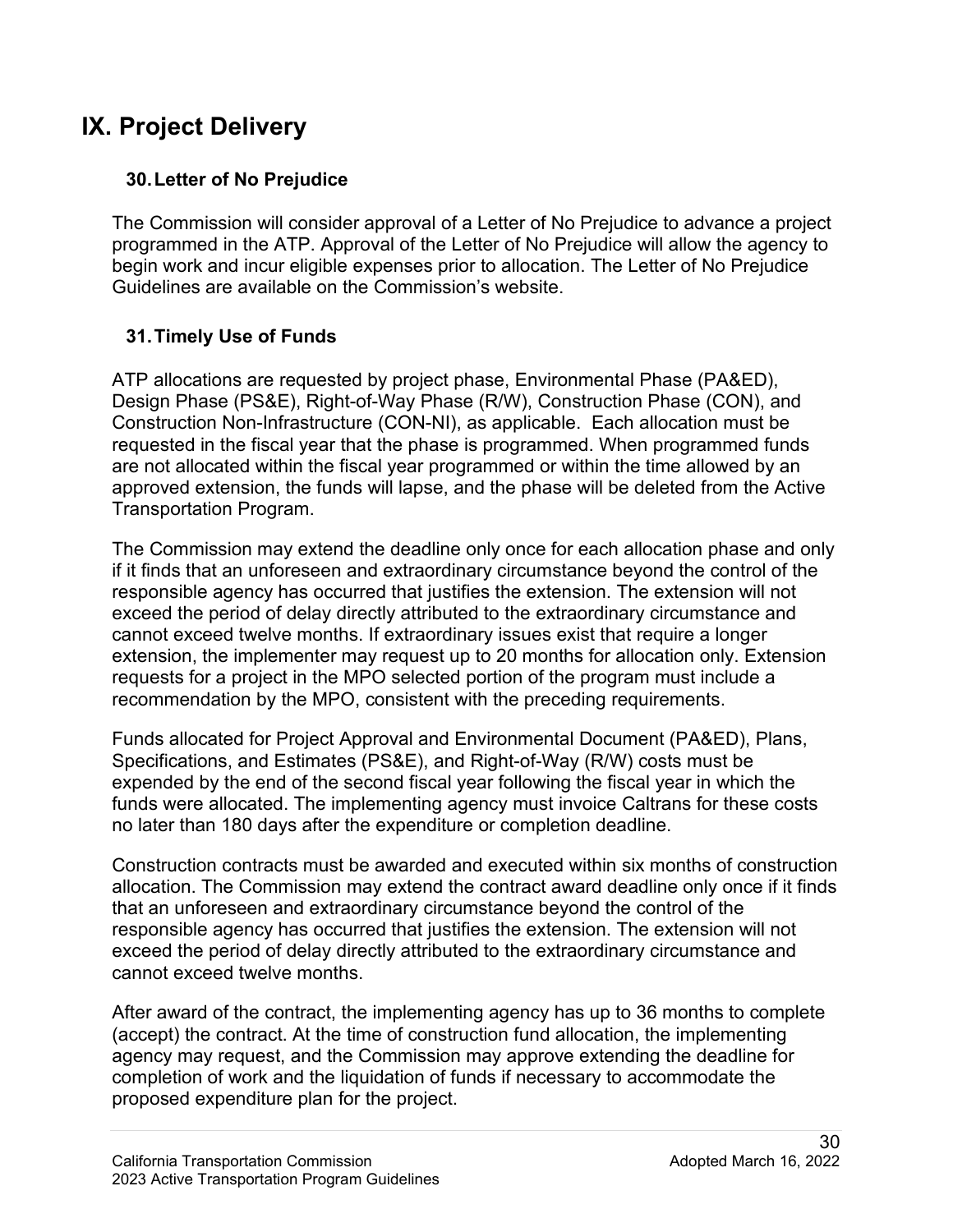# IX. Project Delivery

## 30. Letter of No Prejudice

The Commission will consider approval of a Letter of No Prejudice to advance a project programmed in the ATP. Approval of the Letter of No Prejudice will allow the agency to begin work and incur eligible expenses prior to allocation. The Letter of No Prejudice Guidelines are available on the Commission's website.

## 31. Timely Use of Funds

ATP allocations are requested by project phase, Environmental Phase (PA&ED), Design Phase (PS&E), Right-of-Way Phase (R/W), Construction Phase (CON), and Construction Non-Infrastructure (CON-NI), as applicable. Each allocation must be requested in the fiscal year that the phase is programmed. When programmed funds are not allocated within the fiscal year programmed or within the time allowed by an approved extension, the funds will lapse, and the phase will be deleted from the Active Transportation Program.

The Commission may extend the deadline only once for each allocation phase and only if it finds that an unforeseen and extraordinary circumstance beyond the control of the responsible agency has occurred that justifies the extension. The extension will not exceed the period of delay directly attributed to the extraordinary circumstance and cannot exceed twelve months. If extraordinary issues exist that require a longer extension, the implementer may request up to 20 months for allocation only. Extension requests for a project in the MPO selected portion of the program must include a recommendation by the MPO, consistent with the preceding requirements.

Funds allocated for Project Approval and Environmental Document (PA&ED), Plans, Specifications, and Estimates (PS&E), and Right-of-Way (R/W) costs must be expended by the end of the second fiscal year following the fiscal year in which the funds were allocated. The implementing agency must invoice Caltrans for these costs no later than 180 days after the expenditure or completion deadline.

Construction contracts must be awarded and executed within six months of construction allocation. The Commission may extend the contract award deadline only once if it finds that an unforeseen and extraordinary circumstance beyond the control of the responsible agency has occurred that justifies the extension. The extension will not exceed the period of delay directly attributed to the extraordinary circumstance and cannot exceed twelve months.

After award of the contract, the implementing agency has up to 36 months to complete (accept) the contract. At the time of construction fund allocation, the implementing agency may request, and the Commission may approve extending the deadline for completion of work and the liquidation of funds if necessary to accommodate the proposed expenditure plan for the project.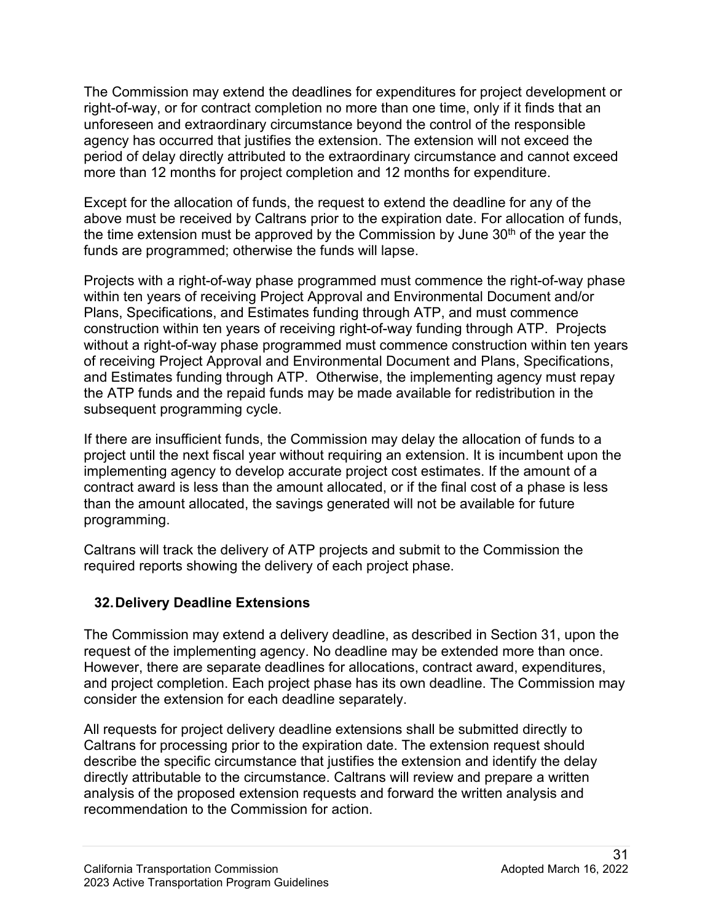The Commission may extend the deadlines for expenditures for project development or right-of-way, or for contract completion no more than one time, only if it finds that an unforeseen and extraordinary circumstance beyond the control of the responsible agency has occurred that justifies the extension. The extension will not exceed the period of delay directly attributed to the extraordinary circumstance and cannot exceed more than 12 months for project completion and 12 months for expenditure.

Except for the allocation of funds, the request to extend the deadline for any of the above must be received by Caltrans prior to the expiration date. For allocation of funds, the time extension must be approved by the Commission by June 30th of the year the funds are programmed; otherwise the funds will lapse.

Projects with a right-of-way phase programmed must commence the right-of-way phase within ten years of receiving Project Approval and Environmental Document and/or Plans, Specifications, and Estimates funding through ATP, and must commence construction within ten years of receiving right-of-way funding through ATP. Projects without a right-of-way phase programmed must commence construction within ten years of receiving Project Approval and Environmental Document and Plans, Specifications, and Estimates funding through ATP. Otherwise, the implementing agency must repay the ATP funds and the repaid funds may be made available for redistribution in the subsequent programming cycle.

If there are insufficient funds, the Commission may delay the allocation of funds to a project until the next fiscal year without requiring an extension. It is incumbent upon the implementing agency to develop accurate project cost estimates. If the amount of a contract award is less than the amount allocated, or if the final cost of a phase is less than the amount allocated, the savings generated will not be available for future programming.

Caltrans will track the delivery of ATP projects and submit to the Commission the required reports showing the delivery of each project phase.

## 32. Delivery Deadline Extensions

The Commission may extend a delivery deadline, as described in Section 31, upon the request of the implementing agency. No deadline may be extended more than once. However, there are separate deadlines for allocations, contract award, expenditures, and project completion. Each project phase has its own deadline. The Commission may consider the extension for each deadline separately.

All requests for project delivery deadline extensions shall be submitted directly to Caltrans for processing prior to the expiration date. The extension request should describe the specific circumstance that justifies the extension and identify the delay directly attributable to the circumstance. Caltrans will review and prepare a written analysis of the proposed extension requests and forward the written analysis and recommendation to the Commission for action.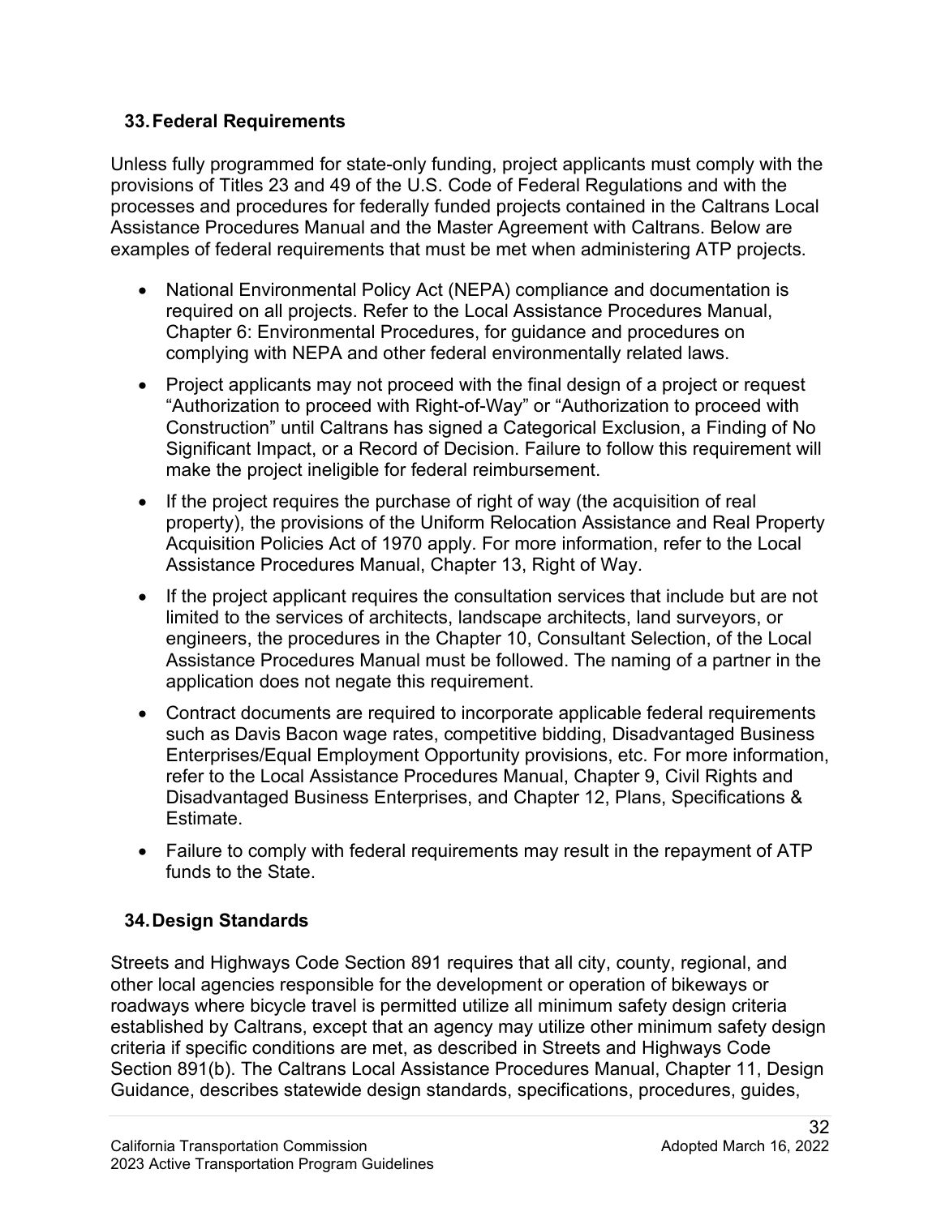## 33. Federal Requirements

Unless fully programmed for state-only funding, project applicants must comply with the provisions of Titles 23 and 49 of the U.S. Code of Federal Regulations and with the processes and procedures for federally funded projects contained in the Caltrans Local Assistance Procedures Manual and the Master Agreement with Caltrans. Below are examples of federal requirements that must be met when administering ATP projects.

- National Environmental Policy Act (NEPA) compliance and documentation is required on all projects. Refer to the Local Assistance Procedures Manual, Chapter 6: Environmental Procedures, for guidance and procedures on complying with NEPA and other federal environmentally related laws.
- Project applicants may not proceed with the final design of a project or request "Authorization to proceed with Right-of-Way" or "Authorization to proceed with Construction" until Caltrans has signed a Categorical Exclusion, a Finding of No Significant Impact, or a Record of Decision. Failure to follow this requirement will make the project ineligible for federal reimbursement.
- If the project requires the purchase of right of way (the acquisition of real property), the provisions of the Uniform Relocation Assistance and Real Property Acquisition Policies Act of 1970 apply. For more information, refer to the Local Assistance Procedures Manual, Chapter 13, Right of Way.
- If the project applicant requires the consultation services that include but are not limited to the services of architects, landscape architects, land surveyors, or engineers, the procedures in the Chapter 10, Consultant Selection, of the Local Assistance Procedures Manual must be followed. The naming of a partner in the application does not negate this requirement.
- Contract documents are required to incorporate applicable federal requirements such as Davis Bacon wage rates, competitive bidding, Disadvantaged Business Enterprises/Equal Employment Opportunity provisions, etc. For more information, refer to the Local Assistance Procedures Manual, Chapter 9, Civil Rights and Disadvantaged Business Enterprises, and Chapter 12, Plans, Specifications & Estimate.
- Failure to comply with federal requirements may result in the repayment of ATP funds to the State.

## 34. Design Standards

Streets and Highways Code Section 891 requires that all city, county, regional, and other local agencies responsible for the development or operation of bikeways or roadways where bicycle travel is permitted utilize all minimum safety design criteria established by Caltrans, except that an agency may utilize other minimum safety design criteria if specific conditions are met, as described in Streets and Highways Code Section 891(b). The Caltrans Local Assistance Procedures Manual, Chapter 11, Design Guidance, describes statewide design standards, specifications, procedures, guides,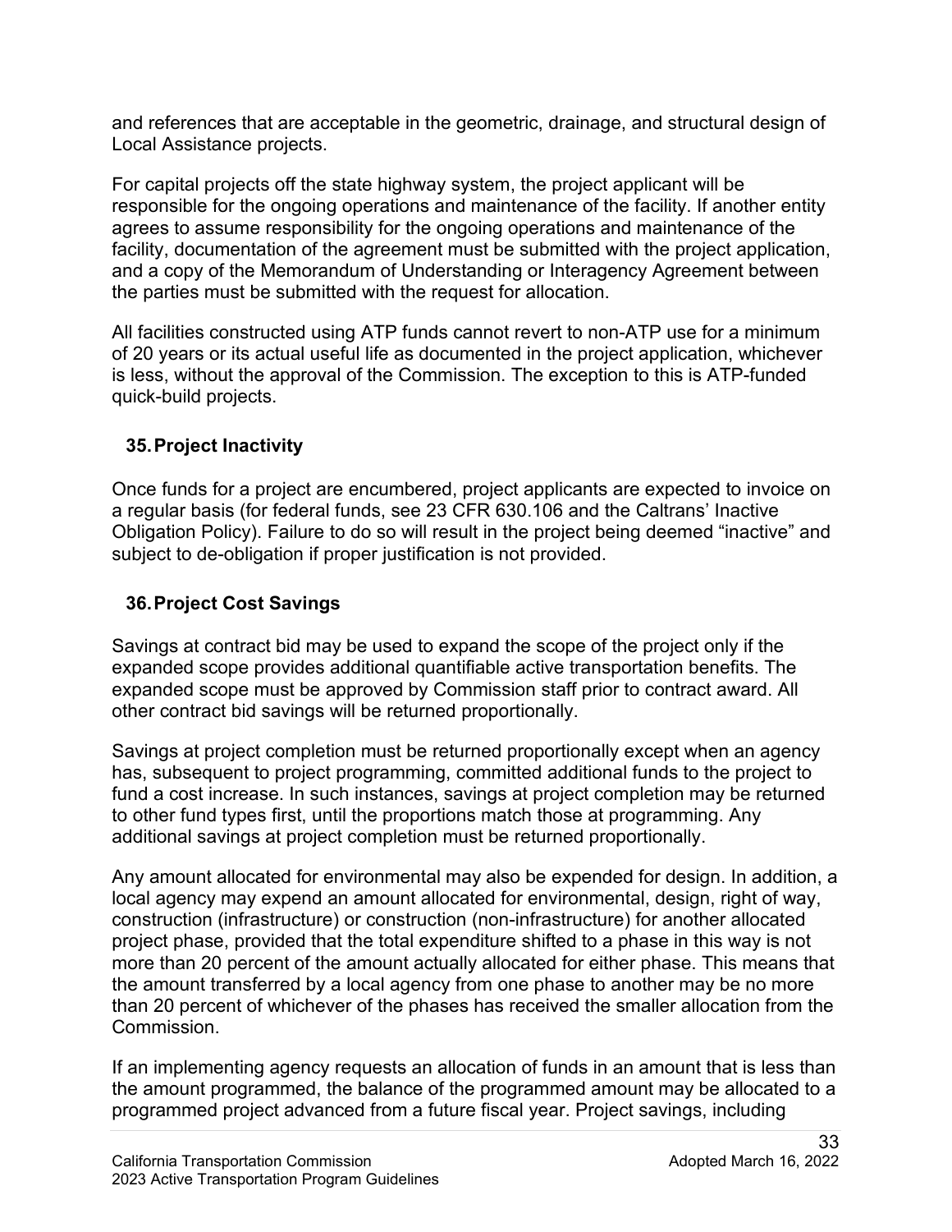and references that are acceptable in the geometric, drainage, and structural design of Local Assistance projects.

For capital projects off the state highway system, the project applicant will be responsible for the ongoing operations and maintenance of the facility. If another entity agrees to assume responsibility for the ongoing operations and maintenance of the facility, documentation of the agreement must be submitted with the project application, and a copy of the Memorandum of Understanding or Interagency Agreement between the parties must be submitted with the request for allocation.

All facilities constructed using ATP funds cannot revert to non-ATP use for a minimum of 20 years or its actual useful life as documented in the project application, whichever is less, without the approval of the Commission. The exception to this is ATP-funded quick-build projects.

### 35. Project Inactivity

Once funds for a project are encumbered, project applicants are expected to invoice on a regular basis (for federal funds, see 23 CFR 630.106 and the Caltrans' Inactive Obligation Policy). Failure to do so will result in the project being deemed "inactive" and subject to de-obligation if proper justification is not provided.

### 36. Project Cost Savings

Savings at contract bid may be used to expand the scope of the project only if the expanded scope provides additional quantifiable active transportation benefits. The expanded scope must be approved by Commission staff prior to contract award. All other contract bid savings will be returned proportionally.

Savings at project completion must be returned proportionally except when an agency has, subsequent to project programming, committed additional funds to the project to fund a cost increase. In such instances, savings at project completion may be returned to other fund types first, until the proportions match those at programming. Any additional savings at project completion must be returned proportionally.

Any amount allocated for environmental may also be expended for design. In addition, a local agency may expend an amount allocated for environmental, design, right of way, construction (infrastructure) or construction (non-infrastructure) for another allocated project phase, provided that the total expenditure shifted to a phase in this way is not more than 20 percent of the amount actually allocated for either phase. This means that the amount transferred by a local agency from one phase to another may be no more than 20 percent of whichever of the phases has received the smaller allocation from the Commission.

If an implementing agency requests an allocation of funds in an amount that is less than the amount programmed, the balance of the programmed amount may be allocated to a programmed project advanced from a future fiscal year. Project savings, including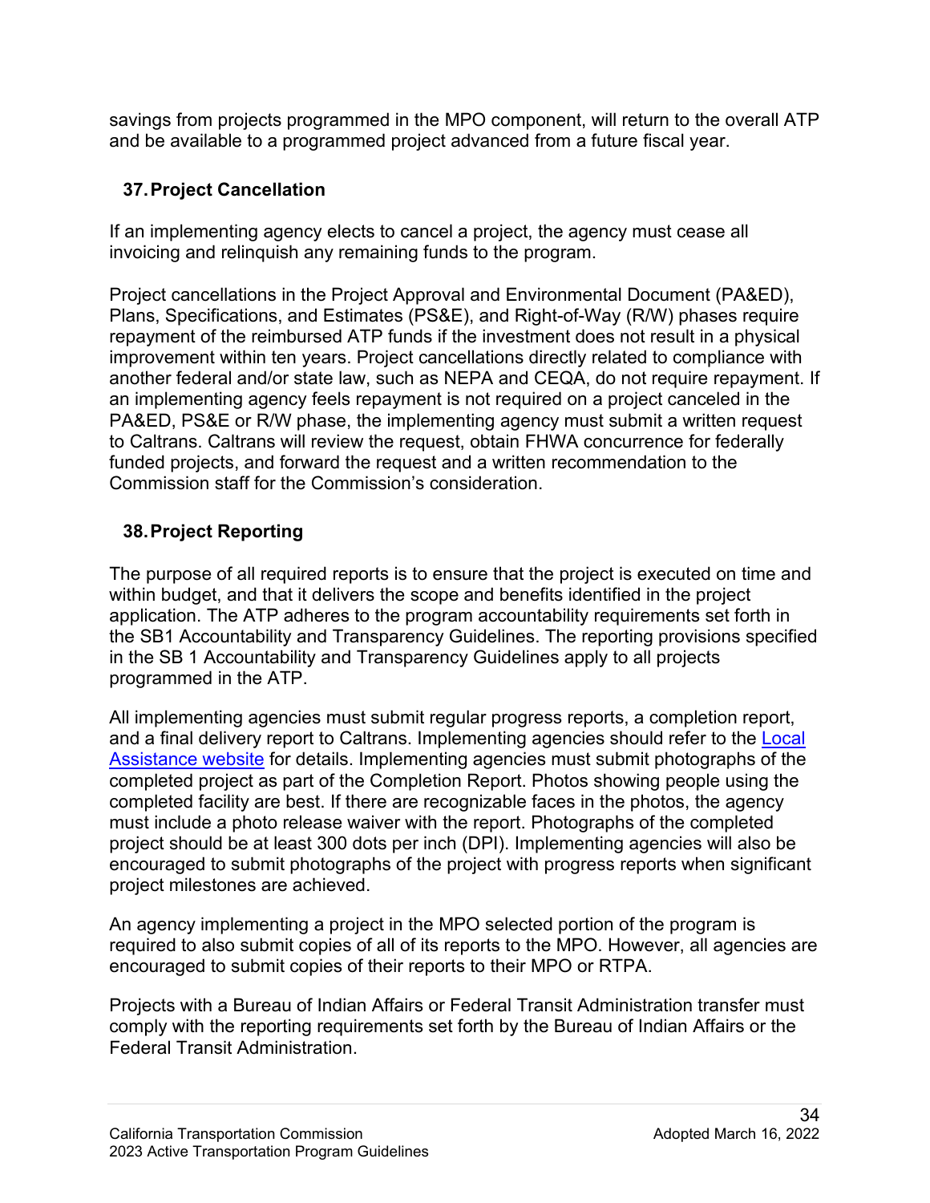savings from projects programmed in the MPO component, will return to the overall ATP and be available to a programmed project advanced from a future fiscal year.

## 37. Project Cancellation

If an implementing agency elects to cancel a project, the agency must cease all invoicing and relinquish any remaining funds to the program.

Project cancellations in the Project Approval and Environmental Document (PA&ED), Plans, Specifications, and Estimates (PS&E), and Right-of-Way (R/W) phases require repayment of the reimbursed ATP funds if the investment does not result in a physical improvement within ten years. Project cancellations directly related to compliance with another federal and/or state law, such as NEPA and CEQA, do not require repayment. If an implementing agency feels repayment is not required on a project canceled in the PA&ED, PS&E or R/W phase, the implementing agency must submit a written request to Caltrans. Caltrans will review the request, obtain FHWA concurrence for federally funded projects, and forward the request and a written recommendation to the Commission staff for the Commission's consideration.

## 38. Project Reporting

The purpose of all required reports is to ensure that the project is executed on time and within budget, and that it delivers the scope and benefits identified in the project application. The ATP adheres to the program accountability requirements set forth in the SB1 Accountability and Transparency Guidelines. The reporting provisions specified in the SB 1 Accountability and Transparency Guidelines apply to all projects programmed in the ATP.

All implementing agencies must submit regular progress reports, a completion report, and a final delivery report to Caltrans. Implementing agencies should refer to the Local Assistance website for details. Implementing agencies must submit photographs of the completed project as part of the Completion Report. Photos showing people using the completed facility are best. If there are recognizable faces in the photos, the agency must include a photo release waiver with the report. Photographs of the completed project should be at least 300 dots per inch (DPI). Implementing agencies will also be encouraged to submit photographs of the project with progress reports when significant project milestones are achieved.

An agency implementing a project in the MPO selected portion of the program is required to also submit copies of all of its reports to the MPO. However, all agencies are encouraged to submit copies of their reports to their MPO or RTPA.

Projects with a Bureau of Indian Affairs or Federal Transit Administration transfer must comply with the reporting requirements set forth by the Bureau of Indian Affairs or the Federal Transit Administration.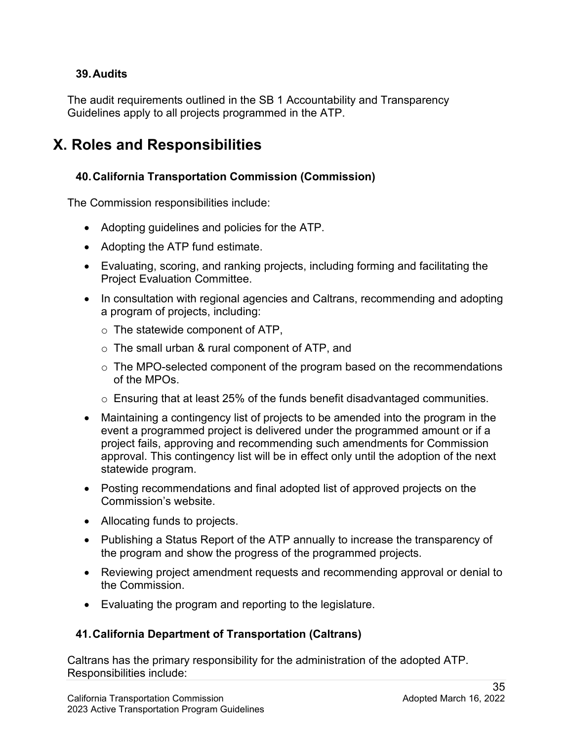### 39. Audits

The audit requirements outlined in the SB 1 Accountability and Transparency Guidelines apply to all projects programmed in the ATP.

## X. Roles and Responsibilities

### 40. California Transportation Commission (Commission)

The Commission responsibilities include:

- Adopting guidelines and policies for the ATP.
- Adopting the ATP fund estimate.
- Evaluating, scoring, and ranking projects, including forming and facilitating the Project Evaluation Committee.
- In consultation with regional agencies and Caltrans, recommending and adopting a program of projects, including:
  - The statewide component of ATP,
  - The small urban & rural component of ATP, and
  - The MPO-selected component of the program based on the recommendations of the MPOs.
  - Ensuring that at least 25% of the funds benefit disadvantaged communities.
- Maintaining a contingency list of projects to be amended into the program in the event a programmed project is delivered under the programmed amount or if a project fails, approving and recommending such amendments for Commission approval. This contingency list will be in effect only until the adoption of the next statewide program.
- Posting recommendations and final adopted list of approved projects on the Commission's website.
- Allocating funds to projects.
- Publishing a Status Report of the ATP annually to increase the transparency of the program and show the progress of the programmed projects.
- Reviewing project amendment requests and recommending approval or denial to the Commission.
- Evaluating the program and reporting to the legislature.

### 41. California Department of Transportation (Caltrans)

Caltrans has the primary responsibility for the administration of the adopted ATP. Responsibilities include: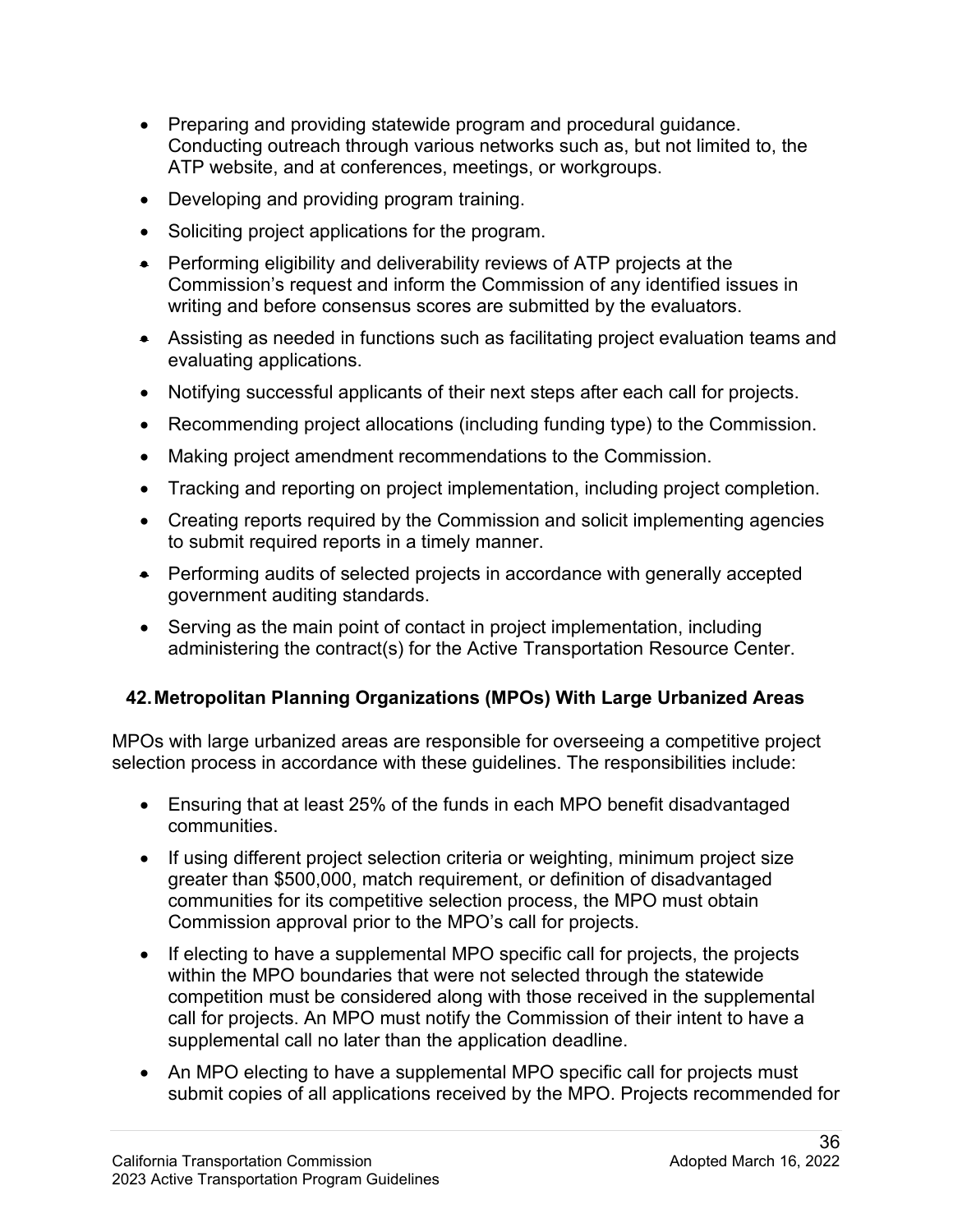- Preparing and providing statewide program and procedural guidance. Conducting outreach through various networks such as, but not limited to, the ATP website, and at conferences, meetings, or workgroups.
- Developing and providing program training.
- Soliciting project applications for the program.
- Performing eligibility and deliverability reviews of ATP projects at the Commission's request and inform the Commission of any identified issues in writing and before consensus scores are submitted by the evaluators.
- Assisting as needed in functions such as facilitating project evaluation teams and evaluating applications.
- Notifying successful applicants of their next steps after each call for projects.
- Recommending project allocations (including funding type) to the Commission.
- Making project amendment recommendations to the Commission.
- Tracking and reporting on project implementation, including project completion.
- Creating reports required by the Commission and solicit implementing agencies to submit required reports in a timely manner.
- Performing audits of selected projects in accordance with generally accepted government auditing standards.
- Serving as the main point of contact in project implementation, including administering the contract(s) for the Active Transportation Resource Center.

## 42. Metropolitan Planning Organizations (MPOs) With Large Urbanized Areas

MPOs with large urbanized areas are responsible for overseeing a competitive project selection process in accordance with these guidelines. The responsibilities include:

- Ensuring that at least 25% of the funds in each MPO benefit disadvantaged communities.
- If using different project selection criteria or weighting, minimum project size greater than $500,000, match requirement, or definition of disadvantaged communities for its competitive selection process, the MPO must obtain Commission approval prior to the MPO's call for projects.
- If electing to have a supplemental MPO specific call for projects, the projects within the MPO boundaries that were not selected through the statewide competition must be considered along with those received in the supplemental call for projects. An MPO must notify the Commission of their intent to have a supplemental call no later than the application deadline.
- An MPO electing to have a supplemental MPO specific call for projects must submit copies of all applications received by the MPO. Projects recommended for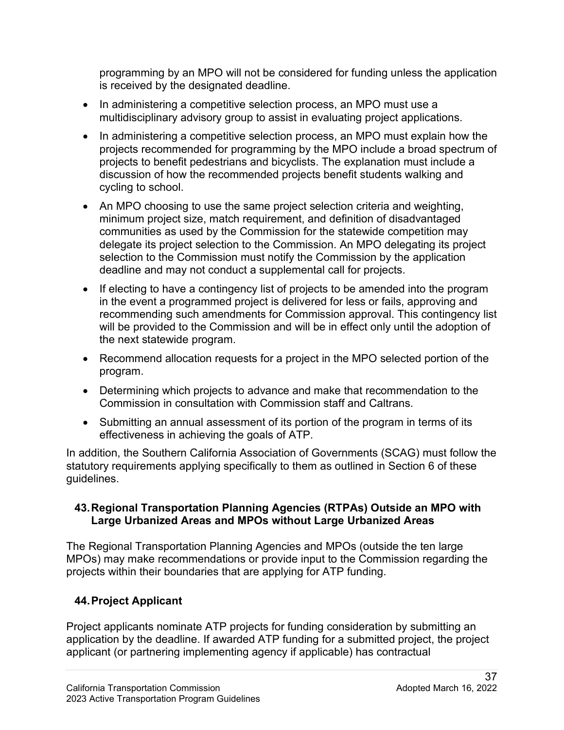programming by an MPO will not be considered for funding unless the application is received by the designated deadline.

- In administering a competitive selection process, an MPO must use a multidisciplinary advisory group to assist in evaluating project applications.
- In administering a competitive selection process, an MPO must explain how the projects recommended for programming by the MPO include a broad spectrum of projects to benefit pedestrians and bicyclists. The explanation must include a discussion of how the recommended projects benefit students walking and cycling to school.
- An MPO choosing to use the same project selection criteria and weighting, minimum project size, match requirement, and definition of disadvantaged communities as used by the Commission for the statewide competition may delegate its project selection to the Commission. An MPO delegating its project selection to the Commission must notify the Commission by the application deadline and may not conduct a supplemental call for projects.
- If electing to have a contingency list of projects to be amended into the program in the event a programmed project is delivered for less or fails, approving and recommending such amendments for Commission approval. This contingency list will be provided to the Commission and will be in effect only until the adoption of the next statewide program.
- Recommend allocation requests for a project in the MPO selected portion of the program.
- Determining which projects to advance and make that recommendation to the Commission in consultation with Commission staff and Caltrans.
- Submitting an annual assessment of its portion of the program in terms of its effectiveness in achieving the goals of ATP.

In addition, the Southern California Association of Governments (SCAG) must follow the statutory requirements applying specifically to them as outlined in Section 6 of these guidelines.

### 43. Regional Transportation Planning Agencies (RTPAs) Outside an MPO with Large Urbanized Areas and MPOs without Large Urbanized Areas

The Regional Transportation Planning Agencies and MPOs (outside the ten large MPOs) may make recommendations or provide input to the Commission regarding the projects within their boundaries that are applying for ATP funding.

### 44. Project Applicant

Project applicants nominate ATP projects for funding consideration by submitting an application by the deadline. If awarded ATP funding for a submitted project, the project applicant (or partnering implementing agency if applicable) has contractual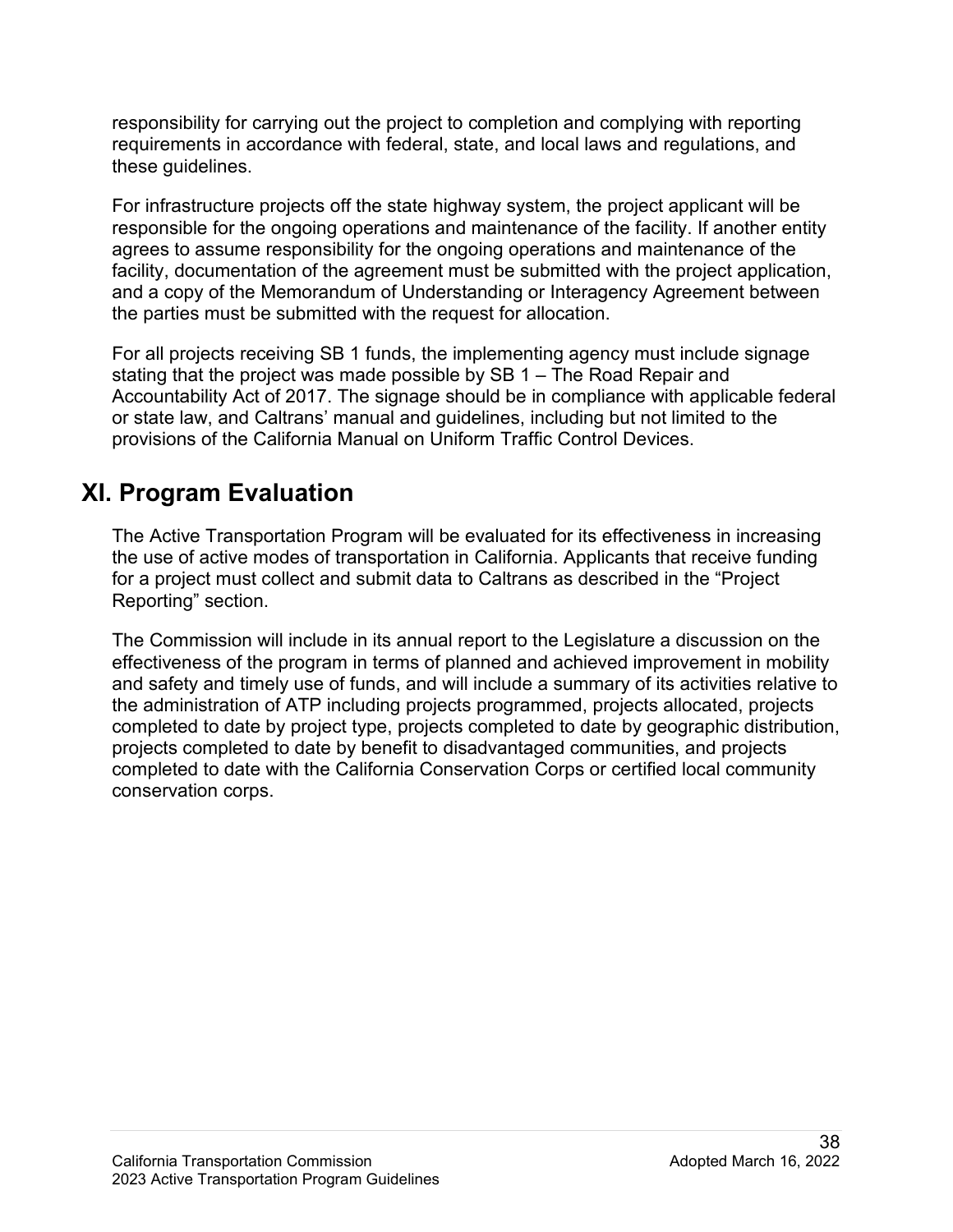responsibility for carrying out the project to completion and complying with reporting requirements in accordance with federal, state, and local laws and regulations, and these guidelines.

For infrastructure projects off the state highway system, the project applicant will be responsible for the ongoing operations and maintenance of the facility. If another entity agrees to assume responsibility for the ongoing operations and maintenance of the facility, documentation of the agreement must be submitted with the project application, and a copy of the Memorandum of Understanding or Interagency Agreement between the parties must be submitted with the request for allocation.

For all projects receiving SB 1 funds, the implementing agency must include signage stating that the project was made possible by SB 1 – The Road Repair and Accountability Act of 2017. The signage should be in compliance with applicable federal or state law, and Caltrans' manual and guidelines, including but not limited to the provisions of the California Manual on Uniform Traffic Control Devices.

## XI. Program Evaluation

The Active Transportation Program will be evaluated for its effectiveness in increasing the use of active modes of transportation in California. Applicants that receive funding for a project must collect and submit data to Caltrans as described in the "Project Reporting" section.

The Commission will include in its annual report to the Legislature a discussion on the effectiveness of the program in terms of planned and achieved improvement in mobility and safety and timely use of funds, and will include a summary of its activities relative to the administration of ATP including projects programmed, projects allocated, projects completed to date by project type, projects completed to date by geographic distribution, projects completed to date by benefit to disadvantaged communities, and projects completed to date with the California Conservation Corps or certified local community conservation corps.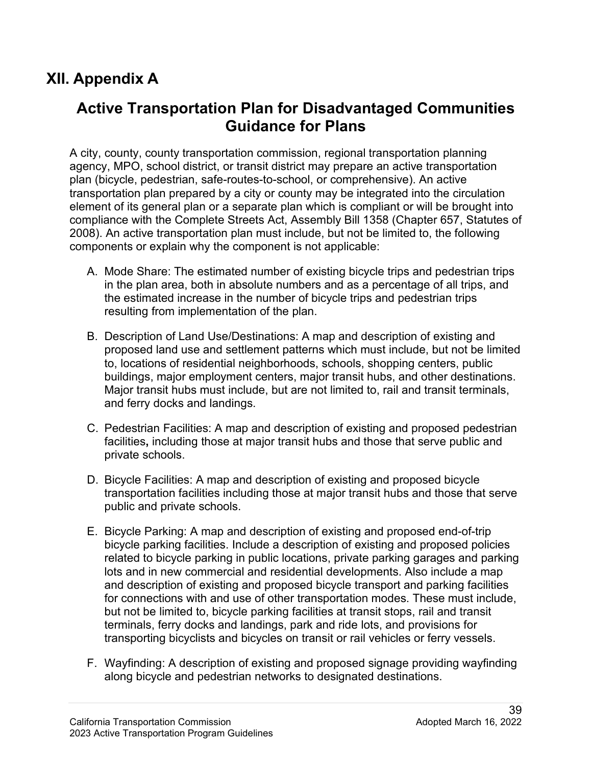# XII. Appendix A

## Active Transportation Plan for Disadvantaged Communities Guidance for Plans

A city, county, county transportation commission, regional transportation planning agency, MPO, school district, or transit district may prepare an active transportation plan (bicycle, pedestrian, safe-routes-to-school, or comprehensive). An active transportation plan prepared by a city or county may be integrated into the circulation element of its general plan or a separate plan which is compliant or will be brought into compliance with the Complete Streets Act, Assembly Bill 1358 (Chapter 657, Statutes of 2008). An active transportation plan must include, but not be limited to, the following components or explain why the component is not applicable:

A. Mode Share: The estimated number of existing bicycle trips and pedestrian trips in the plan area, both in absolute numbers and as a percentage of all trips, and the estimated increase in the number of bicycle trips and pedestrian trips resulting from implementation of the plan.

B. Description of Land Use/Destinations: A map and description of existing and proposed land use and settlement patterns which must include, but not be limited to, locations of residential neighborhoods, schools, shopping centers, public buildings, major employment centers, major transit hubs, and other destinations. Major transit hubs must include, but are not limited to, rail and transit terminals, and ferry docks and landings.

C. Pedestrian Facilities: A map and description of existing and proposed pedestrian facilities**,** including those at major transit hubs and those that serve public and private schools.

D. Bicycle Facilities: A map and description of existing and proposed bicycle transportation facilities including those at major transit hubs and those that serve public and private schools.

E. Bicycle Parking: A map and description of existing and proposed end-of-trip bicycle parking facilities. Include a description of existing and proposed policies related to bicycle parking in public locations, private parking garages and parking lots and in new commercial and residential developments. Also include a map and description of existing and proposed bicycle transport and parking facilities for connections with and use of other transportation modes. These must include, but not be limited to, bicycle parking facilities at transit stops, rail and transit terminals, ferry docks and landings, park and ride lots, and provisions for transporting bicyclists and bicycles on transit or rail vehicles or ferry vessels.

F. Wayfinding: A description of existing and proposed signage providing wayfinding along bicycle and pedestrian networks to designated destinations.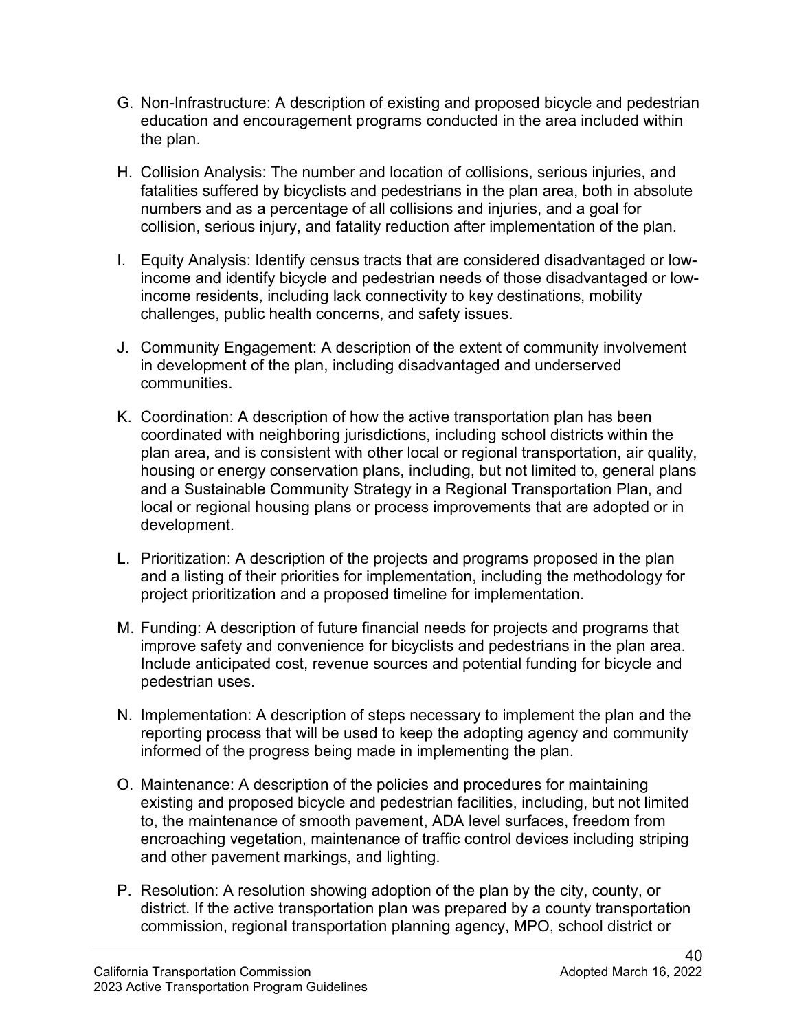G. Non-Infrastructure: A description of existing and proposed bicycle and pedestrian education and encouragement programs conducted in the area included within the plan.

H. Collision Analysis: The number and location of collisions, serious injuries, and fatalities suffered by bicyclists and pedestrians in the plan area, both in absolute numbers and as a percentage of all collisions and injuries, and a goal for collision, serious injury, and fatality reduction after implementation of the plan.

I. Equity Analysis: Identify census tracts that are considered disadvantaged or low-income and identify bicycle and pedestrian needs of those disadvantaged or low-income residents, including lack connectivity to key destinations, mobility challenges, public health concerns, and safety issues.

J. Community Engagement: A description of the extent of community involvement in development of the plan, including disadvantaged and underserved communities.

K. Coordination: A description of how the active transportation plan has been coordinated with neighboring jurisdictions, including school districts within the plan area, and is consistent with other local or regional transportation, air quality, housing or energy conservation plans, including, but not limited to, general plans and a Sustainable Community Strategy in a Regional Transportation Plan, and local or regional housing plans or process improvements that are adopted or in development.

L. Prioritization: A description of the projects and programs proposed in the plan and a listing of their priorities for implementation, including the methodology for project prioritization and a proposed timeline for implementation.

M. Funding: A description of future financial needs for projects and programs that improve safety and convenience for bicyclists and pedestrians in the plan area. Include anticipated cost, revenue sources and potential funding for bicycle and pedestrian uses.

N. Implementation: A description of steps necessary to implement the plan and the reporting process that will be used to keep the adopting agency and community informed of the progress being made in implementing the plan.

O. Maintenance: A description of the policies and procedures for maintaining existing and proposed bicycle and pedestrian facilities, including, but not limited to, the maintenance of smooth pavement, ADA level surfaces, freedom from encroaching vegetation, maintenance of traffic control devices including striping and other pavement markings, and lighting.

P. Resolution: A resolution showing adoption of the plan by the city, county, or district. If the active transportation plan was prepared by a county transportation commission, regional transportation planning agency, MPO, school district or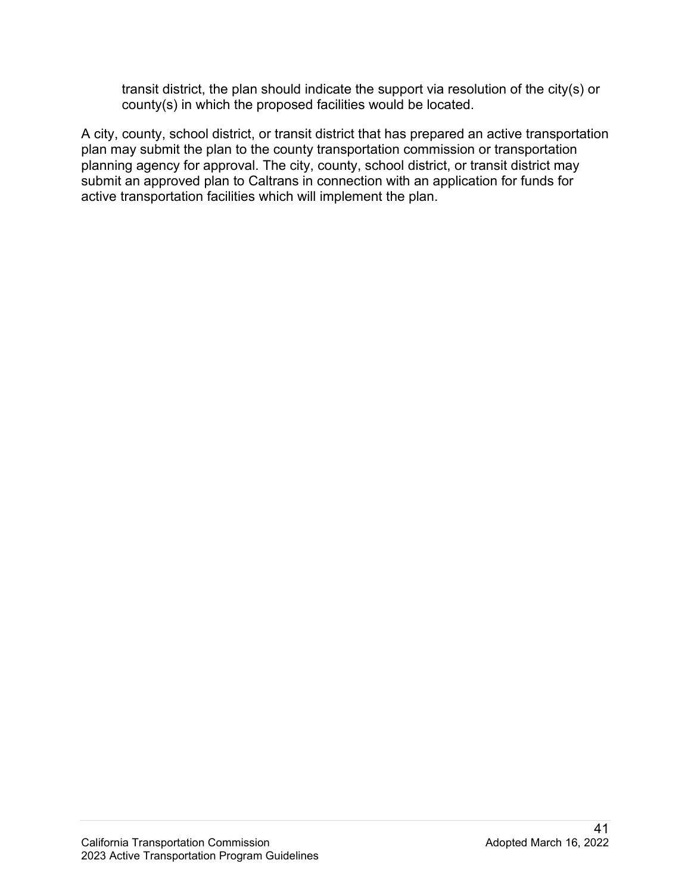transit district, the plan should indicate the support via resolution of the city(s) or county(s) in which the proposed facilities would be located.

A city, county, school district, or transit district that has prepared an active transportation plan may submit the plan to the county transportation commission or transportation planning agency for approval. The city, county, school district, or transit district may submit an approved plan to Caltrans in connection with an application for funds for active transportation facilities which will implement the plan.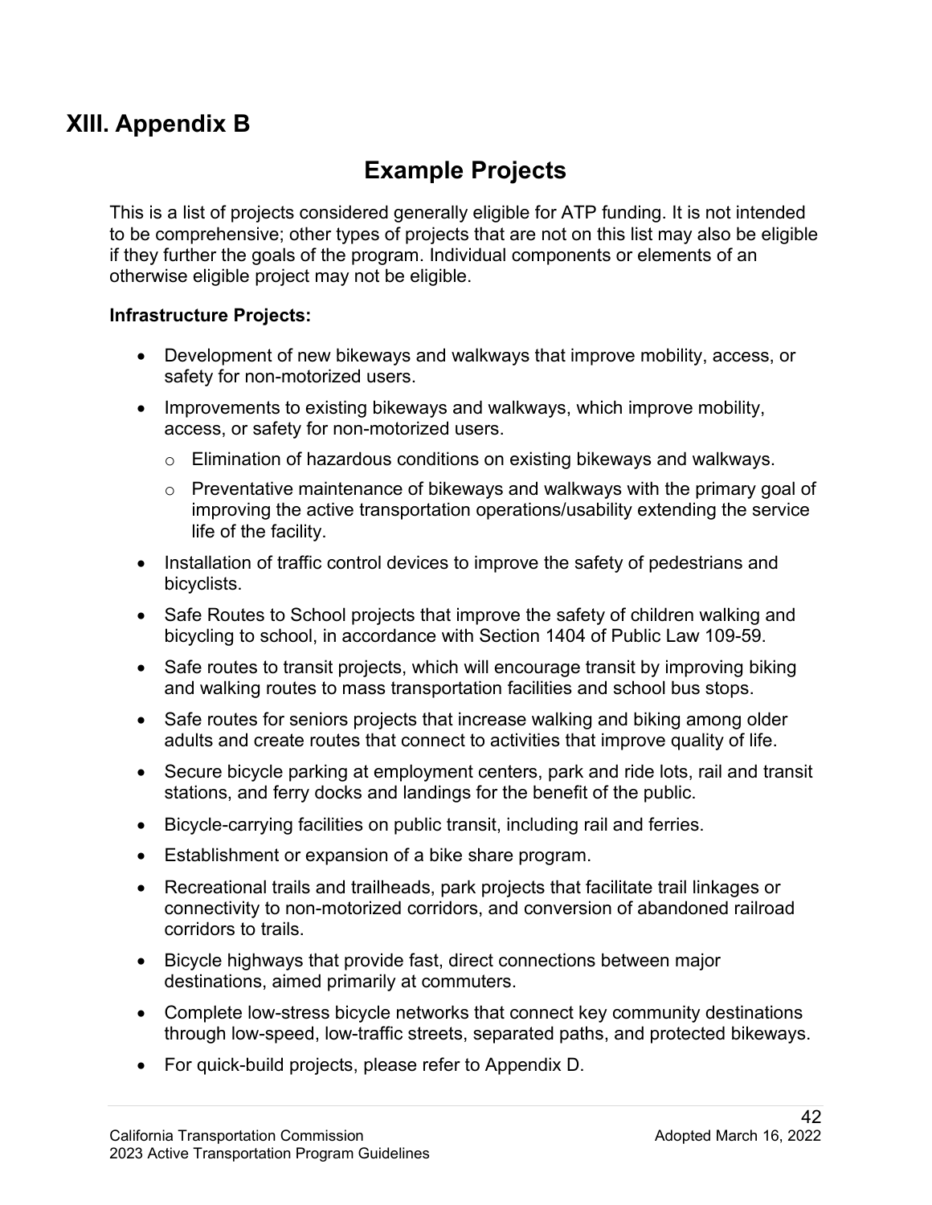# XIII. Appendix B

## Example Projects

This is a list of projects considered generally eligible for ATP funding. It is not intended to be comprehensive; other types of projects that are not on this list may also be eligible if they further the goals of the program. Individual components or elements of an otherwise eligible project may not be eligible.

**Infrastructure Projects:**

- Development of new bikeways and walkways that improve mobility, access, or safety for non-motorized users.
- Improvements to existing bikeways and walkways, which improve mobility, access, or safety for non-motorized users.
  - Elimination of hazardous conditions on existing bikeways and walkways.
  - Preventative maintenance of bikeways and walkways with the primary goal of improving the active transportation operations/usability extending the service life of the facility.
- Installation of traffic control devices to improve the safety of pedestrians and bicyclists.
- Safe Routes to School projects that improve the safety of children walking and bicycling to school, in accordance with Section 1404 of Public Law 109-59.
- Safe routes to transit projects, which will encourage transit by improving biking and walking routes to mass transportation facilities and school bus stops.
- Safe routes for seniors projects that increase walking and biking among older adults and create routes that connect to activities that improve quality of life.
- Secure bicycle parking at employment centers, park and ride lots, rail and transit stations, and ferry docks and landings for the benefit of the public.
- Bicycle-carrying facilities on public transit, including rail and ferries.
- Establishment or expansion of a bike share program.
- Recreational trails and trailheads, park projects that facilitate trail linkages or connectivity to non-motorized corridors, and conversion of abandoned railroad corridors to trails.
- Bicycle highways that provide fast, direct connections between major destinations, aimed primarily at commuters.
- Complete low-stress bicycle networks that connect key community destinations through low-speed, low-traffic streets, separated paths, and protected bikeways.
- For quick-build projects, please refer to Appendix D.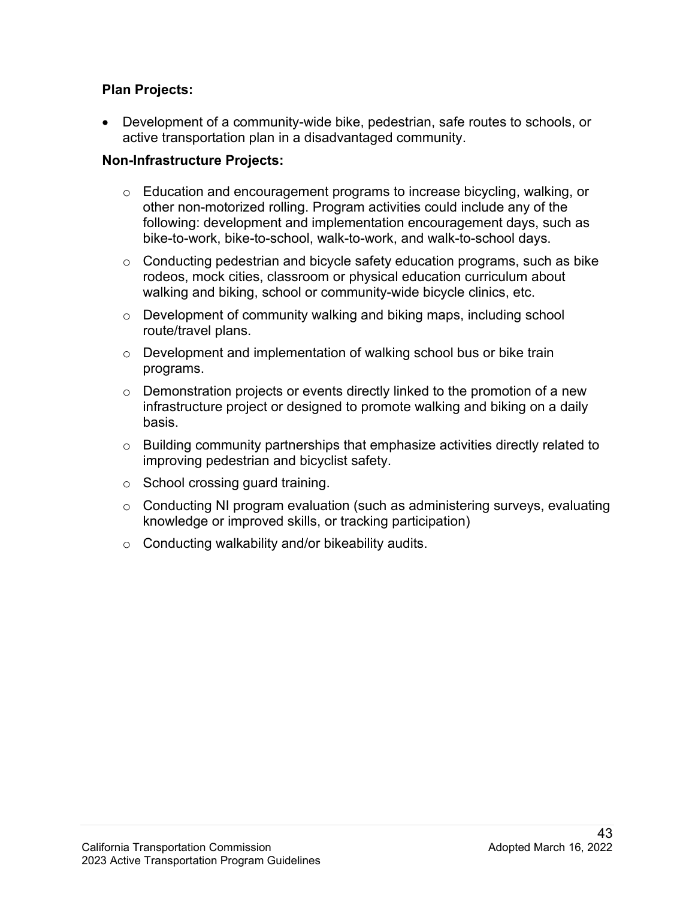**Plan Projects:**

- Development of a community-wide bike, pedestrian, safe routes to schools, or active transportation plan in a disadvantaged community.

**Non-Infrastructure Projects:**

- Education and encouragement programs to increase bicycling, walking, or other non-motorized rolling. Program activities could include any of the following: development and implementation encouragement days, such as bike-to-work, bike-to-school, walk-to-work, and walk-to-school days.
- Conducting pedestrian and bicycle safety education programs, such as bike rodeos, mock cities, classroom or physical education curriculum about walking and biking, school or community-wide bicycle clinics, etc.
- Development of community walking and biking maps, including school route/travel plans.
- Development and implementation of walking school bus or bike train programs.
- Demonstration projects or events directly linked to the promotion of a new infrastructure project or designed to promote walking and biking on a daily basis.
- Building community partnerships that emphasize activities directly related to improving pedestrian and bicyclist safety.
- School crossing guard training.
- Conducting NI program evaluation (such as administering surveys, evaluating knowledge or improved skills, or tracking participation)
- Conducting walkability and/or bikeability audits.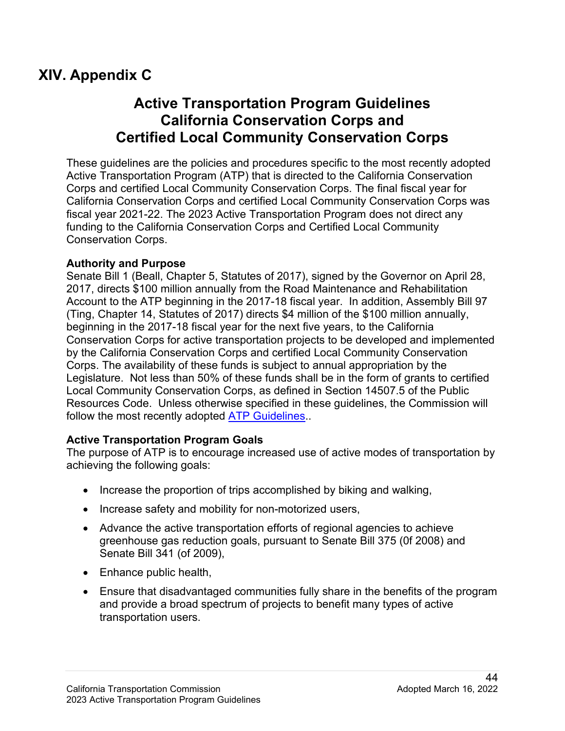# XIV. Appendix C

## Active Transportation Program Guidelines California Conservation Corps and Certified Local Community Conservation Corps

These guidelines are the policies and procedures specific to the most recently adopted Active Transportation Program (ATP) that is directed to the California Conservation Corps and certified Local Community Conservation Corps. The final fiscal year for California Conservation Corps and certified Local Community Conservation Corps was fiscal year 2021-22. The 2023 Active Transportation Program does not direct any funding to the California Conservation Corps and Certified Local Community Conservation Corps.

**Authority and Purpose**
Senate Bill 1 (Beall, Chapter 5, Statutes of 2017), signed by the Governor on April 28, 2017, directs $100 million annually from the Road Maintenance and Rehabilitation Account to the ATP beginning in the 2017-18 fiscal year. In addition, Assembly Bill 97 (Ting, Chapter 14, Statutes of 2017) directs $4 million of the $100 million annually, beginning in the 2017-18 fiscal year for the next five years, to the California Conservation Corps for active transportation projects to be developed and implemented by the California Conservation Corps and certified Local Community Conservation Corps. The availability of these funds is subject to annual appropriation by the Legislature. Not less than 50% of these funds shall be in the form of grants to certified Local Community Conservation Corps, as defined in Section 14507.5 of the Public Resources Code. Unless otherwise specified in these guidelines, the Commission will follow the most recently adopted ATP Guidelines..

**Active Transportation Program Goals**
The purpose of ATP is to encourage increased use of active modes of transportation by achieving the following goals:

- Increase the proportion of trips accomplished by biking and walking,
- Increase safety and mobility for non-motorized users,
- Advance the active transportation efforts of regional agencies to achieve greenhouse gas reduction goals, pursuant to Senate Bill 375 (0f 2008) and Senate Bill 341 (of 2009),
- Enhance public health,
- Ensure that disadvantaged communities fully share in the benefits of the program and provide a broad spectrum of projects to benefit many types of active transportation users.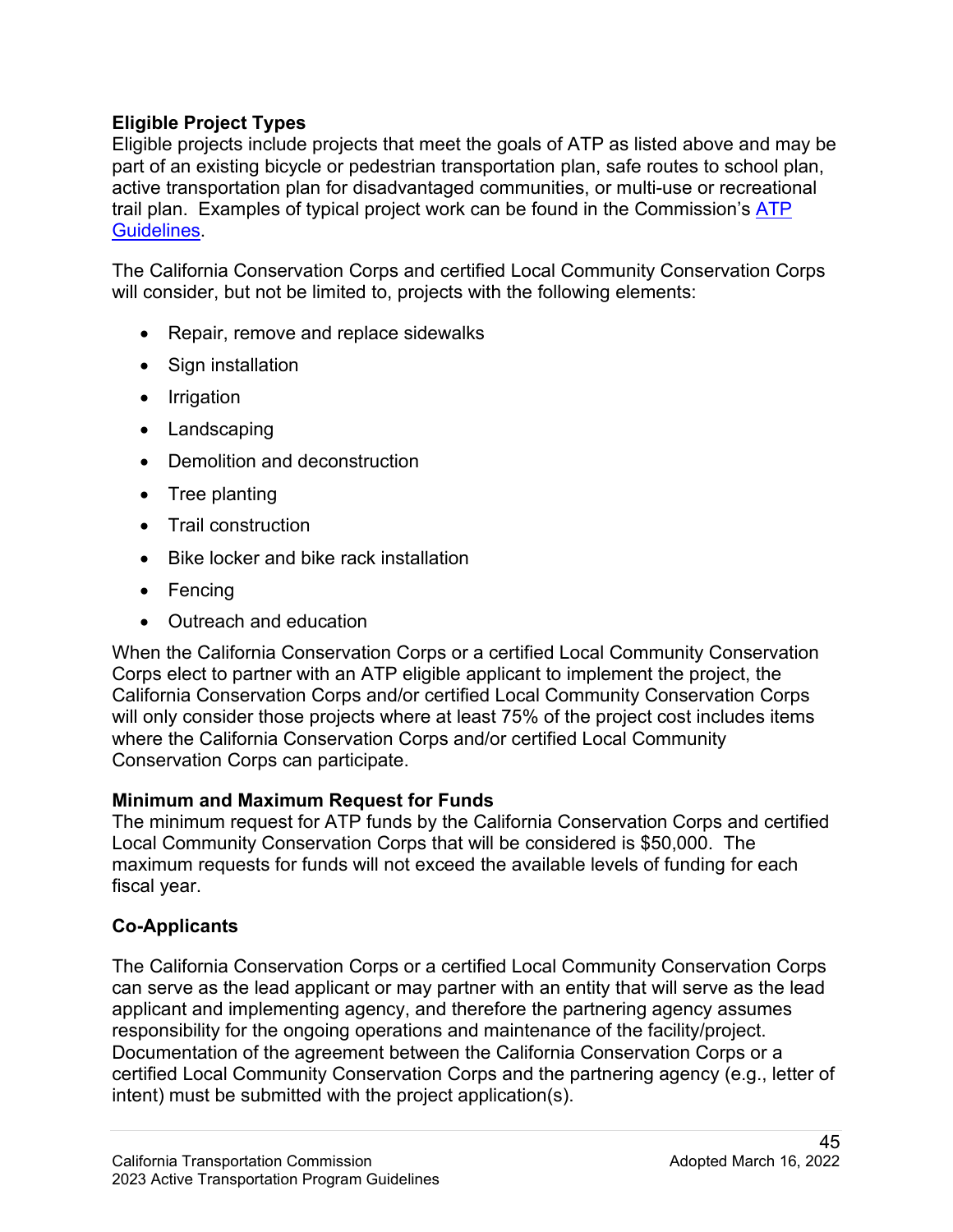### Eligible Project Types

Eligible projects include projects that meet the goals of ATP as listed above and may be part of an existing bicycle or pedestrian transportation plan, safe routes to school plan, active transportation plan for disadvantaged communities, or multi-use or recreational trail plan. Examples of typical project work can be found in the Commission's [ATP Guidelines](ATP Guidelines).

The California Conservation Corps and certified Local Community Conservation Corps will consider, but not be limited to, projects with the following elements:

- Repair, remove and replace sidewalks
- Sign installation
- Irrigation
- Landscaping
- Demolition and deconstruction
- Tree planting
- Trail construction
- Bike locker and bike rack installation
- Fencing
- Outreach and education

When the California Conservation Corps or a certified Local Community Conservation Corps elect to partner with an ATP eligible applicant to implement the project, the California Conservation Corps and/or certified Local Community Conservation Corps will only consider those projects where at least 75% of the project cost includes items where the California Conservation Corps and/or certified Local Community Conservation Corps can participate.

### Minimum and Maximum Request for Funds

The minimum request for ATP funds by the California Conservation Corps and certified Local Community Conservation Corps that will be considered is $50,000. The maximum requests for funds will not exceed the available levels of funding for each fiscal year.

### Co-Applicants

The California Conservation Corps or a certified Local Community Conservation Corps can serve as the lead applicant or may partner with an entity that will serve as the lead applicant and implementing agency, and therefore the partnering agency assumes responsibility for the ongoing operations and maintenance of the facility/project. Documentation of the agreement between the California Conservation Corps or a certified Local Community Conservation Corps and the partnering agency (e.g., letter of intent) must be submitted with the project application(s).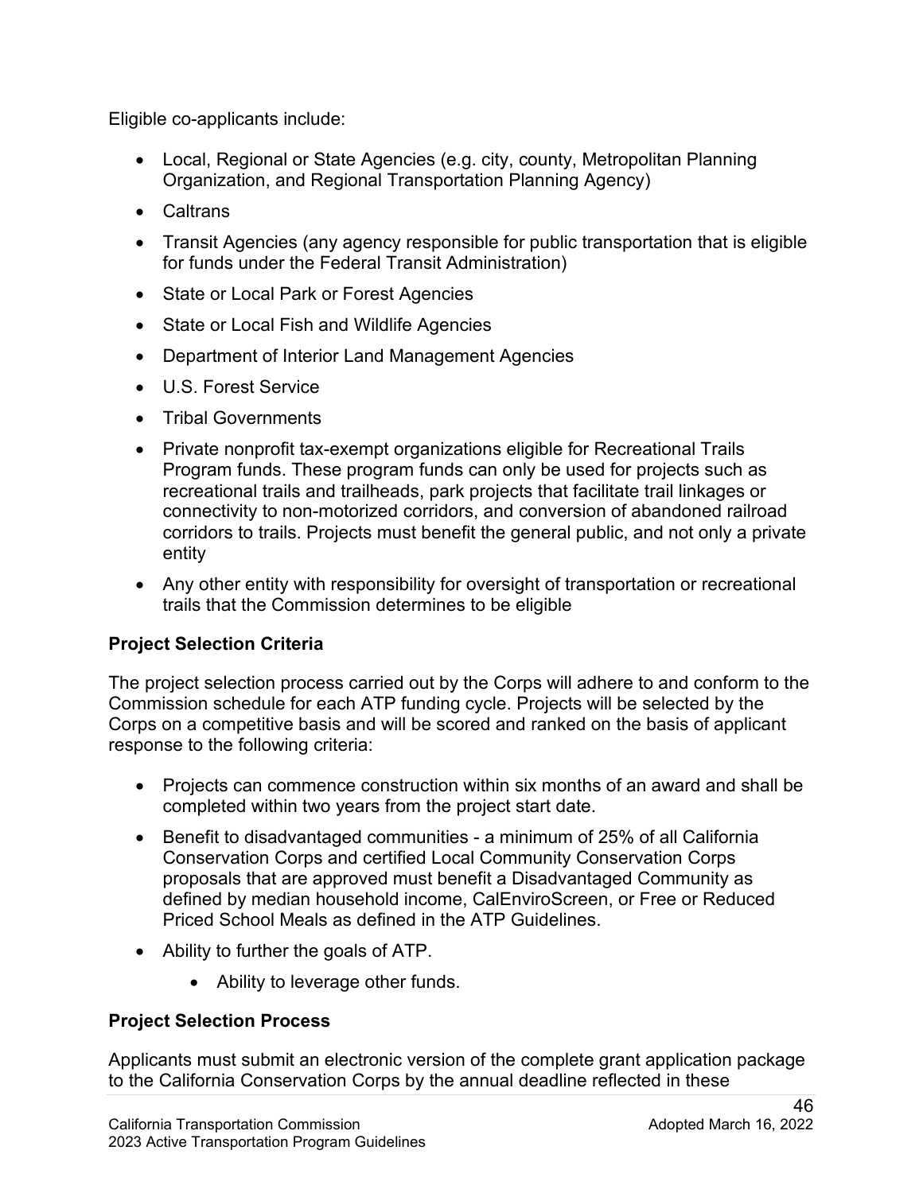Eligible co-applicants include:

- Local, Regional or State Agencies (e.g. city, county, Metropolitan Planning Organization, and Regional Transportation Planning Agency)
- Caltrans
- Transit Agencies (any agency responsible for public transportation that is eligible for funds under the Federal Transit Administration)
- State or Local Park or Forest Agencies
- State or Local Fish and Wildlife Agencies
- Department of Interior Land Management Agencies
- U.S. Forest Service
- Tribal Governments
- Private nonprofit tax-exempt organizations eligible for Recreational Trails Program funds. These program funds can only be used for projects such as recreational trails and trailheads, park projects that facilitate trail linkages or connectivity to non-motorized corridors, and conversion of abandoned railroad corridors to trails. Projects must benefit the general public, and not only a private entity
- Any other entity with responsibility for oversight of transportation or recreational trails that the Commission determines to be eligible

**Project Selection Criteria**

The project selection process carried out by the Corps will adhere to and conform to the Commission schedule for each ATP funding cycle. Projects will be selected by the Corps on a competitive basis and will be scored and ranked on the basis of applicant response to the following criteria:

- Projects can commence construction within six months of an award and shall be completed within two years from the project start date.
- Benefit to disadvantaged communities - a minimum of 25% of all California Conservation Corps and certified Local Community Conservation Corps proposals that are approved must benefit a Disadvantaged Community as defined by median household income, CalEnviroScreen, or Free or Reduced Priced School Meals as defined in the ATP Guidelines.
- Ability to further the goals of ATP.
    - Ability to leverage other funds.

**Project Selection Process**

Applicants must submit an electronic version of the complete grant application package to the California Conservation Corps by the annual deadline reflected in these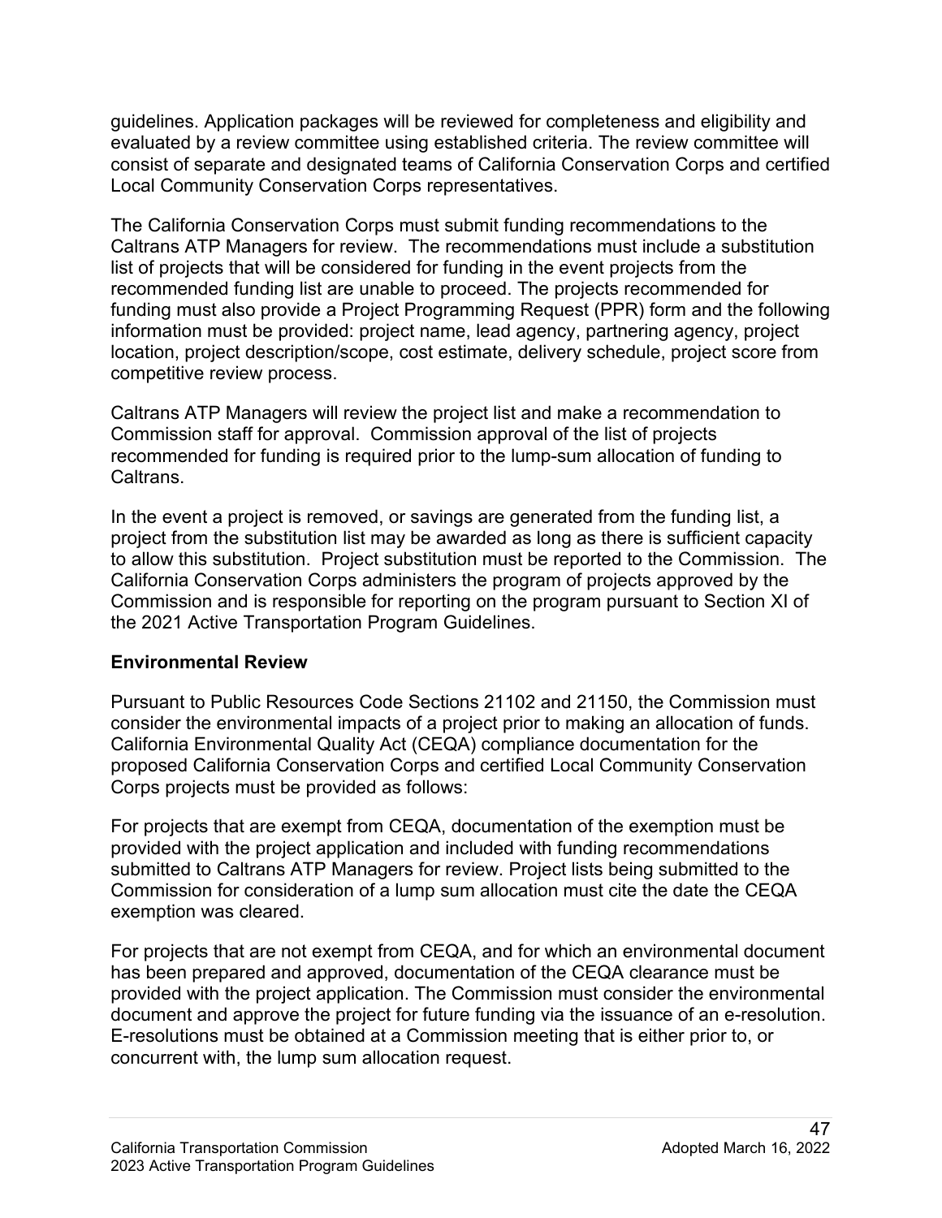guidelines. Application packages will be reviewed for completeness and eligibility and evaluated by a review committee using established criteria. The review committee will consist of separate and designated teams of California Conservation Corps and certified Local Community Conservation Corps representatives.

The California Conservation Corps must submit funding recommendations to the Caltrans ATP Managers for review. The recommendations must include a substitution list of projects that will be considered for funding in the event projects from the recommended funding list are unable to proceed. The projects recommended for funding must also provide a Project Programming Request (PPR) form and the following information must be provided: project name, lead agency, partnering agency, project location, project description/scope, cost estimate, delivery schedule, project score from competitive review process.

Caltrans ATP Managers will review the project list and make a recommendation to Commission staff for approval. Commission approval of the list of projects recommended for funding is required prior to the lump-sum allocation of funding to Caltrans.

In the event a project is removed, or savings are generated from the funding list, a project from the substitution list may be awarded as long as there is sufficient capacity to allow this substitution. Project substitution must be reported to the Commission. The California Conservation Corps administers the program of projects approved by the Commission and is responsible for reporting on the program pursuant to Section XI of the 2021 Active Transportation Program Guidelines.

**Environmental Review**

Pursuant to Public Resources Code Sections 21102 and 21150, the Commission must consider the environmental impacts of a project prior to making an allocation of funds. California Environmental Quality Act (CEQA) compliance documentation for the proposed California Conservation Corps and certified Local Community Conservation Corps projects must be provided as follows:

For projects that are exempt from CEQA, documentation of the exemption must be provided with the project application and included with funding recommendations submitted to Caltrans ATP Managers for review. Project lists being submitted to the Commission for consideration of a lump sum allocation must cite the date the CEQA exemption was cleared.

For projects that are not exempt from CEQA, and for which an environmental document has been prepared and approved, documentation of the CEQA clearance must be provided with the project application. The Commission must consider the environmental document and approve the project for future funding via the issuance of an e-resolution. E-resolutions must be obtained at a Commission meeting that is either prior to, or concurrent with, the lump sum allocation request.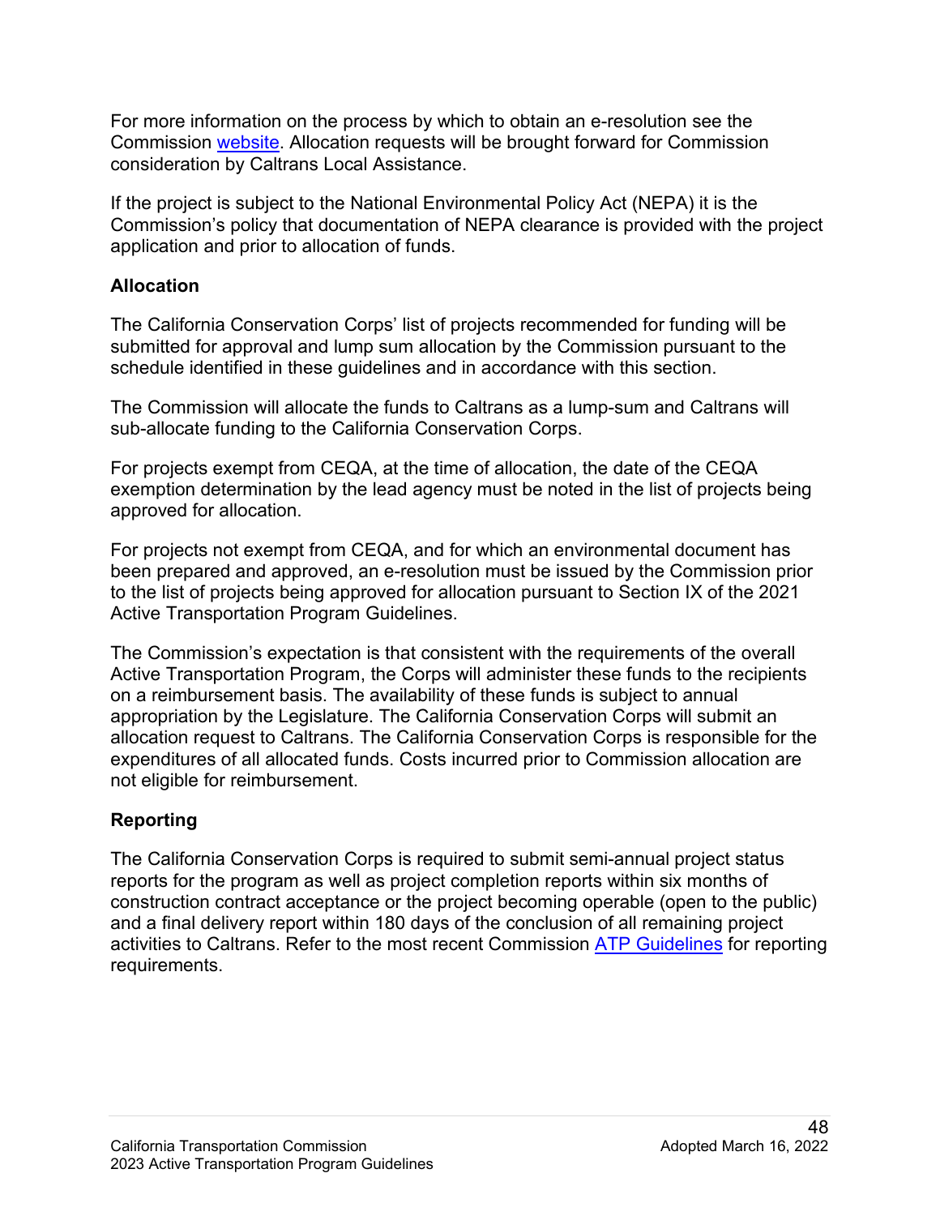For more information on the process by which to obtain an e-resolution see the Commission website. Allocation requests will be brought forward for Commission consideration by Caltrans Local Assistance.

If the project is subject to the National Environmental Policy Act (NEPA) it is the Commission's policy that documentation of NEPA clearance is provided with the project application and prior to allocation of funds.

**Allocation**

The California Conservation Corps' list of projects recommended for funding will be submitted for approval and lump sum allocation by the Commission pursuant to the schedule identified in these guidelines and in accordance with this section.

The Commission will allocate the funds to Caltrans as a lump-sum and Caltrans will sub-allocate funding to the California Conservation Corps.

For projects exempt from CEQA, at the time of allocation, the date of the CEQA exemption determination by the lead agency must be noted in the list of projects being approved for allocation.

For projects not exempt from CEQA, and for which an environmental document has been prepared and approved, an e-resolution must be issued by the Commission prior to the list of projects being approved for allocation pursuant to Section IX of the 2021 Active Transportation Program Guidelines.

The Commission's expectation is that consistent with the requirements of the overall Active Transportation Program, the Corps will administer these funds to the recipients on a reimbursement basis. The availability of these funds is subject to annual appropriation by the Legislature. The California Conservation Corps will submit an allocation request to Caltrans. The California Conservation Corps is responsible for the expenditures of all allocated funds. Costs incurred prior to Commission allocation are not eligible for reimbursement.

**Reporting**

The California Conservation Corps is required to submit semi-annual project status reports for the program as well as project completion reports within six months of construction contract acceptance or the project becoming operable (open to the public) and a final delivery report within 180 days of the conclusion of all remaining project activities to Caltrans. Refer to the most recent Commission ATP Guidelines for reporting requirements.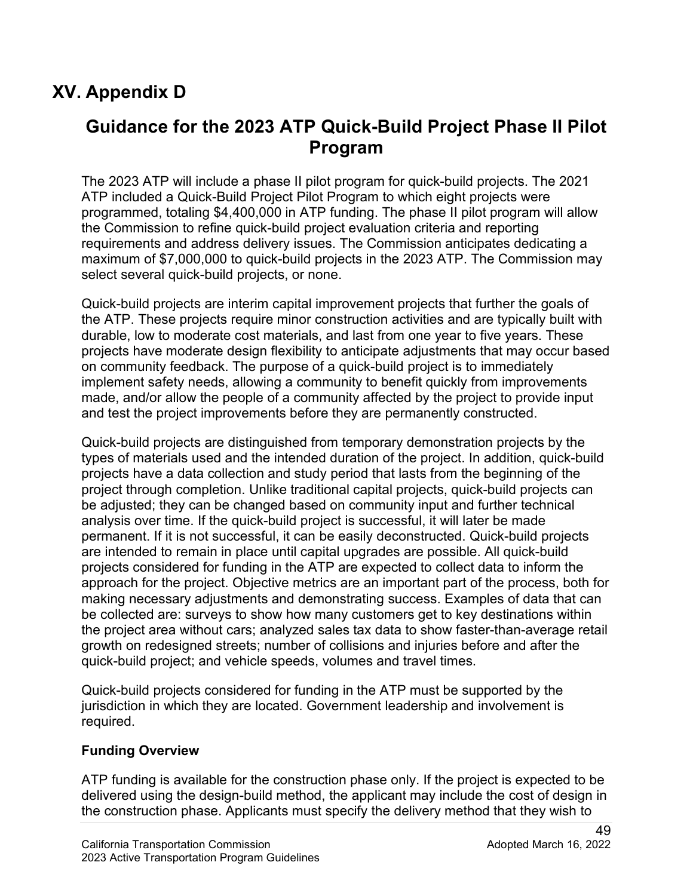# XV. Appendix D

## Guidance for the 2023 ATP Quick-Build Project Phase II Pilot Program

The 2023 ATP will include a phase II pilot program for quick-build projects. The 2021 ATP included a Quick-Build Project Pilot Program to which eight projects were programmed, totaling $4,400,000 in ATP funding. The phase II pilot program will allow the Commission to refine quick-build project evaluation criteria and reporting requirements and address delivery issues. The Commission anticipates dedicating a maximum of $7,000,000 to quick-build projects in the 2023 ATP. The Commission may select several quick-build projects, or none.

Quick-build projects are interim capital improvement projects that further the goals of the ATP. These projects require minor construction activities and are typically built with durable, low to moderate cost materials, and last from one year to five years. These projects have moderate design flexibility to anticipate adjustments that may occur based on community feedback. The purpose of a quick-build project is to immediately implement safety needs, allowing a community to benefit quickly from improvements made, and/or allow the people of a community affected by the project to provide input and test the project improvements before they are permanently constructed.

Quick-build projects are distinguished from temporary demonstration projects by the types of materials used and the intended duration of the project. In addition, quick-build projects have a data collection and study period that lasts from the beginning of the project through completion. Unlike traditional capital projects, quick-build projects can be adjusted; they can be changed based on community input and further technical analysis over time. If the quick-build project is successful, it will later be made permanent. If it is not successful, it can be easily deconstructed. Quick-build projects are intended to remain in place until capital upgrades are possible. All quick-build projects considered for funding in the ATP are expected to collect data to inform the approach for the project. Objective metrics are an important part of the process, both for making necessary adjustments and demonstrating success. Examples of data that can be collected are: surveys to show how many customers get to key destinations within the project area without cars; analyzed sales tax data to show faster-than-average retail growth on redesigned streets; number of collisions and injuries before and after the quick-build project; and vehicle speeds, volumes and travel times.

Quick-build projects considered for funding in the ATP must be supported by the jurisdiction in which they are located. Government leadership and involvement is required.

**Funding Overview**

ATP funding is available for the construction phase only. If the project is expected to be delivered using the design-build method, the applicant may include the cost of design in the construction phase. Applicants must specify the delivery method that they wish to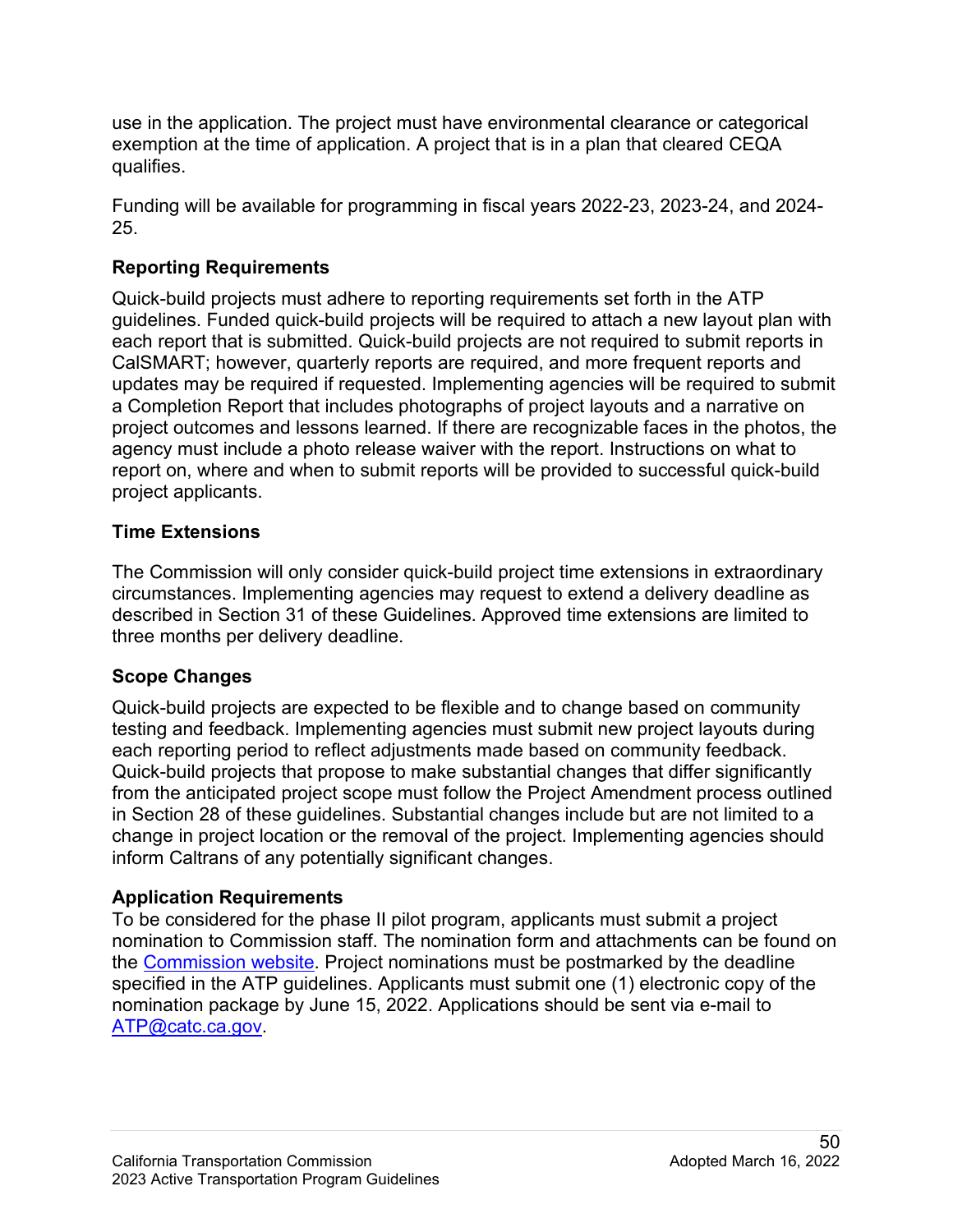use in the application. The project must have environmental clearance or categorical exemption at the time of application. A project that is in a plan that cleared CEQA qualifies.

Funding will be available for programming in fiscal years 2022-23, 2023-24, and 2024-25.

**Reporting Requirements**

Quick-build projects must adhere to reporting requirements set forth in the ATP guidelines. Funded quick-build projects will be required to attach a new layout plan with each report that is submitted. Quick-build projects are not required to submit reports in CalSMART; however, quarterly reports are required, and more frequent reports and updates may be required if requested. Implementing agencies will be required to submit a Completion Report that includes photographs of project layouts and a narrative on project outcomes and lessons learned. If there are recognizable faces in the photos, the agency must include a photo release waiver with the report. Instructions on what to report on, where and when to submit reports will be provided to successful quick-build project applicants.

**Time Extensions**

The Commission will only consider quick-build project time extensions in extraordinary circumstances. Implementing agencies may request to extend a delivery deadline as described in Section 31 of these Guidelines. Approved time extensions are limited to three months per delivery deadline.

**Scope Changes**

Quick-build projects are expected to be flexible and to change based on community testing and feedback. Implementing agencies must submit new project layouts during each reporting period to reflect adjustments made based on community feedback. Quick-build projects that propose to make substantial changes that differ significantly from the anticipated project scope must follow the Project Amendment process outlined in Section 28 of these guidelines. Substantial changes include but are not limited to a change in project location or the removal of the project. Implementing agencies should inform Caltrans of any potentially significant changes.

**Application Requirements**

To be considered for the phase II pilot program, applicants must submit a project nomination to Commission staff. The nomination form and attachments can be found on the [Commission website](). Project nominations must be postmarked by the deadline specified in the ATP guidelines. Applicants must submit one (1) electronic copy of the nomination package by June 15, 2022. Applications should be sent via e-mail to [ATP@catc.ca.gov](mailto:ATP@catc.ca.gov).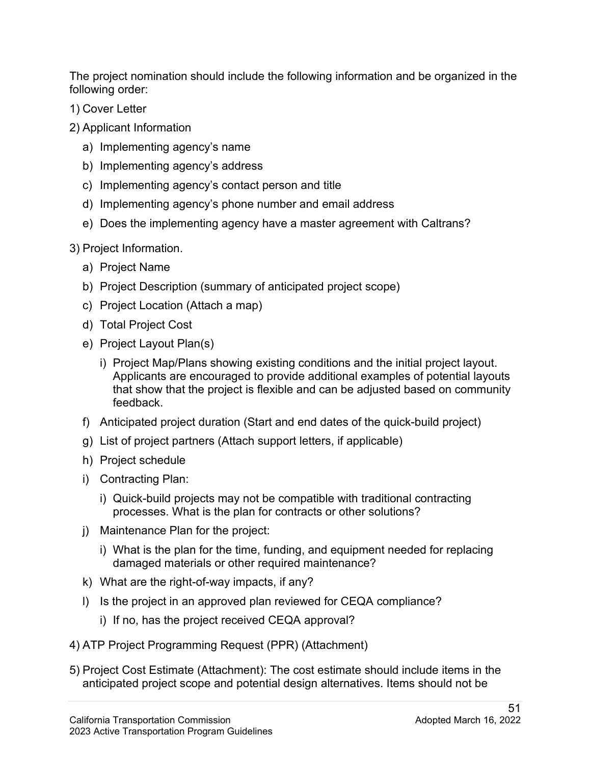The project nomination should include the following information and be organized in the following order:

1) Cover Letter
2) Applicant Information
   a) Implementing agency's name
   b) Implementing agency's address
   c) Implementing agency's contact person and title
   d) Implementing agency's phone number and email address
   e) Does the implementing agency have a master agreement with Caltrans?
3) Project Information.
   a) Project Name
   b) Project Description (summary of anticipated project scope)
   c) Project Location (Attach a map)
   d) Total Project Cost
   e) Project Layout Plan(s)
      i) Project Map/Plans showing existing conditions and the initial project layout. Applicants are encouraged to provide additional examples of potential layouts that show that the project is flexible and can be adjusted based on community feedback.
   f) Anticipated project duration (Start and end dates of the quick-build project)
   g) List of project partners (Attach support letters, if applicable)
   h) Project schedule
   i) Contracting Plan:
      i) Quick-build projects may not be compatible with traditional contracting processes. What is the plan for contracts or other solutions?
   j) Maintenance Plan for the project:
      i) What is the plan for the time, funding, and equipment needed for replacing damaged materials or other required maintenance?
   k) What are the right-of-way impacts, if any?
   l) Is the project in an approved plan reviewed for CEQA compliance?
      i) If no, has the project received CEQA approval?
4) ATP Project Programming Request (PPR) (Attachment)
5) Project Cost Estimate (Attachment): The cost estimate should include items in the anticipated project scope and potential design alternatives. Items should not be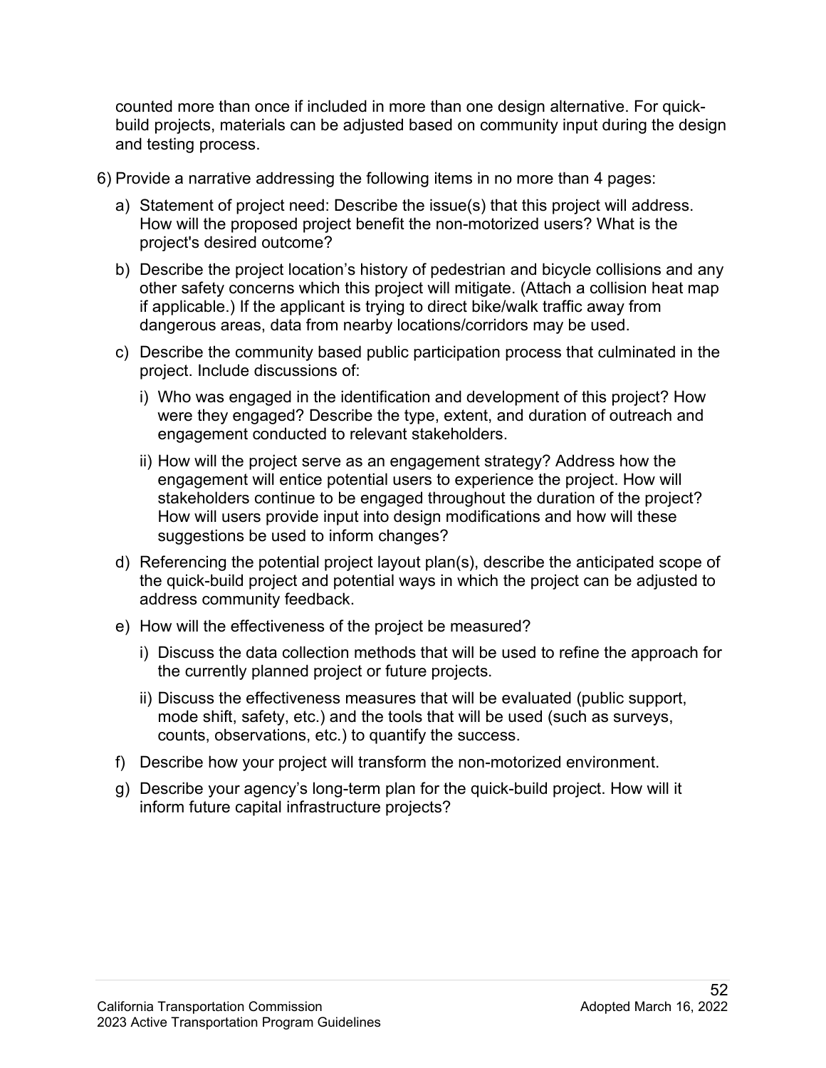counted more than once if included in more than one design alternative. For quick-build projects, materials can be adjusted based on community input during the design and testing process.

6) Provide a narrative addressing the following items in no more than 4 pages:

   a) Statement of project need: Describe the issue(s) that this project will address. How will the proposed project benefit the non-motorized users? What is the project's desired outcome?

   b) Describe the project location's history of pedestrian and bicycle collisions and any other safety concerns which this project will mitigate. (Attach a collision heat map if applicable.) If the applicant is trying to direct bike/walk traffic away from dangerous areas, data from nearby locations/corridors may be used.

   c) Describe the community based public participation process that culminated in the project. Include discussions of:

      i) Who was engaged in the identification and development of this project? How were they engaged? Describe the type, extent, and duration of outreach and engagement conducted to relevant stakeholders.

      ii) How will the project serve as an engagement strategy? Address how the engagement will entice potential users to experience the project. How will stakeholders continue to be engaged throughout the duration of the project? How will users provide input into design modifications and how will these suggestions be used to inform changes?

   d) Referencing the potential project layout plan(s), describe the anticipated scope of the quick-build project and potential ways in which the project can be adjusted to address community feedback.

   e) How will the effectiveness of the project be measured?

      i) Discuss the data collection methods that will be used to refine the approach for the currently planned project or future projects.

      ii) Discuss the effectiveness measures that will be evaluated (public support, mode shift, safety, etc.) and the tools that will be used (such as surveys, counts, observations, etc.) to quantify the success.

   f) Describe how your project will transform the non-motorized environment.

   g) Describe your agency's long-term plan for the quick-build project. How will it inform future capital infrastructure projects?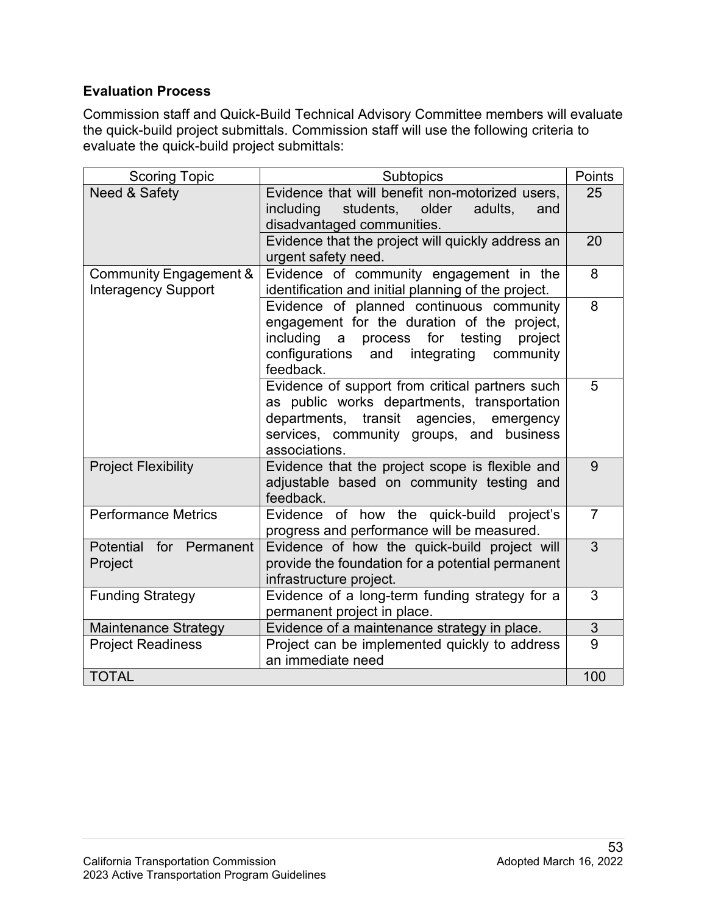**Evaluation Process**

Commission staff and Quick-Build Technical Advisory Committee members will evaluate the quick-build project submittals. Commission staff will use the following criteria to evaluate the quick-build project submittals:

| Scoring Topic | Subtopics | Points |
|---|---|---|
| Need & Safety | Evidence that will benefit non-motorized users, including students, older adults, and disadvantaged communities. | 25 |
| | Evidence that the project will quickly address an urgent safety need. | 20 |
| Community Engagement & Interagency Support | Evidence of community engagement in the identification and initial planning of the project. | 8 |
| | Evidence of planned continuous community engagement for the duration of the project, including a process for testing project configurations and integrating community feedback. | 8 |
| | Evidence of support from critical partners such as public works departments, transportation departments, transit agencies, emergency services, community groups, and business associations. | 5 |
| Project Flexibility | Evidence that the project scope is flexible and adjustable based on community testing and feedback. | 9 |
| Performance Metrics | Evidence of how the quick-build project's progress and performance will be measured. | 7 |
| Potential for Permanent Project | Evidence of how the quick-build project will provide the foundation for a potential permanent infrastructure project. | 3 |
| Funding Strategy | Evidence of a long-term funding strategy for a permanent project in place. | 3 |
| Maintenance Strategy | Evidence of a maintenance strategy in place. | 3 |
| Project Readiness | Project can be implemented quickly to address an immediate need | 9 |
| TOTAL | | 100 |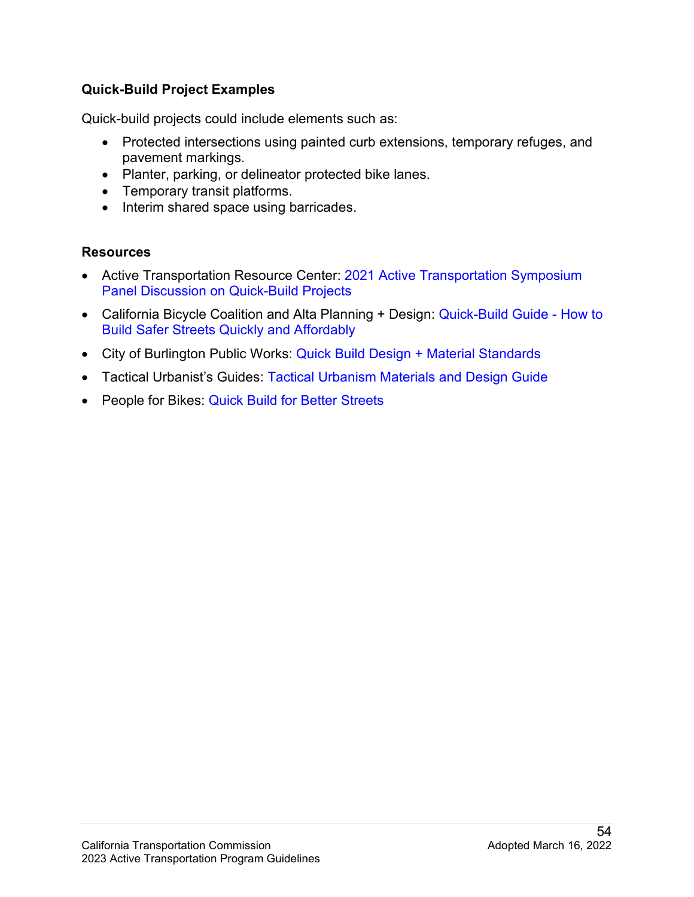### Quick-Build Project Examples

Quick-build projects could include elements such as:

- Protected intersections using painted curb extensions, temporary refuges, and pavement markings.
- Planter, parking, or delineator protected bike lanes.
- Temporary transit platforms.
- Interim shared space using barricades.

### Resources

- Active Transportation Resource Center: 2021 Active Transportation Symposium Panel Discussion on Quick-Build Projects
- California Bicycle Coalition and Alta Planning + Design: Quick-Build Guide - How to Build Safer Streets Quickly and Affordably
- City of Burlington Public Works: Quick Build Design + Material Standards
- Tactical Urbanist's Guides: Tactical Urbanism Materials and Design Guide
- People for Bikes: Quick Build for Better Streets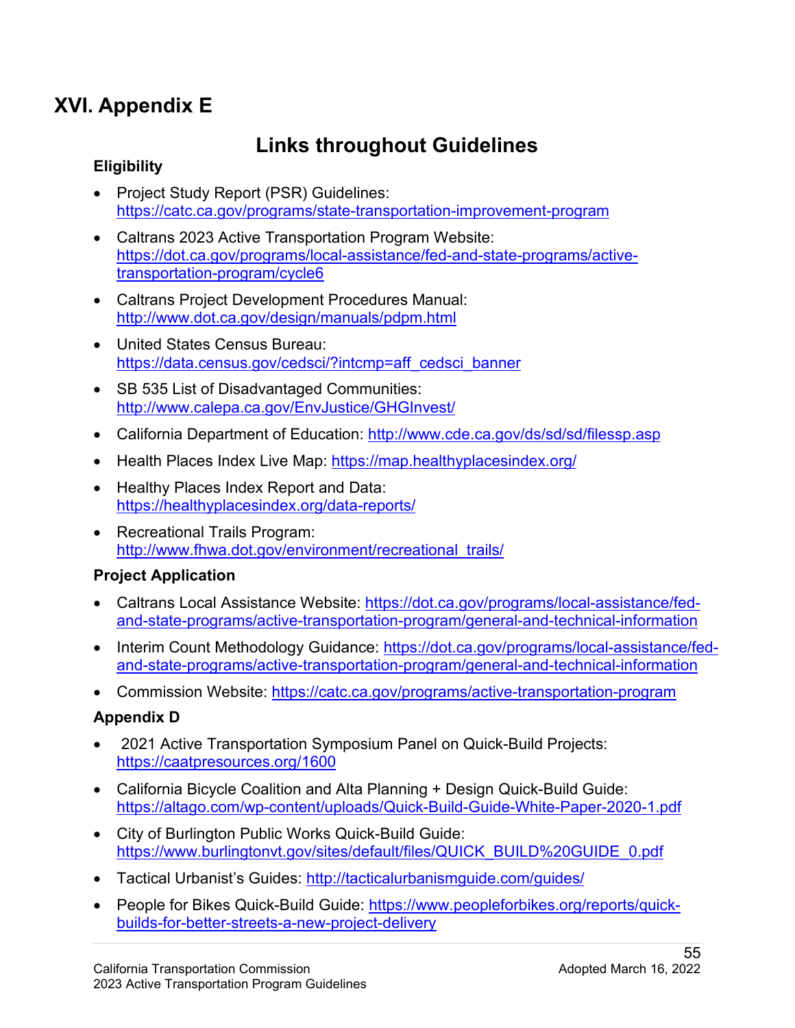# XVI. Appendix E

## Links throughout Guidelines

**Eligibility**

- Project Study Report (PSR) Guidelines: https://catc.ca.gov/programs/state-transportation-improvement-program
- Caltrans 2023 Active Transportation Program Website: https://dot.ca.gov/programs/local-assistance/fed-and-state-programs/active-transportation-program/cycle6
- Caltrans Project Development Procedures Manual: http://www.dot.ca.gov/design/manuals/pdpm.html
- United States Census Bureau: https://data.census.gov/cedsci/?intcmp=aff_cedsci_banner
- SB 535 List of Disadvantaged Communities: http://www.calepa.ca.gov/EnvJustice/GHGInvest/
- California Department of Education: http://www.cde.ca.gov/ds/sd/sd/filessp.asp
- Health Places Index Live Map: https://map.healthyplacesindex.org/
- Healthy Places Index Report and Data: https://healthyplacesindex.org/data-reports/
- Recreational Trails Program: http://www.fhwa.dot.gov/environment/recreational_trails/

**Project Application**

- Caltrans Local Assistance Website: https://dot.ca.gov/programs/local-assistance/fed-and-state-programs/active-transportation-program/general-and-technical-information
- Interim Count Methodology Guidance: https://dot.ca.gov/programs/local-assistance/fed-and-state-programs/active-transportation-program/general-and-technical-information
- Commission Website: https://catc.ca.gov/programs/active-transportation-program

**Appendix D**

- 2021 Active Transportation Symposium Panel on Quick-Build Projects: https://caatpresources.org/1600
- California Bicycle Coalition and Alta Planning + Design Quick-Build Guide: https://altago.com/wp-content/uploads/Quick-Build-Guide-White-Paper-2020-1.pdf
- City of Burlington Public Works Quick-Build Guide: https://www.burlingtonvt.gov/sites/default/files/QUICK_BUILD%20GUIDE_0.pdf
- Tactical Urbanist's Guides: http://tacticalurbanismguide.com/guides/
- People for Bikes Quick-Build Guide: https://www.peopleforbikes.org/reports/quick-builds-for-better-streets-a-new-project-delivery